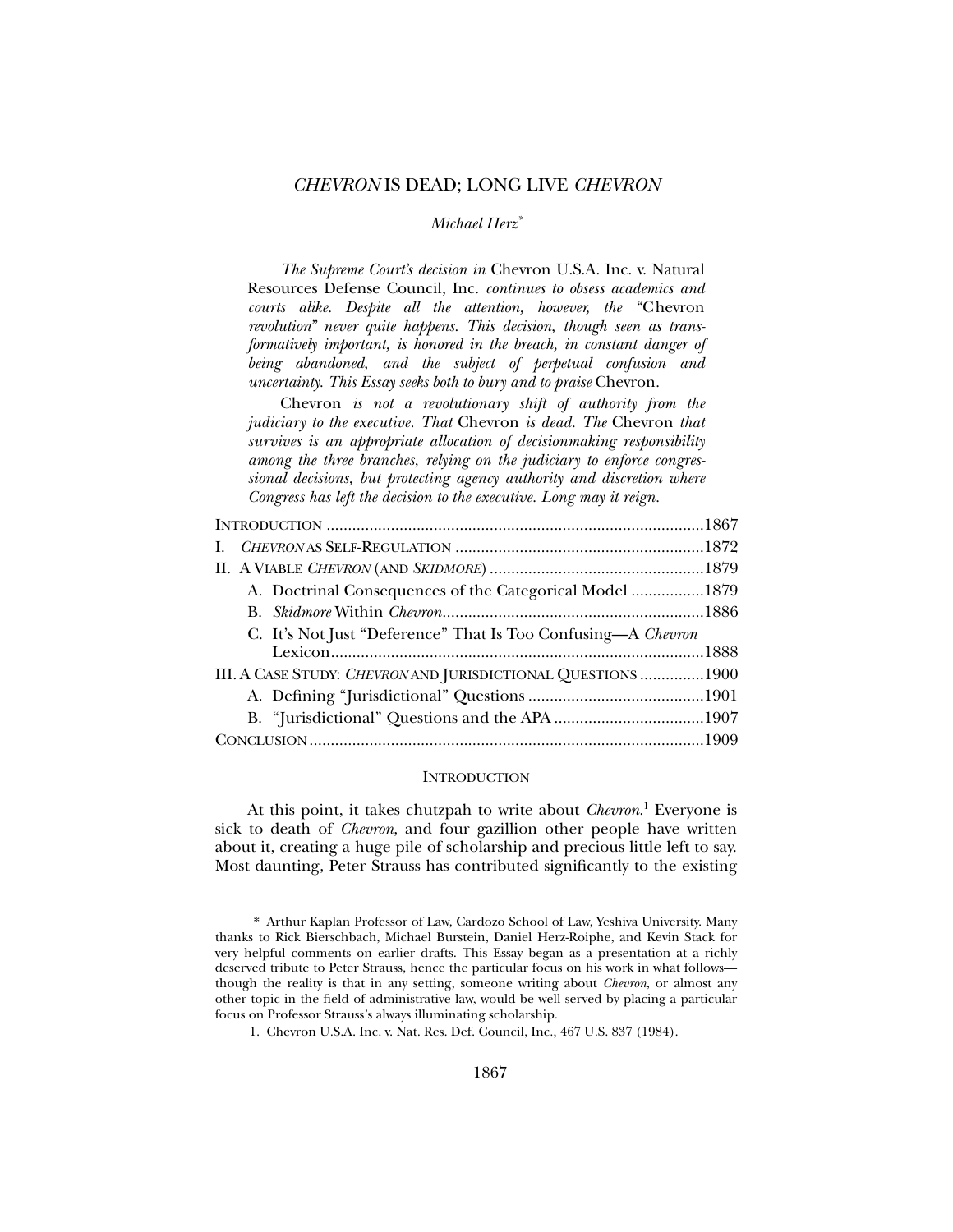# *CHEVRON* IS DEAD; LONG LIVE *CHEVRON*

*Michael Herz*[*]

*The Supreme Court's decision in* Chevron U.S.A. Inc. v. Natural Resources Defense Council, Inc. *continues to obsess academics and courts alike. Despite all the attention, however, the "*Chevron *revolution" never quite happens. This decision, though seen as transformatively important, is honored in the breach, in constant danger of being abandoned, and the subject of perpetual confusion and uncertainty. This Essay seeks both to bury and to praise* Chevron.

Chevron *is not a revolutionary shift of authority from the judiciary to the executive. That* Chevron *is dead. The* Chevron *that survives is an appropriate allocation of decisionmaking responsibility among the three branches, relying on the judiciary to enforce congressional decisions, but protecting agency authority and discretion where Congress has left the decision to the executive. Long may it reign.*

| | |
|---|---|
| INTRODUCTION | 1867 |
| I. *CHEVRON* AS SELF-REGULATION | 1872 |
| II. A VIABLE *CHEVRON* (AND *SKIDMORE*) | 1879 |
| A. Doctrinal Consequences of the Categorical Model | 1879 |
| B. *Skidmore* Within *Chevron* | 1886 |
| C. It's Not Just "Deference" That Is Too Confusing—A *Chevron* Lexicon | 1888 |
| III. A CASE STUDY: *CHEVRON* AND JURISDICTIONAL QUESTIONS | 1900 |
| A. Defining "Jurisdictional" Questions | 1901 |
| B. "Jurisdictional" Questions and the APA | 1907 |
| CONCLUSION | 1909 |

## INTRODUCTION

At this point, it takes chutzpah to write about *Chevron*.[1] Everyone is sick to death of *Chevron*, and four gazillion other people have written about it, creating a huge pile of scholarship and precious little left to say. Most daunting, Peter Strauss has contributed significantly to the existing

---

\* Arthur Kaplan Professor of Law, Cardozo School of Law, Yeshiva University. Many thanks to Rick Bierschbach, Michael Burstein, Daniel Herz-Roiphe, and Kevin Stack for very helpful comments on earlier drafts. This Essay began as a presentation at a richly deserved tribute to Peter Strauss, hence the particular focus on his work in what follows—though the reality is that in any setting, someone writing about *Chevron*, or almost any other topic in the field of administrative law, would be well served by placing a particular focus on Professor Strauss's always illuminating scholarship.

1. Chevron U.S.A. Inc. v. Nat. Res. Def. Council, Inc., 467 U.S. 837 (1984).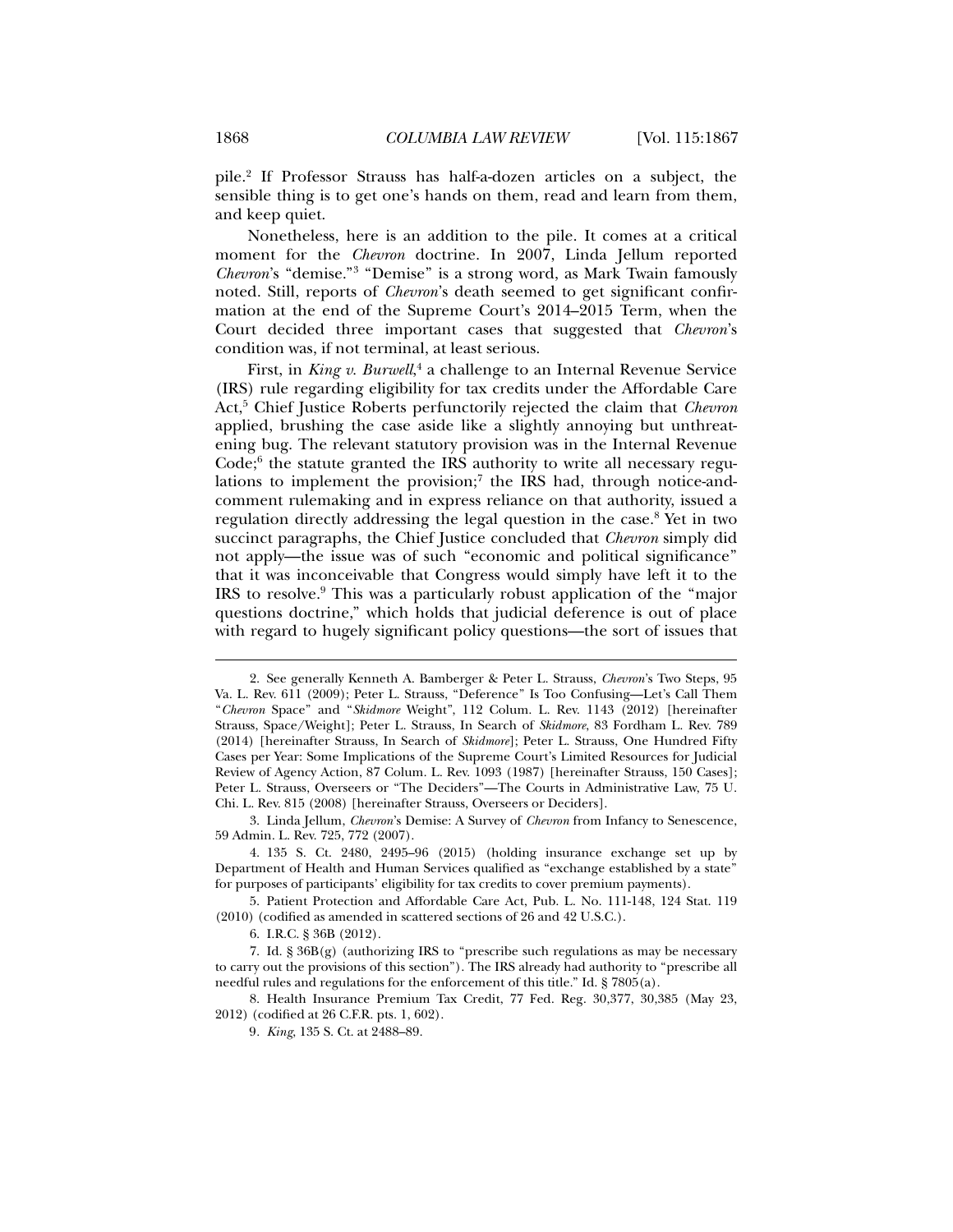pile.[2] If Professor Strauss has half-a-dozen articles on a subject, the sensible thing is to get one's hands on them, read and learn from them, and keep quiet.

Nonetheless, here is an addition to the pile. It comes at a critical moment for the *Chevron* doctrine. In 2007, Linda Jellum reported *Chevron*'s "demise."[3] "Demise" is a strong word, as Mark Twain famously noted. Still, reports of *Chevron*'s death seemed to get significant confirmation at the end of the Supreme Court's 2014–2015 Term, when the Court decided three important cases that suggested that *Chevron*'s condition was, if not terminal, at least serious.

First, in *King v. Burwell*,[4] a challenge to an Internal Revenue Service (IRS) rule regarding eligibility for tax credits under the Affordable Care Act,[5] Chief Justice Roberts perfunctorily rejected the claim that *Chevron* applied, brushing the case aside like a slightly annoying but unthreatening bug. The relevant statutory provision was in the Internal Revenue Code;[6] the statute granted the IRS authority to write all necessary regulations to implement the provision;[7] the IRS had, through notice-and-comment rulemaking and in express reliance on that authority, issued a regulation directly addressing the legal question in the case.[8] Yet in two succinct paragraphs, the Chief Justice concluded that *Chevron* simply did not apply—the issue was of such "economic and political significance" that it was inconceivable that Congress would simply have left it to the IRS to resolve.[9] This was a particularly robust application of the "major questions doctrine," which holds that judicial deference is out of place with regard to hugely significant policy questions—the sort of issues that

---

2. See generally Kenneth A. Bamberger & Peter L. Strauss, *Chevron*'s Two Steps, 95 Va. L. Rev. 611 (2009); Peter L. Strauss, "Deference" Is Too Confusing—Let's Call Them "*Chevron* Space" and "*Skidmore* Weight", 112 Colum. L. Rev. 1143 (2012) [hereinafter Strauss, Space/Weight]; Peter L. Strauss, In Search of *Skidmore*, 83 Fordham L. Rev. 789 (2014) [hereinafter Strauss, In Search of *Skidmore*]; Peter L. Strauss, One Hundred Fifty Cases per Year: Some Implications of the Supreme Court's Limited Resources for Judicial Review of Agency Action, 87 Colum. L. Rev. 1093 (1987) [hereinafter Strauss, 150 Cases]; Peter L. Strauss, Overseers or "The Deciders"—The Courts in Administrative Law, 75 U. Chi. L. Rev. 815 (2008) [hereinafter Strauss, Overseers or Deciders].

3. Linda Jellum, *Chevron*'s Demise: A Survey of *Chevron* from Infancy to Senescence, 59 Admin. L. Rev. 725, 772 (2007).

4. 135 S. Ct. 2480, 2495–96 (2015) (holding insurance exchange set up by Department of Health and Human Services qualified as "exchange established by a state" for purposes of participants' eligibility for tax credits to cover premium payments).

5. Patient Protection and Affordable Care Act, Pub. L. No. 111-148, 124 Stat. 119 (2010) (codified as amended in scattered sections of 26 and 42 U.S.C.).

6. I.R.C. § 36B (2012).

7. Id. § 36B(g) (authorizing IRS to "prescribe such regulations as may be necessary to carry out the provisions of this section"). The IRS already had authority to "prescribe all needful rules and regulations for the enforcement of this title." Id. § 7805(a).

8. Health Insurance Premium Tax Credit, 77 Fed. Reg. 30,377, 30,385 (May 23, 2012) (codified at 26 C.F.R. pts. 1, 602).

9. *King*, 135 S. Ct. at 2488–89.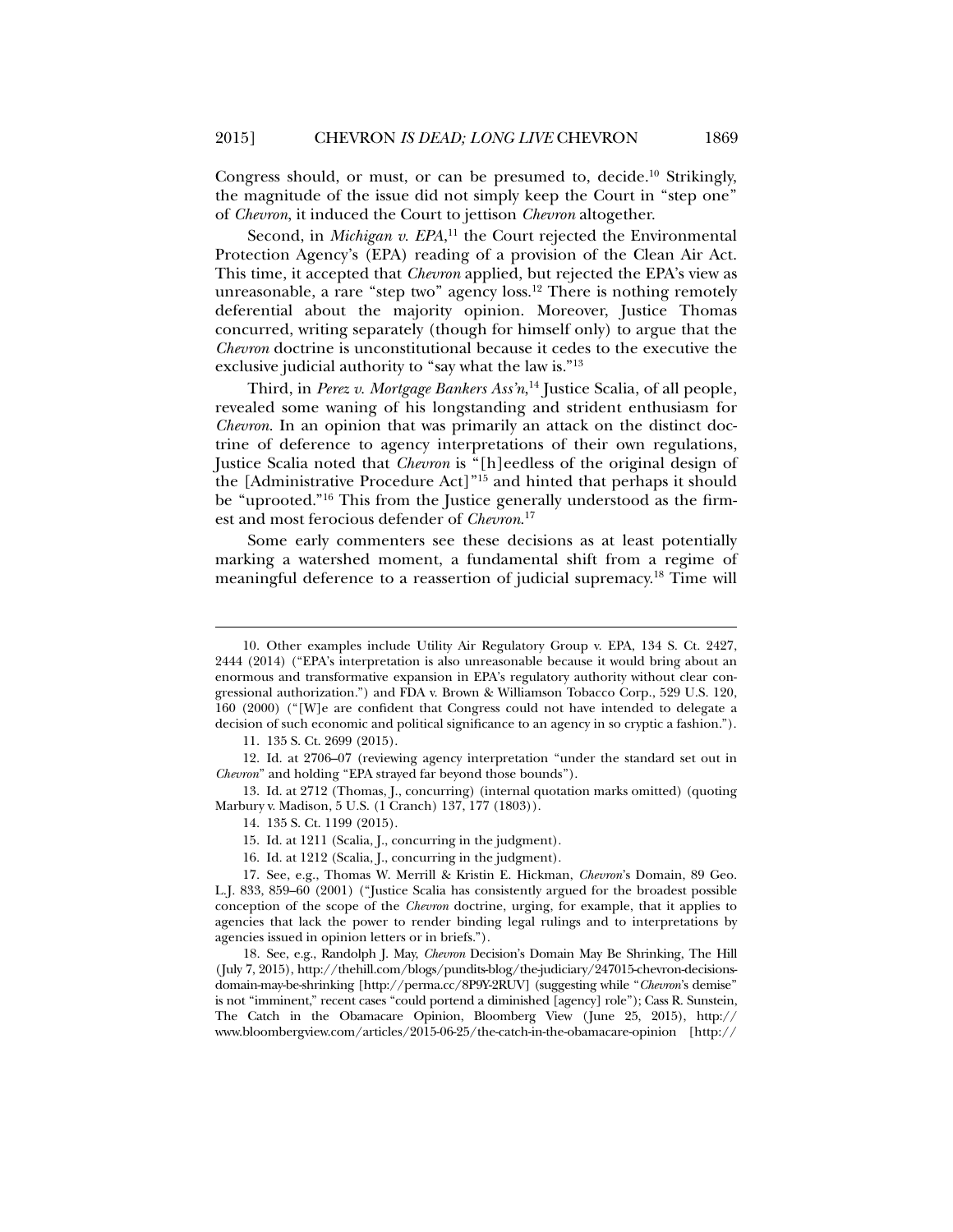Congress should, or must, or can be presumed to, decide.[10] Strikingly, the magnitude of the issue did not simply keep the Court in "step one" of *Chevron*, it induced the Court to jettison *Chevron* altogether.

Second, in *Michigan v. EPA*,[11] the Court rejected the Environmental Protection Agency's (EPA) reading of a provision of the Clean Air Act. This time, it accepted that *Chevron* applied, but rejected the EPA's view as unreasonable, a rare "step two" agency loss.[12] There is nothing remotely deferential about the majority opinion. Moreover, Justice Thomas concurred, writing separately (though for himself only) to argue that the *Chevron* doctrine is unconstitutional because it cedes to the executive the exclusive judicial authority to "say what the law is."[13]

Third, in *Perez v. Mortgage Bankers Ass'n*,[14] Justice Scalia, of all people, revealed some waning of his longstanding and strident enthusiasm for *Chevron*. In an opinion that was primarily an attack on the distinct doctrine of deference to agency interpretations of their own regulations, Justice Scalia noted that *Chevron* is "[h]eedless of the original design of the [Administrative Procedure Act]"[15] and hinted that perhaps it should be "uprooted."[16] This from the Justice generally understood as the firmest and most ferocious defender of *Chevron*.[17]

Some early commenters see these decisions as at least potentially marking a watershed moment, a fundamental shift from a regime of meaningful deference to a reassertion of judicial supremacy.[18] Time will

---

10. Other examples include Utility Air Regulatory Group v. EPA, 134 S. Ct. 2427, 2444 (2014) ("EPA's interpretation is also unreasonable because it would bring about an enormous and transformative expansion in EPA's regulatory authority without clear congressional authorization.") and FDA v. Brown & Williamson Tobacco Corp., 529 U.S. 120, 160 (2000) ("[W]e are confident that Congress could not have intended to delegate a decision of such economic and political significance to an agency in so cryptic a fashion.").

11. 135 S. Ct. 2699 (2015).

12. Id. at 2706–07 (reviewing agency interpretation "under the standard set out in *Chevron*" and holding "EPA strayed far beyond those bounds").

13. Id. at 2712 (Thomas, J., concurring) (internal quotation marks omitted) (quoting Marbury v. Madison, 5 U.S. (1 Cranch) 137, 177 (1803)).

14. 135 S. Ct. 1199 (2015).

15. Id. at 1211 (Scalia, J., concurring in the judgment).

16. Id. at 1212 (Scalia, J., concurring in the judgment).

17. See, e.g., Thomas W. Merrill & Kristin E. Hickman, *Chevron*'s Domain, 89 Geo. L.J. 833, 859–60 (2001) ("Justice Scalia has consistently argued for the broadest possible conception of the scope of the *Chevron* doctrine, urging, for example, that it applies to agencies that lack the power to render binding legal rulings and to interpretations by agencies issued in opinion letters or in briefs.").

18. See, e.g., Randolph J. May, *Chevron* Decision's Domain May Be Shrinking, The Hill (July 7, 2015), http://thehill.com/blogs/pundits-blog/the-judiciary/247015-chevron-decisions-domain-may-be-shrinking [http://perma.cc/8P9Y-2RUV] (suggesting while "*Chevron*'s demise" is not "imminent," recent cases "could portend a diminished [agency] role"); Cass R. Sunstein, The Catch in the Obamacare Opinion, Bloomberg View (June 25, 2015), http://www.bloombergview.com/articles/2015-06-25/the-catch-in-the-obamacare-opinion [http://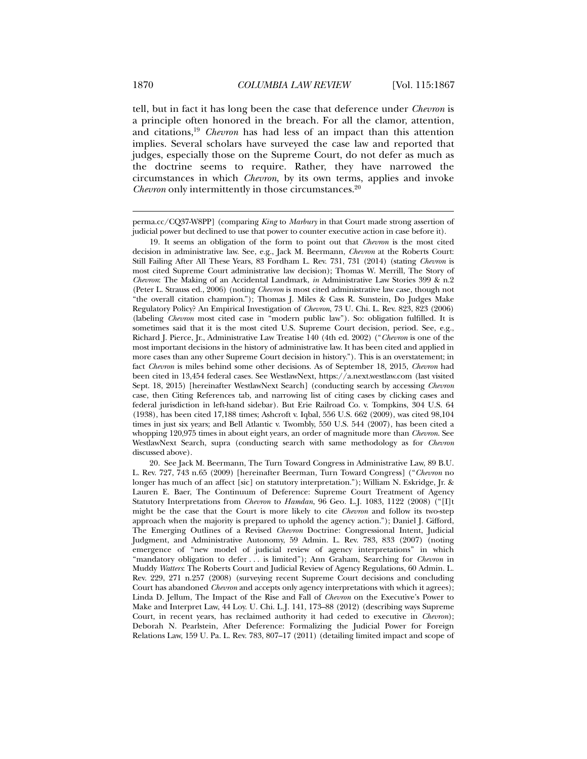tell, but in fact it has long been the case that deference under *Chevron* is a principle often honored in the breach. For all the clamor, attention, and citations,[19] *Chevron* has had less of an impact than this attention implies. Several scholars have surveyed the case law and reported that judges, especially those on the Supreme Court, do not defer as much as the doctrine seems to require. Rather, they have narrowed the circumstances in which *Chevron*, by its own terms, applies and invoke *Chevron* only intermittently in those circumstances.[20]

---

perma.cc/CQ37-W8PP] (comparing *King* to *Marbury* in that Court made strong assertion of judicial power but declined to use that power to counter executive action in case before it).

19. It seems an obligation of the form to point out that *Chevron* is the most cited decision in administrative law. See, e.g., Jack M. Beermann, *Chevron* at the Roberts Court: Still Failing After All These Years, 83 Fordham L. Rev. 731, 731 (2014) (stating *Chevron* is most cited Supreme Court administrative law decision); Thomas W. Merrill, The Story of *Chevron*: The Making of an Accidental Landmark, *in* Administrative Law Stories 399 & n.2 (Peter L. Strauss ed., 2006) (noting *Chevron* is most cited administrative law case, though not "the overall citation champion."); Thomas J. Miles & Cass R. Sunstein, Do Judges Make Regulatory Policy? An Empirical Investigation of *Chevron*, 73 U. Chi. L. Rev. 823, 823 (2006) (labeling *Chevron* most cited case in "modern public law"). So: obligation fulfilled. It is sometimes said that it is the most cited U.S. Supreme Court decision, period. See, e.g., Richard J. Pierce, Jr., Administrative Law Treatise 140 (4th ed. 2002) ("*Chevron* is one of the most important decisions in the history of administrative law. It has been cited and applied in more cases than any other Supreme Court decision in history."). This is an overstatement; in fact *Chevron* is miles behind some other decisions. As of September 18, 2015, *Chevron* had been cited in 13,454 federal cases. See WestlawNext, https://a.next.westlaw.com (last visited Sept. 18, 2015) [hereinafter WestlawNext Search] (conducting search by accessing *Chevron* case, then Citing References tab, and narrowing list of citing cases by clicking cases and federal jurisdiction in left-hand sidebar). But Erie Railroad Co. v. Tompkins, 304 U.S. 64 (1938), has been cited 17,188 times; Ashcroft v. Iqbal, 556 U.S. 662 (2009), was cited 98,104 times in just six years; and Bell Atlantic v. Twombly, 550 U.S. 544 (2007), has been cited a whopping 120,975 times in about eight years, an order of magnitude more than *Chevron*. See WestlawNext Search, supra (conducting search with same methodology as for *Chevron* discussed above).

20. See Jack M. Beermann, The Turn Toward Congress in Administrative Law, 89 B.U. L. Rev. 727, 743 n.65 (2009) [hereinafter Beerman, Turn Toward Congress] ("*Chevron* no longer has much of an affect [sic] on statutory interpretation."); William N. Eskridge, Jr. & Lauren E. Baer, The Continuum of Deference: Supreme Court Treatment of Agency Statutory Interpretations from *Chevron* to *Hamdan*, 96 Geo. L.J. 1083, 1122 (2008) ("[I]t might be the case that the Court is more likely to cite *Chevron* and follow its two-step approach when the majority is prepared to uphold the agency action."); Daniel J. Gifford, The Emerging Outlines of a Revised *Chevron* Doctrine: Congressional Intent, Judicial Judgment, and Administrative Autonomy, 59 Admin. L. Rev. 783, 833 (2007) (noting emergence of "new model of judicial review of agency interpretations" in which "mandatory obligation to defer . . . is limited"); Ann Graham, Searching for *Chevron* in Muddy *Watters*: The Roberts Court and Judicial Review of Agency Regulations, 60 Admin. L. Rev. 229, 271 n.257 (2008) (surveying recent Supreme Court decisions and concluding Court has abandoned *Chevron* and accepts only agency interpretations with which it agrees); Linda D. Jellum, The Impact of the Rise and Fall of *Chevron* on the Executive's Power to Make and Interpret Law, 44 Loy. U. Chi. L.J. 141, 173–88 (2012) (describing ways Supreme Court, in recent years, has reclaimed authority it had ceded to executive in *Chevron*); Deborah N. Pearlstein, After Deference: Formalizing the Judicial Power for Foreign Relations Law, 159 U. Pa. L. Rev. 783, 807–17 (2011) (detailing limited impact and scope of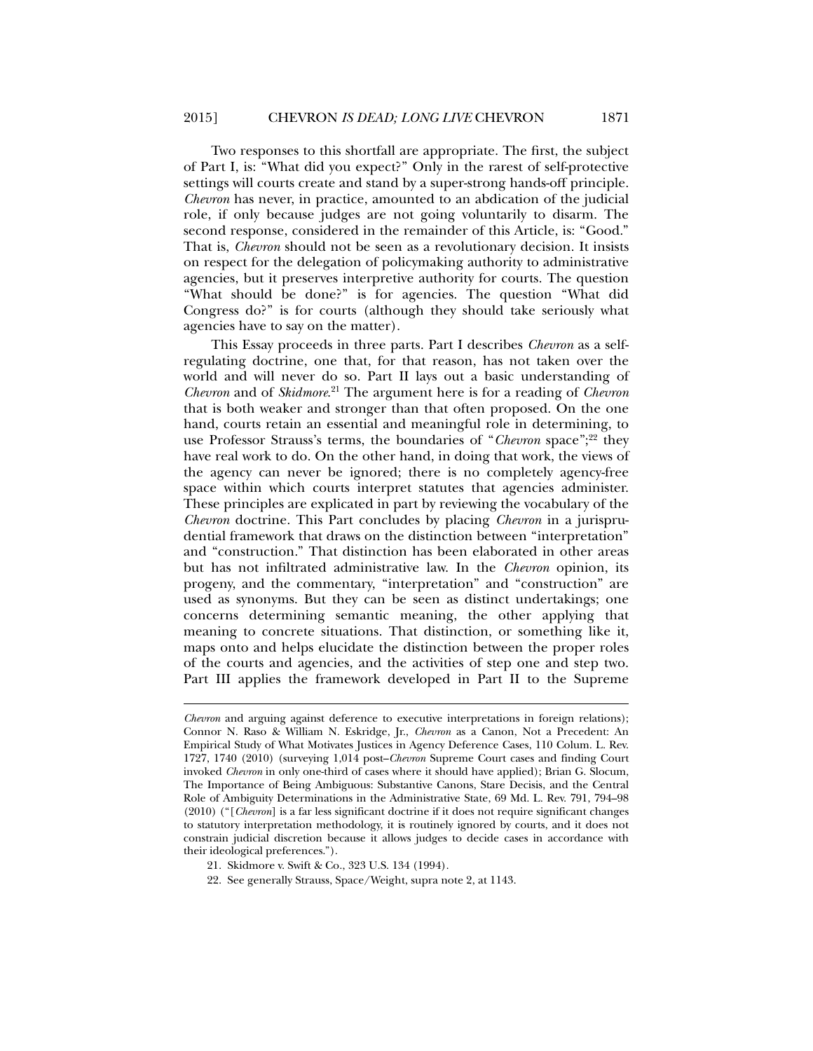Two responses to this shortfall are appropriate. The first, the subject of Part I, is: "What did you expect?" Only in the rarest of self-protective settings will courts create and stand by a super-strong hands-off principle. *Chevron* has never, in practice, amounted to an abdication of the judicial role, if only because judges are not going voluntarily to disarm. The second response, considered in the remainder of this Article, is: "Good." That is, *Chevron* should not be seen as a revolutionary decision. It insists on respect for the delegation of policymaking authority to administrative agencies, but it preserves interpretive authority for courts. The question "What should be done?" is for agencies. The question "What did Congress do?" is for courts (although they should take seriously what agencies have to say on the matter).

This Essay proceeds in three parts. Part I describes *Chevron* as a self-regulating doctrine, one that, for that reason, has not taken over the world and will never do so. Part II lays out a basic understanding of *Chevron* and of *Skidmore*.[21] The argument here is for a reading of *Chevron* that is both weaker and stronger than that often proposed. On the one hand, courts retain an essential and meaningful role in determining, to use Professor Strauss's terms, the boundaries of "*Chevron* space";[22] they have real work to do. On the other hand, in doing that work, the views of the agency can never be ignored; there is no completely agency-free space within which courts interpret statutes that agencies administer. These principles are explicated in part by reviewing the vocabulary of the *Chevron* doctrine. This Part concludes by placing *Chevron* in a jurisprudential framework that draws on the distinction between "interpretation" and "construction." That distinction has been elaborated in other areas but has not infiltrated administrative law. In the *Chevron* opinion, its progeny, and the commentary, "interpretation" and "construction" are used as synonyms. But they can be seen as distinct undertakings; one concerns determining semantic meaning, the other applying that meaning to concrete situations. That distinction, or something like it, maps onto and helps elucidate the distinction between the proper roles of the courts and agencies, and the activities of step one and step two. Part III applies the framework developed in Part II to the Supreme

---

*Chevron* and arguing against deference to executive interpretations in foreign relations); Connor N. Raso & William N. Eskridge, Jr., *Chevron* as a Canon, Not a Precedent: An Empirical Study of What Motivates Justices in Agency Deference Cases, 110 Colum. L. Rev. 1727, 1740 (2010) (surveying 1,014 post–*Chevron* Supreme Court cases and finding Court invoked *Chevron* in only one-third of cases where it should have applied); Brian G. Slocum, The Importance of Being Ambiguous: Substantive Canons, Stare Decisis, and the Central Role of Ambiguity Determinations in the Administrative State, 69 Md. L. Rev. 791, 794–98 (2010) ("[*Chevron*] is a far less significant doctrine if it does not require significant changes to statutory interpretation methodology, it is routinely ignored by courts, and it does not constrain judicial discretion because it allows judges to decide cases in accordance with their ideological preferences.").

21. Skidmore v. Swift & Co., 323 U.S. 134 (1994).

22. See generally Strauss, Space/Weight, supra note 2, at 1143.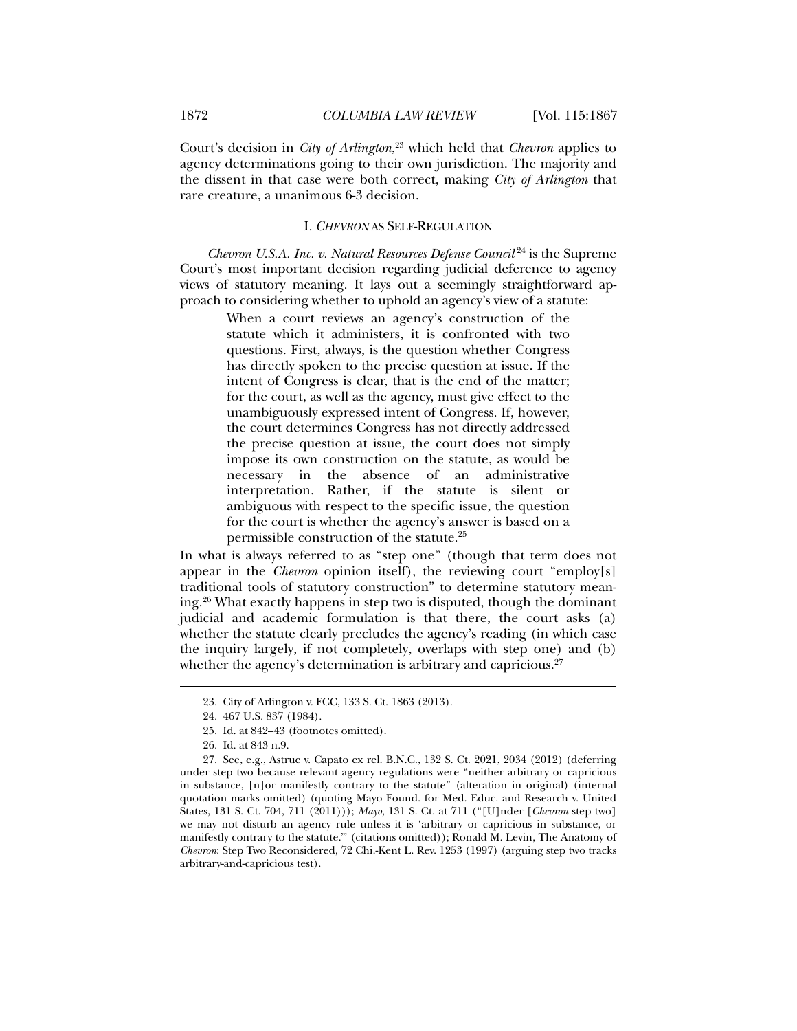Court's decision in *City of Arlington*,[23] which held that *Chevron* applies to agency determinations going to their own jurisdiction. The majority and the dissent in that case were both correct, making *City of Arlington* that rare creature, a unanimous 6-3 decision.

## I. *CHEVRON* AS SELF-REGULATION

*Chevron U.S.A. Inc. v. Natural Resources Defense Council*[24] is the Supreme Court's most important decision regarding judicial deference to agency views of statutory meaning. It lays out a seemingly straightforward approach to considering whether to uphold an agency's view of a statute:

> When a court reviews an agency's construction of the statute which it administers, it is confronted with two questions. First, always, is the question whether Congress has directly spoken to the precise question at issue. If the intent of Congress is clear, that is the end of the matter; for the court, as well as the agency, must give effect to the unambiguously expressed intent of Congress. If, however, the court determines Congress has not directly addressed the precise question at issue, the court does not simply impose its own construction on the statute, as would be necessary in the absence of an administrative interpretation. Rather, if the statute is silent or ambiguous with respect to the specific issue, the question for the court is whether the agency's answer is based on a permissible construction of the statute.[25]

In what is always referred to as "step one" (though that term does not appear in the *Chevron* opinion itself), the reviewing court "employ[s] traditional tools of statutory construction" to determine statutory meaning.[26] What exactly happens in step two is disputed, though the dominant judicial and academic formulation is that there, the court asks (a) whether the statute clearly precludes the agency's reading (in which case the inquiry largely, if not completely, overlaps with step one) and (b) whether the agency's determination is arbitrary and capricious.[27]

---

23. City of Arlington v. FCC, 133 S. Ct. 1863 (2013).

24. 467 U.S. 837 (1984).

25. Id. at 842–43 (footnotes omitted).

26. Id. at 843 n.9.

27. See, e.g., Astrue v. Capato ex rel. B.N.C., 132 S. Ct. 2021, 2034 (2012) (deferring under step two because relevant agency regulations were "neither arbitrary or capricious in substance, [n]or manifestly contrary to the statute" (alteration in original) (internal quotation marks omitted) (quoting Mayo Found. for Med. Educ. and Research v. United States, 131 S. Ct. 704, 711 (2011))); *Mayo*, 131 S. Ct. at 711 ("[U]nder [*Chevron* step two] we may not disturb an agency rule unless it is 'arbitrary or capricious in substance, or manifestly contrary to the statute.'" (citations omitted)); Ronald M. Levin, The Anatomy of *Chevron*: Step Two Reconsidered, 72 Chi.-Kent L. Rev. 1253 (1997) (arguing step two tracks arbitrary-and-capricious test).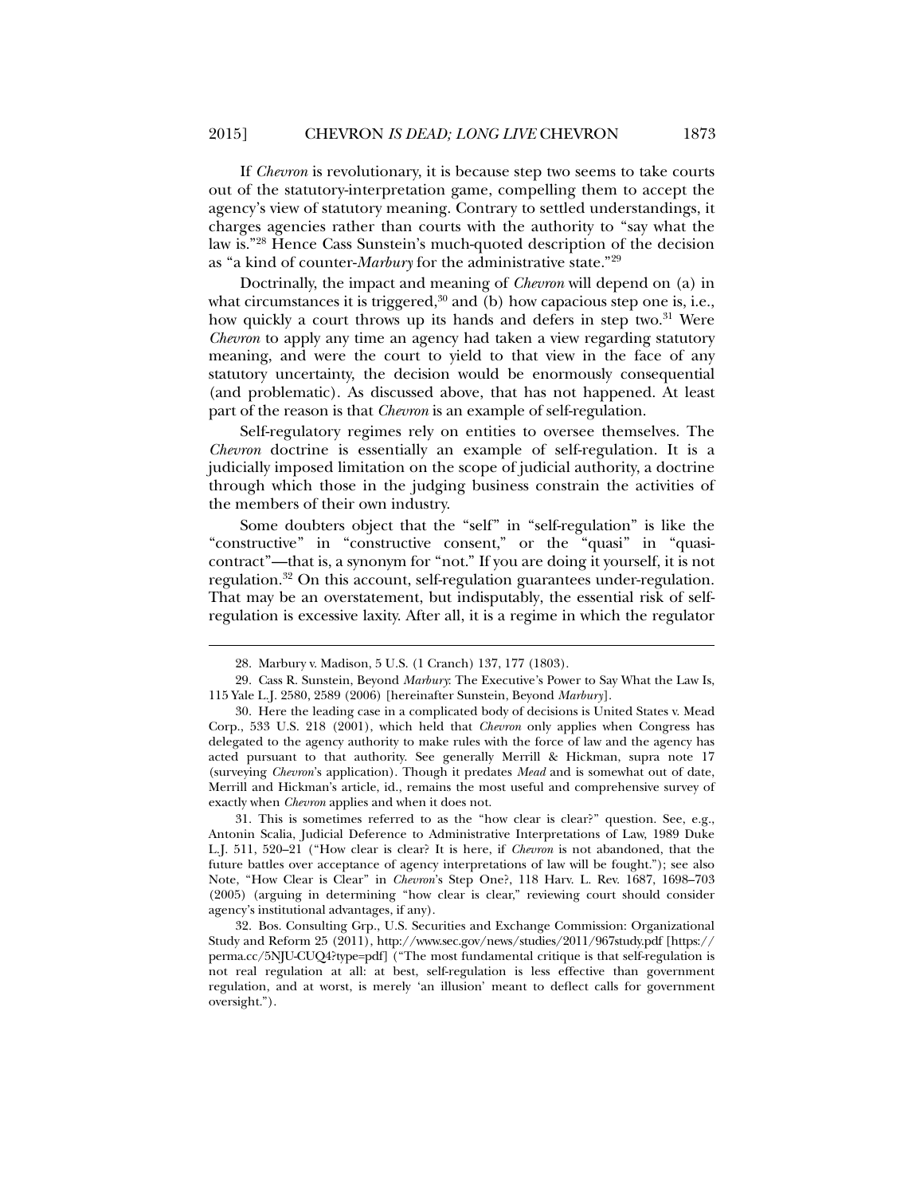If *Chevron* is revolutionary, it is because step two seems to take courts out of the statutory-interpretation game, compelling them to accept the agency's view of statutory meaning. Contrary to settled understandings, it charges agencies rather than courts with the authority to "say what the law is."[28] Hence Cass Sunstein's much-quoted description of the decision as "a kind of counter-*Marbury* for the administrative state."[29]

Doctrinally, the impact and meaning of *Chevron* will depend on (a) in what circumstances it is triggered,[30] and (b) how capacious step one is, i.e., how quickly a court throws up its hands and defers in step two.[31] Were *Chevron* to apply any time an agency had taken a view regarding statutory meaning, and were the court to yield to that view in the face of any statutory uncertainty, the decision would be enormously consequential (and problematic). As discussed above, that has not happened. At least part of the reason is that *Chevron* is an example of self-regulation.

Self-regulatory regimes rely on entities to oversee themselves. The *Chevron* doctrine is essentially an example of self-regulation. It is a judicially imposed limitation on the scope of judicial authority, a doctrine through which those in the judging business constrain the activities of the members of their own industry.

Some doubters object that the "self" in "self-regulation" is like the "constructive" in "constructive consent," or the "quasi" in "quasi-contract"—that is, a synonym for "not." If you are doing it yourself, it is not regulation.[32] On this account, self-regulation guarantees under-regulation. That may be an overstatement, but indisputably, the essential risk of self-regulation is excessive laxity. After all, it is a regime in which the regulator

---

28. Marbury v. Madison, 5 U.S. (1 Cranch) 137, 177 (1803).

29. Cass R. Sunstein, Beyond *Marbury*: The Executive's Power to Say What the Law Is, 115 Yale L.J. 2580, 2589 (2006) [hereinafter Sunstein, Beyond *Marbury*].

30. Here the leading case in a complicated body of decisions is United States v. Mead Corp., 533 U.S. 218 (2001), which held that *Chevron* only applies when Congress has delegated to the agency authority to make rules with the force of law and the agency has acted pursuant to that authority. See generally Merrill & Hickman, supra note 17 (surveying *Chevron*'s application). Though it predates *Mead* and is somewhat out of date, Merrill and Hickman's article, id., remains the most useful and comprehensive survey of exactly when *Chevron* applies and when it does not.

31. This is sometimes referred to as the "how clear is clear?" question. See, e.g., Antonin Scalia, Judicial Deference to Administrative Interpretations of Law, 1989 Duke L.J. 511, 520–21 ("How clear is clear? It is here, if *Chevron* is not abandoned, that the future battles over acceptance of agency interpretations of law will be fought."); see also Note, "How Clear is Clear" in *Chevron*'s Step One?, 118 Harv. L. Rev. 1687, 1698–703 (2005) (arguing in determining "how clear is clear," reviewing court should consider agency's institutional advantages, if any).

32. Bos. Consulting Grp., U.S. Securities and Exchange Commission: Organizational Study and Reform 25 (2011), http://www.sec.gov/news/studies/2011/967study.pdf [https://perma.cc/5NJU-CUQ4?type=pdf] ("The most fundamental critique is that self-regulation is not real regulation at all: at best, self-regulation is less effective than government regulation, and at worst, is merely 'an illusion' meant to deflect calls for government oversight.").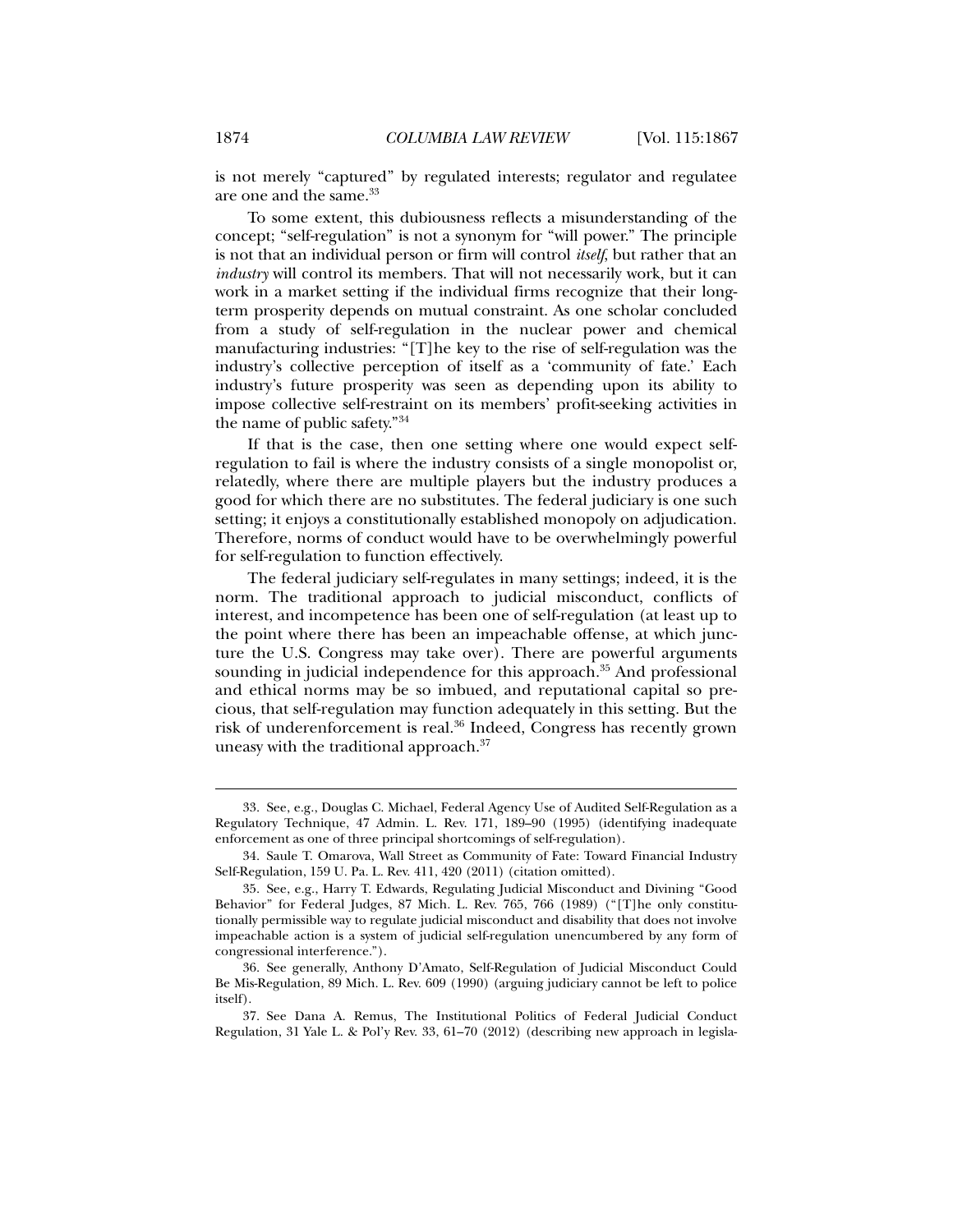is not merely "captured" by regulated interests; regulator and regulatee are one and the same.[33]

To some extent, this dubiousness reflects a misunderstanding of the concept; "self-regulation" is not a synonym for "will power." The principle is not that an individual person or firm will control *itself*, but rather that an *industry* will control its members. That will not necessarily work, but it can work in a market setting if the individual firms recognize that their long-term prosperity depends on mutual constraint. As one scholar concluded from a study of self-regulation in the nuclear power and chemical manufacturing industries: "[T]he key to the rise of self-regulation was the industry's collective perception of itself as a 'community of fate.' Each industry's future prosperity was seen as depending upon its ability to impose collective self-restraint on its members' profit-seeking activities in the name of public safety."[34]

If that is the case, then one setting where one would expect self-regulation to fail is where the industry consists of a single monopolist or, relatedly, where there are multiple players but the industry produces a good for which there are no substitutes. The federal judiciary is one such setting; it enjoys a constitutionally established monopoly on adjudication. Therefore, norms of conduct would have to be overwhelmingly powerful for self-regulation to function effectively.

The federal judiciary self-regulates in many settings; indeed, it is the norm. The traditional approach to judicial misconduct, conflicts of interest, and incompetence has been one of self-regulation (at least up to the point where there has been an impeachable offense, at which juncture the U.S. Congress may take over). There are powerful arguments sounding in judicial independence for this approach.[35] And professional and ethical norms may be so imbued, and reputational capital so precious, that self-regulation may function adequately in this setting. But the risk of underenforcement is real.[36] Indeed, Congress has recently grown uneasy with the traditional approach.[37]

---

33. See, e.g., Douglas C. Michael, Federal Agency Use of Audited Self-Regulation as a Regulatory Technique, 47 Admin. L. Rev. 171, 189–90 (1995) (identifying inadequate enforcement as one of three principal shortcomings of self-regulation).

34. Saule T. Omarova, Wall Street as Community of Fate: Toward Financial Industry Self-Regulation, 159 U. Pa. L. Rev. 411, 420 (2011) (citation omitted).

35. See, e.g., Harry T. Edwards, Regulating Judicial Misconduct and Divining "Good Behavior" for Federal Judges, 87 Mich. L. Rev. 765, 766 (1989) ("[T]he only constitutionally permissible way to regulate judicial misconduct and disability that does not involve impeachable action is a system of judicial self-regulation unencumbered by any form of congressional interference.").

36. See generally, Anthony D'Amato, Self-Regulation of Judicial Misconduct Could Be Mis-Regulation, 89 Mich. L. Rev. 609 (1990) (arguing judiciary cannot be left to police itself).

37. See Dana A. Remus, The Institutional Politics of Federal Judicial Conduct Regulation, 31 Yale L. & Pol'y Rev. 33, 61–70 (2012) (describing new approach in legisla-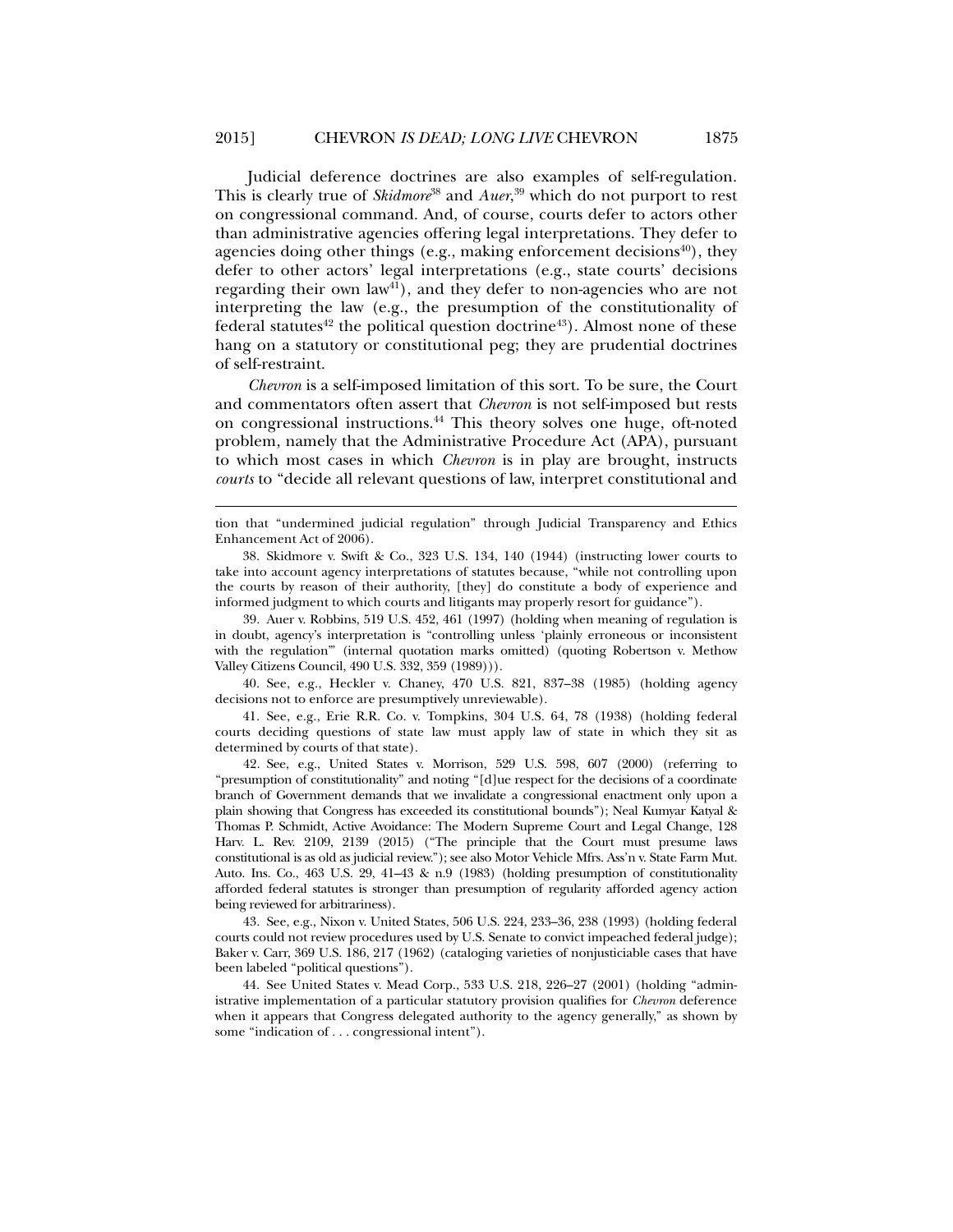Judicial deference doctrines are also examples of self-regulation. This is clearly true of *Skidmore*[38] and *Auer*,[39] which do not purport to rest on congressional command. And, of course, courts defer to actors other than administrative agencies offering legal interpretations. They defer to agencies doing other things (e.g., making enforcement decisions[40]), they defer to other actors' legal interpretations (e.g., state courts' decisions regarding their own law[41]), and they defer to non-agencies who are not interpreting the law (e.g., the presumption of the constitutionality of federal statutes[42] the political question doctrine[43]). Almost none of these hang on a statutory or constitutional peg; they are prudential doctrines of self-restraint.

*Chevron* is a self-imposed limitation of this sort. To be sure, the Court and commentators often assert that *Chevron* is not self-imposed but rests on congressional instructions.[44] This theory solves one huge, oft-noted problem, namely that the Administrative Procedure Act (APA), pursuant to which most cases in which *Chevron* is in play are brought, instructs *courts* to "decide all relevant questions of law, interpret constitutional and

---

tion that "undermined judicial regulation" through Judicial Transparency and Ethics Enhancement Act of 2006).

38. Skidmore v. Swift & Co., 323 U.S. 134, 140 (1944) (instructing lower courts to take into account agency interpretations of statutes because, "while not controlling upon the courts by reason of their authority, [they] do constitute a body of experience and informed judgment to which courts and litigants may properly resort for guidance").

39. Auer v. Robbins, 519 U.S. 452, 461 (1997) (holding when meaning of regulation is in doubt, agency's interpretation is "controlling unless 'plainly erroneous or inconsistent with the regulation'" (internal quotation marks omitted) (quoting Robertson v. Methow Valley Citizens Council, 490 U.S. 332, 359 (1989))).

40. See, e.g., Heckler v. Chaney, 470 U.S. 821, 837–38 (1985) (holding agency decisions not to enforce are presumptively unreviewable).

41. See, e.g., Erie R.R. Co. v. Tompkins, 304 U.S. 64, 78 (1938) (holding federal courts deciding questions of state law must apply law of state in which they sit as determined by courts of that state).

42. See, e.g., United States v. Morrison, 529 U.S. 598, 607 (2000) (referring to "presumption of constitutionality" and noting "[d]ue respect for the decisions of a coordinate branch of Government demands that we invalidate a congressional enactment only upon a plain showing that Congress has exceeded its constitutional bounds"); Neal Kumyar Katyal & Thomas P. Schmidt, Active Avoidance: The Modern Supreme Court and Legal Change, 128 Harv. L. Rev. 2109, 2139 (2015) ("The principle that the Court must presume laws constitutional is as old as judicial review."); see also Motor Vehicle Mfrs. Ass'n v. State Farm Mut. Auto. Ins. Co., 463 U.S. 29, 41–43 & n.9 (1983) (holding presumption of constitutionality afforded federal statutes is stronger than presumption of regularity afforded agency action being reviewed for arbitrariness).

43. See, e.g., Nixon v. United States, 506 U.S. 224, 233–36, 238 (1993) (holding federal courts could not review procedures used by U.S. Senate to convict impeached federal judge); Baker v. Carr, 369 U.S. 186, 217 (1962) (cataloging varieties of nonjusticiable cases that have been labeled "political questions").

44. See United States v. Mead Corp., 533 U.S. 218, 226–27 (2001) (holding "administrative implementation of a particular statutory provision qualifies for *Chevron* deference when it appears that Congress delegated authority to the agency generally," as shown by some "indication of . . . congressional intent").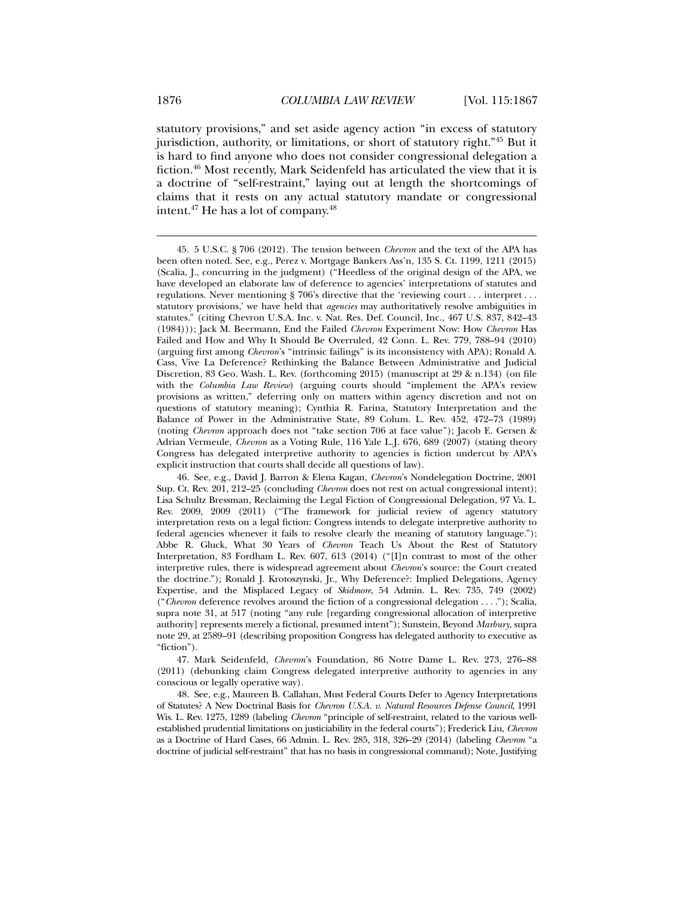statutory provisions," and set aside agency action "in excess of statutory jurisdiction, authority, or limitations, or short of statutory right."[45] But it is hard to find anyone who does not consider congressional delegation a fiction.[46] Most recently, Mark Seidenfeld has articulated the view that it is a doctrine of "self-restraint," laying out at length the shortcomings of claims that it rests on any actual statutory mandate or congressional intent.[47] He has a lot of company.[48]

---

45. 5 U.S.C. § 706 (2012). The tension between *Chevron* and the text of the APA has been often noted. See, e.g., Perez v. Mortgage Bankers Ass'n, 135 S. Ct. 1199, 1211 (2015) (Scalia, J., concurring in the judgment) ("Heedless of the original design of the APA, we have developed an elaborate law of deference to agencies' interpretations of statutes and regulations. Never mentioning § 706's directive that the 'reviewing court . . . interpret . . . statutory provisions,' we have held that *agencies* may authoritatively resolve ambiguities in statutes." (citing Chevron U.S.A. Inc. v. Nat. Res. Def. Council, Inc., 467 U.S. 837, 842–43 (1984))); Jack M. Beermann, End the Failed *Chevron* Experiment Now: How *Chevron* Has Failed and How and Why It Should Be Overruled, 42 Conn. L. Rev. 779, 788–94 (2010) (arguing first among *Chevron*'s "intrinsic failings" is its inconsistency with APA); Ronald A. Cass, Vive La Deference? Rethinking the Balance Between Administrative and Judicial Discretion, 83 Geo. Wash. L. Rev. (forthcoming 2015) (manuscript at 29 & n.134) (on file with the *Columbia Law Review*) (arguing courts should "implement the APA's review provisions as written," deferring only on matters within agency discretion and not on questions of statutory meaning); Cynthia R. Farina, Statutory Interpretation and the Balance of Power in the Administrative State, 89 Colum. L. Rev. 452, 472–73 (1989) (noting *Chevron* approach does not "take section 706 at face value"); Jacob E. Gersen & Adrian Vermeule, *Chevron* as a Voting Rule, 116 Yale L.J. 676, 689 (2007) (stating theory Congress has delegated interpretive authority to agencies is fiction undercut by APA's explicit instruction that courts shall decide all questions of law).

46. See, e.g., David J. Barron & Elena Kagan, *Chevron*'s Nondelegation Doctrine, 2001 Sup. Ct. Rev. 201, 212–25 (concluding *Chevron* does not rest on actual congressional intent); Lisa Schultz Bressman, Reclaiming the Legal Fiction of Congressional Delegation, 97 Va. L. Rev. 2009, 2009 (2011) ("The framework for judicial review of agency statutory interpretation rests on a legal fiction: Congress intends to delegate interpretive authority to federal agencies whenever it fails to resolve clearly the meaning of statutory language."); Abbe R. Gluck, What 30 Years of *Chevron* Teach Us About the Rest of Statutory Interpretation, 83 Fordham L. Rev. 607, 613 (2014) ("[I]n contrast to most of the other interpretive rules, there is widespread agreement about *Chevron*'s source: the Court created the doctrine."); Ronald J. Krotoszynski, Jr., Why Deference?: Implied Delegations, Agency Expertise, and the Misplaced Legacy of *Skidmore*, 54 Admin. L. Rev. 735, 749 (2002) ("*Chevron* deference revolves around the fiction of a congressional delegation . . . ."); Scalia, supra note 31, at 517 (noting "any rule [regarding congressional allocation of interpretive authority] represents merely a fictional, presumed intent"); Sunstein, Beyond *Marbury*, supra note 29, at 2589–91 (describing proposition Congress has delegated authority to executive as "fiction").

47. Mark Seidenfeld, *Chevron*'s Foundation, 86 Notre Dame L. Rev. 273, 276–88 (2011) (debunking claim Congress delegated interpretive authority to agencies in any conscious or legally operative way).

48. See, e.g., Maureen B. Callahan, Must Federal Courts Defer to Agency Interpretations of Statutes? A New Doctrinal Basis for *Chevron U.S.A. v. Natural Resources Defense Council*, 1991 Wis. L. Rev. 1275, 1289 (labeling *Chevron* "principle of self-restraint, related to the various well-established prudential limitations on justiciability in the federal courts"); Frederick Liu, *Chevron* as a Doctrine of Hard Cases, 66 Admin. L. Rev. 285, 318, 326–29 (2014) (labeling *Chevron* "a doctrine of judicial self-restraint" that has no basis in congressional command); Note, Justifying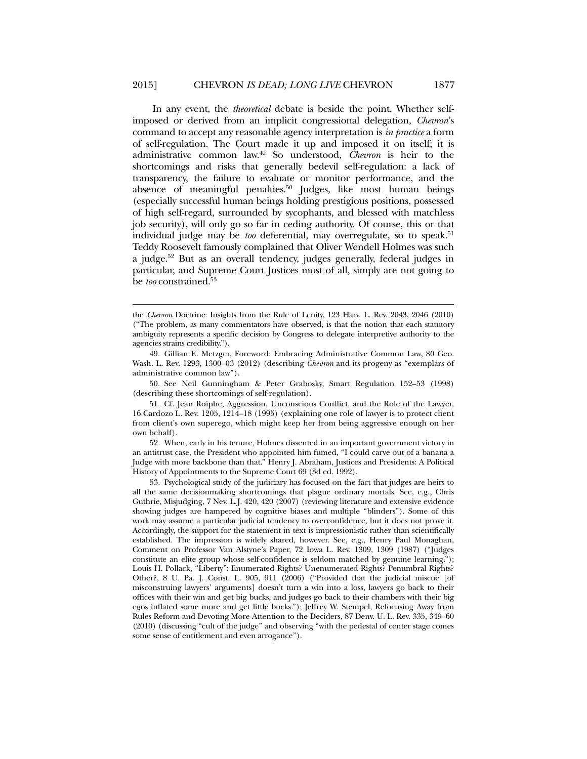In any event, the *theoretical* debate is beside the point. Whether self-imposed or derived from an implicit congressional delegation, *Chevron*'s command to accept any reasonable agency interpretation is *in practice* a form of self-regulation. The Court made it up and imposed it on itself; it is administrative common law.[49] So understood, *Chevron* is heir to the shortcomings and risks that generally bedevil self-regulation: a lack of transparency, the failure to evaluate or monitor performance, and the absence of meaningful penalties.[50] Judges, like most human beings (especially successful human beings holding prestigious positions, possessed of high self-regard, surrounded by sycophants, and blessed with matchless job security), will only go so far in ceding authority. Of course, this or that individual judge may be *too* deferential, may overregulate, so to speak.[51] Teddy Roosevelt famously complained that Oliver Wendell Holmes was such a judge.[52] But as an overall tendency, judges generally, federal judges in particular, and Supreme Court Justices most of all, simply are not going to be *too* constrained.[53]

---

the *Chevron* Doctrine: Insights from the Rule of Lenity, 123 Harv. L. Rev. 2043, 2046 (2010) ("The problem, as many commentators have observed, is that the notion that each statutory ambiguity represents a specific decision by Congress to delegate interpretive authority to the agencies strains credibility.").

49. Gillian E. Metzger, Foreword: Embracing Administrative Common Law, 80 Geo. Wash. L. Rev. 1293, 1300–03 (2012) (describing *Chevron* and its progeny as "exemplars of administrative common law").

50. See Neil Gunningham & Peter Grabosky, Smart Regulation 152–53 (1998) (describing these shortcomings of self-regulation).

51. Cf. Jean Roiphe, Aggression, Unconscious Conflict, and the Role of the Lawyer, 16 Cardozo L. Rev. 1205, 1214–18 (1995) (explaining one role of lawyer is to protect client from client's own superego, which might keep her from being aggressive enough on her own behalf).

52. When, early in his tenure, Holmes dissented in an important government victory in an antitrust case, the President who appointed him fumed, "I could carve out of a banana a Judge with more backbone than that." Henry J. Abraham, Justices and Presidents: A Political History of Appointments to the Supreme Court 69 (3d ed. 1992).

53. Psychological study of the judiciary has focused on the fact that judges are heirs to all the same decisionmaking shortcomings that plague ordinary mortals. See, e.g., Chris Guthrie, Misjudging, 7 Nev. L.J. 420, 420 (2007) (reviewing literature and extensive evidence showing judges are hampered by cognitive biases and multiple "blinders"). Some of this work may assume a particular judicial tendency to overconfidence, but it does not prove it. Accordingly, the support for the statement in text is impressionistic rather than scientifically established. The impression is widely shared, however. See, e.g., Henry Paul Monaghan, Comment on Professor Van Alstyne's Paper, 72 Iowa L. Rev. 1309, 1309 (1987) ("Judges constitute an elite group whose self-confidence is seldom matched by genuine learning."); Louis H. Pollack, "Liberty": Enumerated Rights? Unenumerated Rights? Penumbral Rights? Other?, 8 U. Pa. J. Const. L. 905, 911 (2006) ("Provided that the judicial miscue [of misconstruing lawyers' arguments] doesn't turn a win into a loss, lawyers go back to their offices with their win and get big bucks, and judges go back to their chambers with their big egos inflated some more and get little bucks."); Jeffrey W. Stempel, Refocusing Away from Rules Reform and Devoting More Attention to the Deciders, 87 Denv. U. L. Rev. 335, 349–60 (2010) (discussing "cult of the judge" and observing "with the pedestal of center stage comes some sense of entitlement and even arrogance").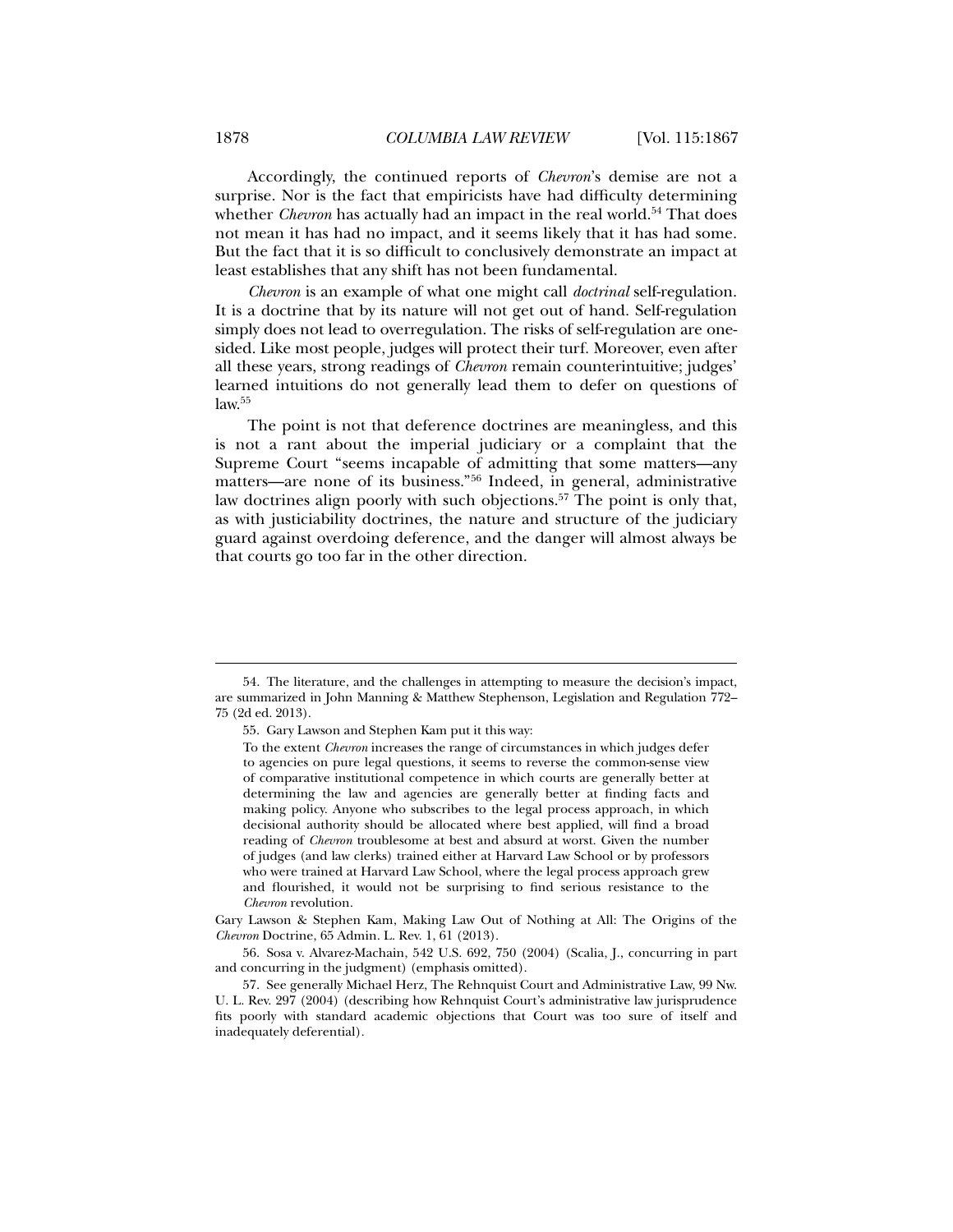Accordingly, the continued reports of *Chevron*'s demise are not a surprise. Nor is the fact that empiricists have had difficulty determining whether *Chevron* has actually had an impact in the real world.[54] That does not mean it has had no impact, and it seems likely that it has had some. But the fact that it is so difficult to conclusively demonstrate an impact at least establishes that any shift has not been fundamental.

*Chevron* is an example of what one might call *doctrinal* self-regulation. It is a doctrine that by its nature will not get out of hand. Self-regulation simply does not lead to overregulation. The risks of self-regulation are one-sided. Like most people, judges will protect their turf. Moreover, even after all these years, strong readings of *Chevron* remain counterintuitive; judges' learned intuitions do not generally lead them to defer on questions of law.[55]

The point is not that deference doctrines are meaningless, and this is not a rant about the imperial judiciary or a complaint that the Supreme Court "seems incapable of admitting that some matters—any matters—are none of its business."[56] Indeed, in general, administrative law doctrines align poorly with such objections.[57] The point is only that, as with justiciability doctrines, the nature and structure of the judiciary guard against overdoing deference, and the danger will almost always be that courts go too far in the other direction.

---

54. The literature, and the challenges in attempting to measure the decision's impact, are summarized in John Manning & Matthew Stephenson, Legislation and Regulation 772–75 (2d ed. 2013).

55. Gary Lawson and Stephen Kam put it this way:

> To the extent *Chevron* increases the range of circumstances in which judges defer to agencies on pure legal questions, it seems to reverse the common-sense view of comparative institutional competence in which courts are generally better at determining the law and agencies are generally better at finding facts and making policy. Anyone who subscribes to the legal process approach, in which decisional authority should be allocated where best applied, will find a broad reading of *Chevron* troublesome at best and absurd at worst. Given the number of judges (and law clerks) trained either at Harvard Law School or by professors who were trained at Harvard Law School, where the legal process approach grew and flourished, it would not be surprising to find serious resistance to the *Chevron* revolution.

Gary Lawson & Stephen Kam, Making Law Out of Nothing at All: The Origins of the *Chevron* Doctrine, 65 Admin. L. Rev. 1, 61 (2013).

56. Sosa v. Alvarez-Machain, 542 U.S. 692, 750 (2004) (Scalia, J., concurring in part and concurring in the judgment) (emphasis omitted).

57. See generally Michael Herz, The Rehnquist Court and Administrative Law, 99 Nw. U. L. Rev. 297 (2004) (describing how Rehnquist Court's administrative law jurisprudence fits poorly with standard academic objections that Court was too sure of itself and inadequately deferential).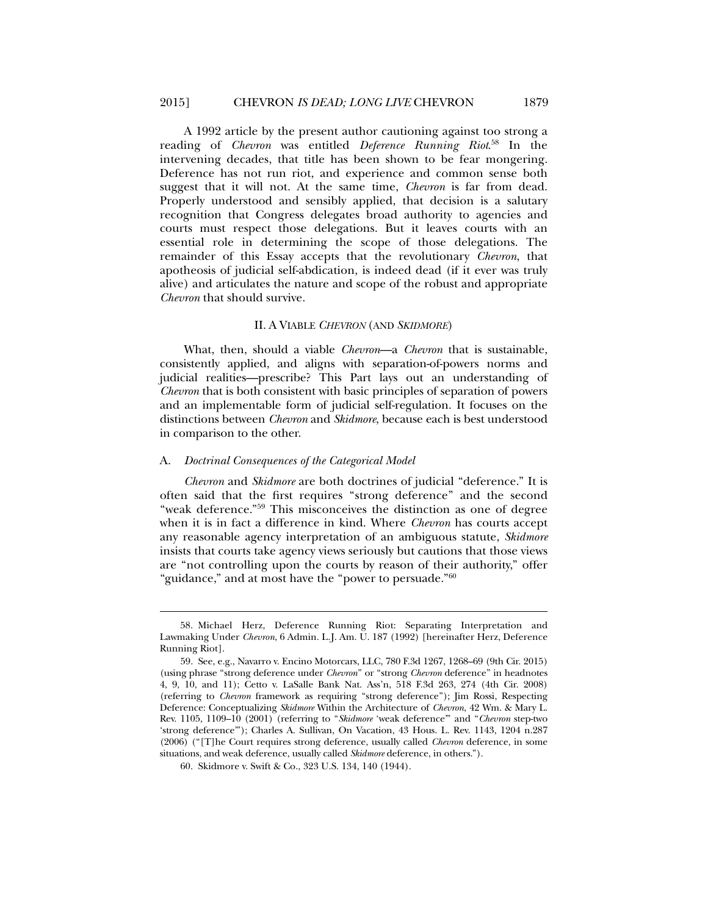A 1992 article by the present author cautioning against too strong a reading of *Chevron* was entitled *Deference Running Riot*.[58] In the intervening decades, that title has been shown to be fear mongering. Deference has not run riot, and experience and common sense both suggest that it will not. At the same time, *Chevron* is far from dead. Properly understood and sensibly applied, that decision is a salutary recognition that Congress delegates broad authority to agencies and courts must respect those delegations. But it leaves courts with an essential role in determining the scope of those delegations. The remainder of this Essay accepts that the revolutionary *Chevron*, that apotheosis of judicial self-abdication, is indeed dead (if it ever was truly alive) and articulates the nature and scope of the robust and appropriate *Chevron* that should survive.

## II. A VIABLE *CHEVRON* (AND *SKIDMORE*)

What, then, should a viable *Chevron*—a *Chevron* that is sustainable, consistently applied, and aligns with separation-of-powers norms and judicial realities—prescribe? This Part lays out an understanding of *Chevron* that is both consistent with basic principles of separation of powers and an implementable form of judicial self-regulation. It focuses on the distinctions between *Chevron* and *Skidmore*, because each is best understood in comparison to the other.

### A. *Doctrinal Consequences of the Categorical Model*

*Chevron* and *Skidmore* are both doctrines of judicial "deference." It is often said that the first requires "strong deference" and the second "weak deference."[59] This misconceives the distinction as one of degree when it is in fact a difference in kind. Where *Chevron* has courts accept any reasonable agency interpretation of an ambiguous statute, *Skidmore* insists that courts take agency views seriously but cautions that those views are "not controlling upon the courts by reason of their authority," offer "guidance," and at most have the "power to persuade."[60]

---

58. Michael Herz, Deference Running Riot: Separating Interpretation and Lawmaking Under *Chevron*, 6 Admin. L.J. Am. U. 187 (1992) [hereinafter Herz, Deference Running Riot].

59. See, e.g., Navarro v. Encino Motorcars, LLC, 780 F.3d 1267, 1268–69 (9th Cir. 2015) (using phrase "strong deference under *Chevron*" or "strong *Chevron* deference" in headnotes 4, 9, 10, and 11); Cetto v. LaSalle Bank Nat. Ass'n, 518 F.3d 263, 274 (4th Cir. 2008) (referring to *Chevron* framework as requiring "strong deference"); Jim Rossi, Respecting Deference: Conceptualizing *Skidmore* Within the Architecture of *Chevron*, 42 Wm. & Mary L. Rev. 1105, 1109–10 (2001) (referring to "*Skidmore* 'weak deference'" and "*Chevron* step-two 'strong deference'"); Charles A. Sullivan, On Vacation, 43 Hous. L. Rev. 1143, 1204 n.287 (2006) ("[T]he Court requires strong deference, usually called *Chevron* deference, in some situations, and weak deference, usually called *Skidmore* deference, in others.").

60. Skidmore v. Swift & Co., 323 U.S. 134, 140 (1944).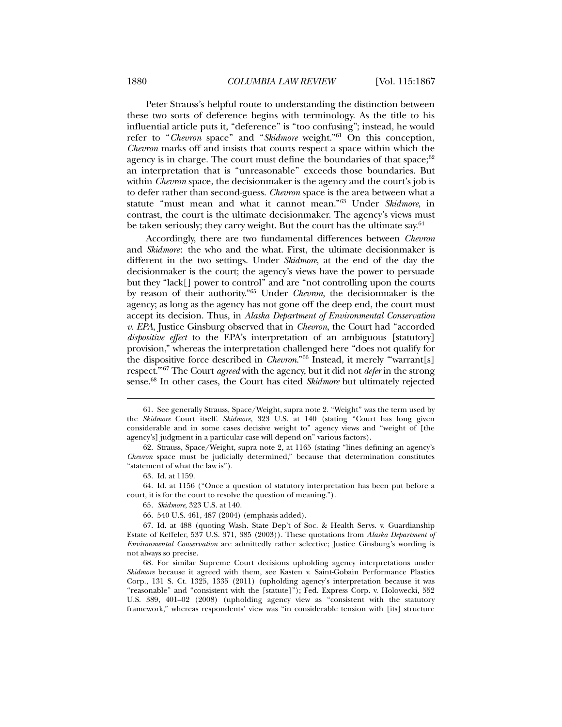Peter Strauss's helpful route to understanding the distinction between these two sorts of deference begins with terminology. As the title to his influential article puts it, "deference" is "too confusing"; instead, he would refer to "*Chevron* space" and "*Skidmore* weight."[61] On this conception, *Chevron* marks off and insists that courts respect a space within which the agency is in charge. The court must define the boundaries of that space;[62] an interpretation that is "unreasonable" exceeds those boundaries. But within *Chevron* space, the decisionmaker is the agency and the court's job is to defer rather than second-guess. *Chevron* space is the area between what a statute "must mean and what it cannot mean."[63] Under *Skidmore*, in contrast, the court is the ultimate decisionmaker. The agency's views must be taken seriously; they carry weight. But the court has the ultimate say.[64]

Accordingly, there are two fundamental differences between *Chevron* and *Skidmore*: the who and the what. First, the ultimate decisionmaker is different in the two settings. Under *Skidmore*, at the end of the day the decisionmaker is the court; the agency's views have the power to persuade but they "lack[] power to control" and are "not controlling upon the courts by reason of their authority."[65] Under *Chevron*, the decisionmaker is the agency; as long as the agency has not gone off the deep end, the court must accept its decision. Thus, in *Alaska Department of Environmental Conservation v. EPA*, Justice Ginsburg observed that in *Chevron*, the Court had "accorded *dispositive effect* to the EPA's interpretation of an ambiguous [statutory] provision," whereas the interpretation challenged here "does not qualify for the dispositive force described in *Chevron*."[66] Instead, it merely "'warrant[s] respect.'"[67] The Court *agreed* with the agency, but it did not *defer* in the strong sense.[68] In other cases, the Court has cited *Skidmore* but ultimately rejected

---

61. See generally Strauss, Space/Weight, supra note 2. "Weight" was the term used by the *Skidmore* Court itself. *Skidmore*, 323 U.S. at 140 (stating "Court has long given considerable and in some cases decisive weight to" agency views and "weight of [the agency's] judgment in a particular case will depend on" various factors).

62. Strauss, Space/Weight, supra note 2, at 1165 (stating "lines defining an agency's *Chevron* space must be judicially determined," because that determination constitutes "statement of what the law is").

63. Id. at 1159.

64. Id. at 1156 ("Once a question of statutory interpretation has been put before a court, it is for the court to resolve the question of meaning.").

65. *Skidmore*, 323 U.S. at 140.

66. 540 U.S. 461, 487 (2004) (emphasis added).

67. Id. at 488 (quoting Wash. State Dep't of Soc. & Health Servs. v. Guardianship Estate of Keffeler, 537 U.S. 371, 385 (2003)). These quotations from *Alaska Department of Environmental Conservation* are admittedly rather selective; Justice Ginsburg's wording is not always so precise.

68. For similar Supreme Court decisions upholding agency interpretations under *Skidmore* because it agreed with them, see Kasten v. Saint-Gobain Performance Plastics Corp., 131 S. Ct. 1325, 1335 (2011) (upholding agency's interpretation because it was "reasonable" and "consistent with the [statute]"); Fed. Express Corp. v. Holowecki, 552 U.S. 389, 401–02 (2008) (upholding agency view as "consistent with the statutory framework," whereas respondents' view was "in considerable tension with [its] structure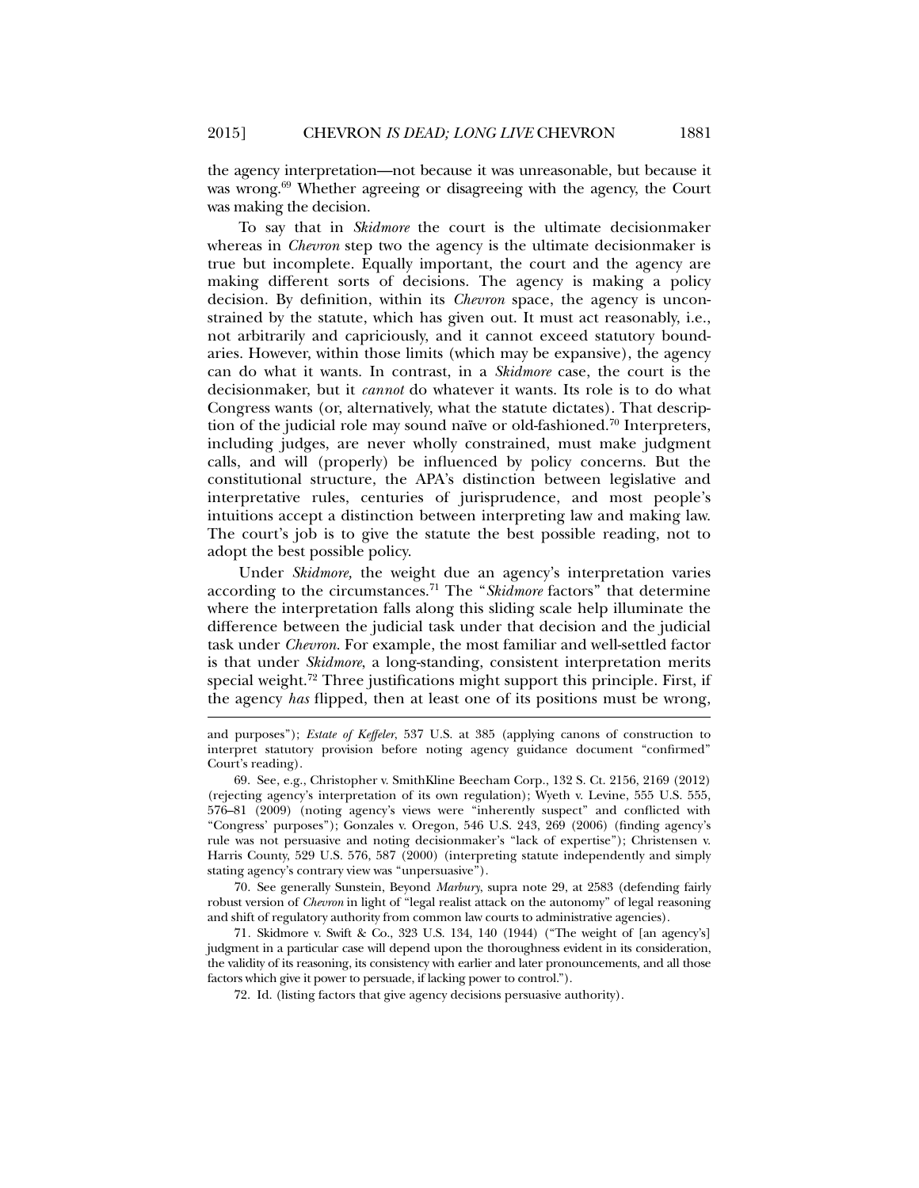the agency interpretation—not because it was unreasonable, but because it was wrong.[69] Whether agreeing or disagreeing with the agency, the Court was making the decision.

To say that in *Skidmore* the court is the ultimate decisionmaker whereas in *Chevron* step two the agency is the ultimate decisionmaker is true but incomplete. Equally important, the court and the agency are making different sorts of decisions. The agency is making a policy decision. By definition, within its *Chevron* space, the agency is unconstrained by the statute, which has given out. It must act reasonably, i.e., not arbitrarily and capriciously, and it cannot exceed statutory boundaries. However, within those limits (which may be expansive), the agency can do what it wants. In contrast, in a *Skidmore* case, the court is the decisionmaker, but it *cannot* do whatever it wants. Its role is to do what Congress wants (or, alternatively, what the statute dictates). That description of the judicial role may sound naïve or old-fashioned.[70] Interpreters, including judges, are never wholly constrained, must make judgment calls, and will (properly) be influenced by policy concerns. But the constitutional structure, the APA's distinction between legislative and interpretative rules, centuries of jurisprudence, and most people's intuitions accept a distinction between interpreting law and making law. The court's job is to give the statute the best possible reading, not to adopt the best possible policy.

Under *Skidmore,* the weight due an agency's interpretation varies according to the circumstances.[71] The "*Skidmore* factors" that determine where the interpretation falls along this sliding scale help illuminate the difference between the judicial task under that decision and the judicial task under *Chevron*. For example, the most familiar and well-settled factor is that under *Skidmore*, a long-standing, consistent interpretation merits special weight.[72] Three justifications might support this principle. First, if the agency *has* flipped, then at least one of its positions must be wrong,

---

and purposes"); *Estate of Keffeler*, 537 U.S. at 385 (applying canons of construction to interpret statutory provision before noting agency guidance document "confirmed" Court's reading).

69. See, e.g., Christopher v. SmithKline Beecham Corp., 132 S. Ct. 2156, 2169 (2012) (rejecting agency's interpretation of its own regulation); Wyeth v. Levine, 555 U.S. 555, 576–81 (2009) (noting agency's views were "inherently suspect" and conflicted with "Congress' purposes"); Gonzales v. Oregon, 546 U.S. 243, 269 (2006) (finding agency's rule was not persuasive and noting decisionmaker's "lack of expertise"); Christensen v. Harris County, 529 U.S. 576, 587 (2000) (interpreting statute independently and simply stating agency's contrary view was "unpersuasive").

70. See generally Sunstein, Beyond *Marbury*, supra note 29, at 2583 (defending fairly robust version of *Chevron* in light of "legal realist attack on the autonomy" of legal reasoning and shift of regulatory authority from common law courts to administrative agencies).

71. Skidmore v. Swift & Co., 323 U.S. 134, 140 (1944) ("The weight of [an agency's] judgment in a particular case will depend upon the thoroughness evident in its consideration, the validity of its reasoning, its consistency with earlier and later pronouncements, and all those factors which give it power to persuade, if lacking power to control.").

72. Id. (listing factors that give agency decisions persuasive authority).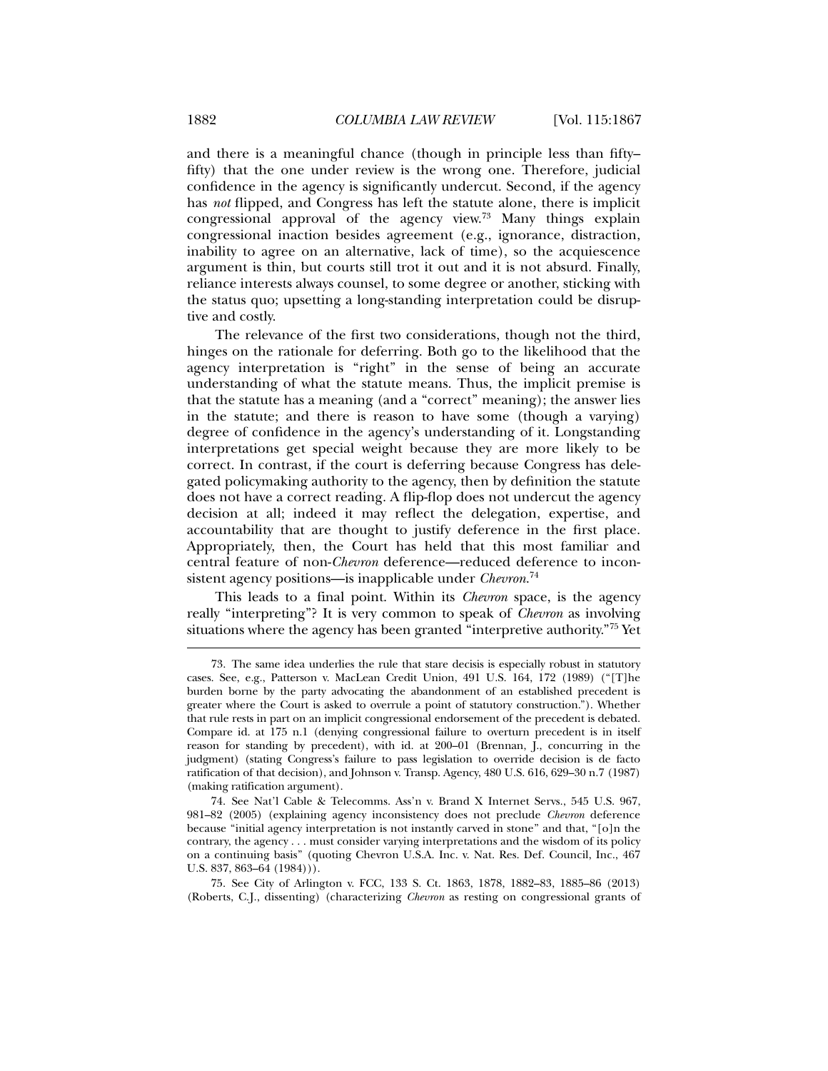and there is a meaningful chance (though in principle less than fifty–fifty) that the one under review is the wrong one. Therefore, judicial confidence in the agency is significantly undercut. Second, if the agency has *not* flipped, and Congress has left the statute alone, there is implicit congressional approval of the agency view.[73] Many things explain congressional inaction besides agreement (e.g., ignorance, distraction, inability to agree on an alternative, lack of time), so the acquiescence argument is thin, but courts still trot it out and it is not absurd. Finally, reliance interests always counsel, to some degree or another, sticking with the status quo; upsetting a long-standing interpretation could be disruptive and costly.

The relevance of the first two considerations, though not the third, hinges on the rationale for deferring. Both go to the likelihood that the agency interpretation is "right" in the sense of being an accurate understanding of what the statute means. Thus, the implicit premise is that the statute has a meaning (and a "correct" meaning); the answer lies in the statute; and there is reason to have some (though a varying) degree of confidence in the agency's understanding of it. Longstanding interpretations get special weight because they are more likely to be correct. In contrast, if the court is deferring because Congress has delegated policymaking authority to the agency, then by definition the statute does not have a correct reading. A flip-flop does not undercut the agency decision at all; indeed it may reflect the delegation, expertise, and accountability that are thought to justify deference in the first place. Appropriately, then, the Court has held that this most familiar and central feature of non-*Chevron* deference—reduced deference to inconsistent agency positions—is inapplicable under *Chevron*.[74]

This leads to a final point. Within its *Chevron* space, is the agency really "interpreting"? It is very common to speak of *Chevron* as involving situations where the agency has been granted "interpretive authority."[75] Yet

---

73. The same idea underlies the rule that stare decisis is especially robust in statutory cases. See, e.g., Patterson v. MacLean Credit Union, 491 U.S. 164, 172 (1989) ("[T]he burden borne by the party advocating the abandonment of an established precedent is greater where the Court is asked to overrule a point of statutory construction."). Whether that rule rests in part on an implicit congressional endorsement of the precedent is debated. Compare id. at 175 n.1 (denying congressional failure to overturn precedent is in itself reason for standing by precedent), with id. at 200–01 (Brennan, J., concurring in the judgment) (stating Congress's failure to pass legislation to override decision is de facto ratification of that decision), and Johnson v. Transp. Agency, 480 U.S. 616, 629–30 n.7 (1987) (making ratification argument).

74. See Nat'l Cable & Telecomms. Ass'n v. Brand X Internet Servs., 545 U.S. 967, 981–82 (2005) (explaining agency inconsistency does not preclude *Chevron* deference because "initial agency interpretation is not instantly carved in stone" and that, "[o]n the contrary, the agency . . . must consider varying interpretations and the wisdom of its policy on a continuing basis" (quoting Chevron U.S.A. Inc. v. Nat. Res. Def. Council, Inc., 467 U.S. 837, 863–64 (1984))).

75. See City of Arlington v. FCC, 133 S. Ct. 1863, 1878, 1882–83, 1885–86 (2013) (Roberts, C.J., dissenting) (characterizing *Chevron* as resting on congressional grants of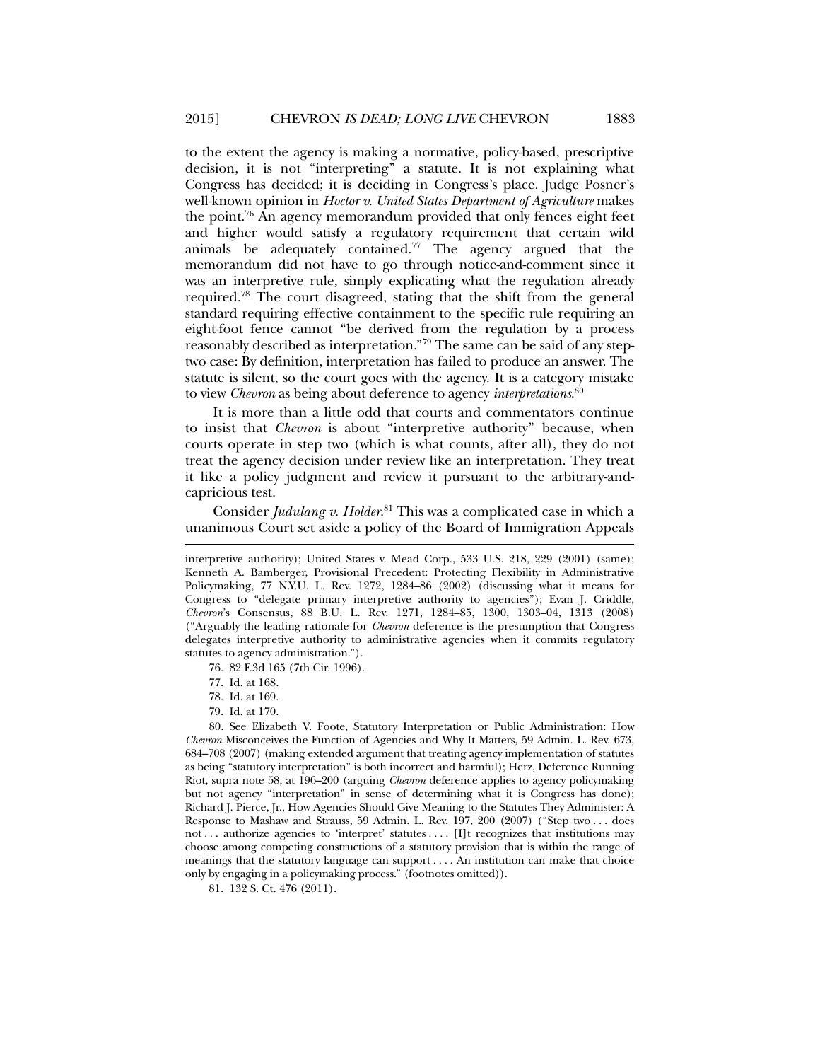to the extent the agency is making a normative, policy-based, prescriptive decision, it is not "interpreting" a statute. It is not explaining what Congress has decided; it is deciding in Congress's place. Judge Posner's well-known opinion in *Hoctor v. United States Department of Agriculture* makes the point.[76] An agency memorandum provided that only fences eight feet and higher would satisfy a regulatory requirement that certain wild animals be adequately contained.[77] The agency argued that the memorandum did not have to go through notice-and-comment since it was an interpretive rule, simply explicating what the regulation already required.[78] The court disagreed, stating that the shift from the general standard requiring effective containment to the specific rule requiring an eight-foot fence cannot "be derived from the regulation by a process reasonably described as interpretation."[79] The same can be said of any step-two case: By definition, interpretation has failed to produce an answer. The statute is silent, so the court goes with the agency. It is a category mistake to view *Chevron* as being about deference to agency *interpretations*.[80]

It is more than a little odd that courts and commentators continue to insist that *Chevron* is about "interpretive authority" because, when courts operate in step two (which is what counts, after all), they do not treat the agency decision under review like an interpretation. They treat it like a policy judgment and review it pursuant to the arbitrary-and-capricious test.

Consider *Judulang v. Holder*.[81] This was a complicated case in which a unanimous Court set aside a policy of the Board of Immigration Appeals

---

interpretive authority); United States v. Mead Corp., 533 U.S. 218, 229 (2001) (same); Kenneth A. Bamberger, Provisional Precedent: Protecting Flexibility in Administrative Policymaking, 77 N.Y.U. L. Rev. 1272, 1284–86 (2002) (discussing what it means for Congress to "delegate primary interpretive authority to agencies"); Evan J. Criddle, *Chevron*'s Consensus, 88 B.U. L. Rev. 1271, 1284–85, 1300, 1303–04, 1313 (2008) ("Arguably the leading rationale for *Chevron* deference is the presumption that Congress delegates interpretive authority to administrative agencies when it commits regulatory statutes to agency administration.").

76. 82 F.3d 165 (7th Cir. 1996).

77. Id. at 168.

78. Id. at 169.

79. Id. at 170.

80. See Elizabeth V. Foote, Statutory Interpretation or Public Administration: How *Chevron* Misconceives the Function of Agencies and Why It Matters, 59 Admin. L. Rev. 673, 684–708 (2007) (making extended argument that treating agency implementation of statutes as being "statutory interpretation" is both incorrect and harmful); Herz, Deference Running Riot, supra note 58, at 196–200 (arguing *Chevron* deference applies to agency policymaking but not agency "interpretation" in sense of determining what it is Congress has done); Richard J. Pierce, Jr., How Agencies Should Give Meaning to the Statutes They Administer: A Response to Mashaw and Strauss, 59 Admin. L. Rev. 197, 200 (2007) ("Step two . . . does not . . . authorize agencies to 'interpret' statutes . . . . [I]t recognizes that institutions may choose among competing constructions of a statutory provision that is within the range of meanings that the statutory language can support . . . . An institution can make that choice only by engaging in a policymaking process." (footnotes omitted)).

81. 132 S. Ct. 476 (2011).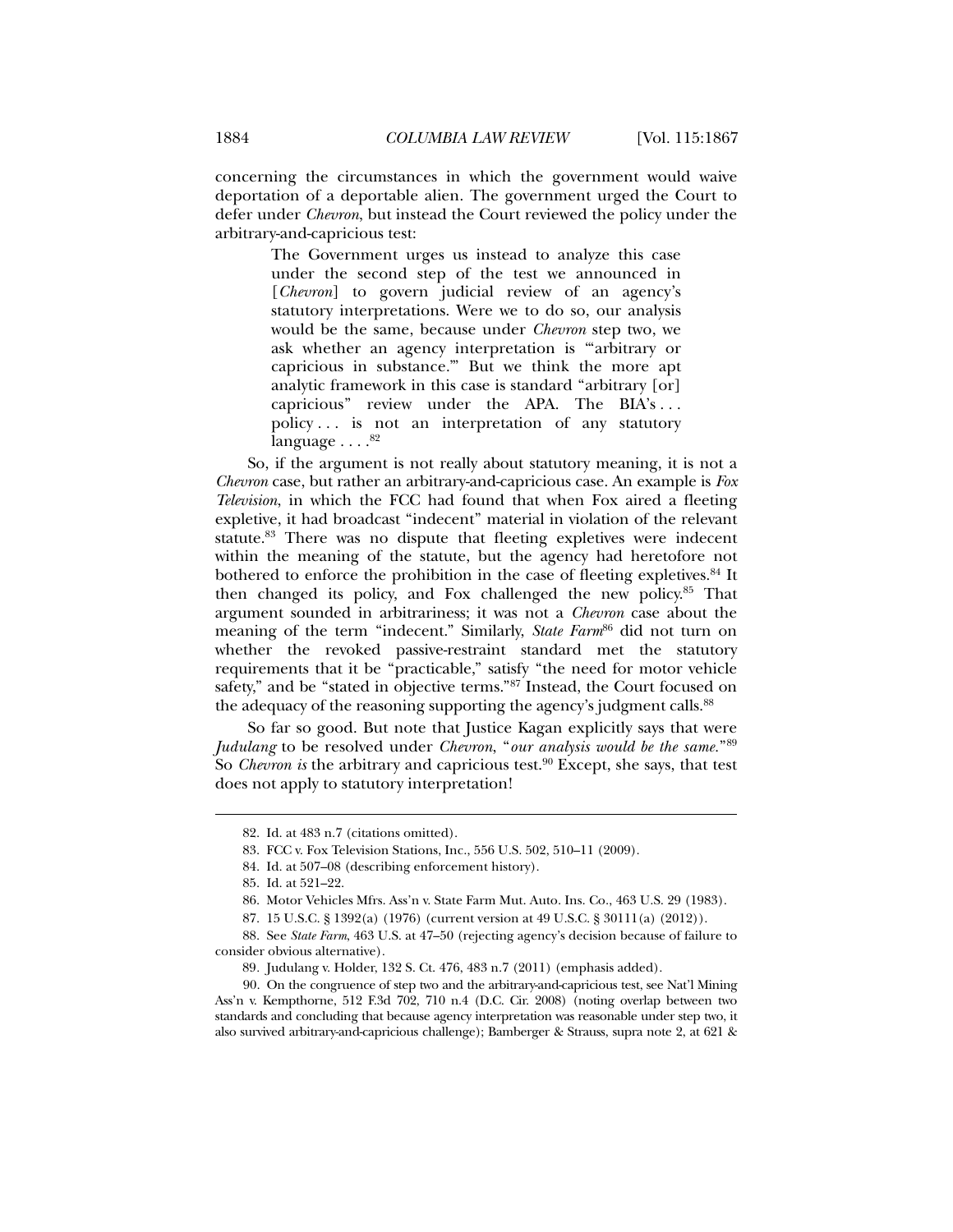concerning the circumstances in which the government would waive deportation of a deportable alien. The government urged the Court to defer under *Chevron*, but instead the Court reviewed the policy under the arbitrary-and-capricious test:

> The Government urges us instead to analyze this case under the second step of the test we announced in [*Chevron*] to govern judicial review of an agency's statutory interpretations. Were we to do so, our analysis would be the same, because under *Chevron* step two, we ask whether an agency interpretation is "'arbitrary or capricious in substance.'" But we think the more apt analytic framework in this case is standard "arbitrary [or] capricious" review under the APA. The BIA's . . . policy . . . is not an interpretation of any statutory language . . . .[82]

So, if the argument is not really about statutory meaning, it is not a *Chevron* case, but rather an arbitrary-and-capricious case. An example is *Fox Television*, in which the FCC had found that when Fox aired a fleeting expletive, it had broadcast "indecent" material in violation of the relevant statute.[83] There was no dispute that fleeting expletives were indecent within the meaning of the statute, but the agency had heretofore not bothered to enforce the prohibition in the case of fleeting expletives.[84] It then changed its policy, and Fox challenged the new policy.[85] That argument sounded in arbitrariness; it was not a *Chevron* case about the meaning of the term "indecent." Similarly, *State Farm*[86] did not turn on whether the revoked passive-restraint standard met the statutory requirements that it be "practicable," satisfy "the need for motor vehicle safety," and be "stated in objective terms."[87] Instead, the Court focused on the adequacy of the reasoning supporting the agency's judgment calls.[88]

So far so good. But note that Justice Kagan explicitly says that were *Judulang* to be resolved under *Chevron*, "*our analysis would be the same.*"[89] So *Chevron is* the arbitrary and capricious test.[90] Except, she says, that test does not apply to statutory interpretation!

82. Id. at 483 n.7 (citations omitted).

83. FCC v. Fox Television Stations, Inc., 556 U.S. 502, 510–11 (2009).

84. Id. at 507–08 (describing enforcement history).

85. Id. at 521–22.

86. Motor Vehicles Mfrs. Ass'n v. State Farm Mut. Auto. Ins. Co., 463 U.S. 29 (1983).

87. 15 U.S.C. § 1392(a) (1976) (current version at 49 U.S.C. § 30111(a) (2012)).

88. See *State Farm*, 463 U.S. at 47–50 (rejecting agency's decision because of failure to consider obvious alternative).

89. Judulang v. Holder, 132 S. Ct. 476, 483 n.7 (2011) (emphasis added).

90. On the congruence of step two and the arbitrary-and-capricious test, see Nat'l Mining Ass'n v. Kempthorne, 512 F.3d 702, 710 n.4 (D.C. Cir. 2008) (noting overlap between two standards and concluding that because agency interpretation was reasonable under step two, it also survived arbitrary-and-capricious challenge); Bamberger & Strauss, supra note 2, at 621 &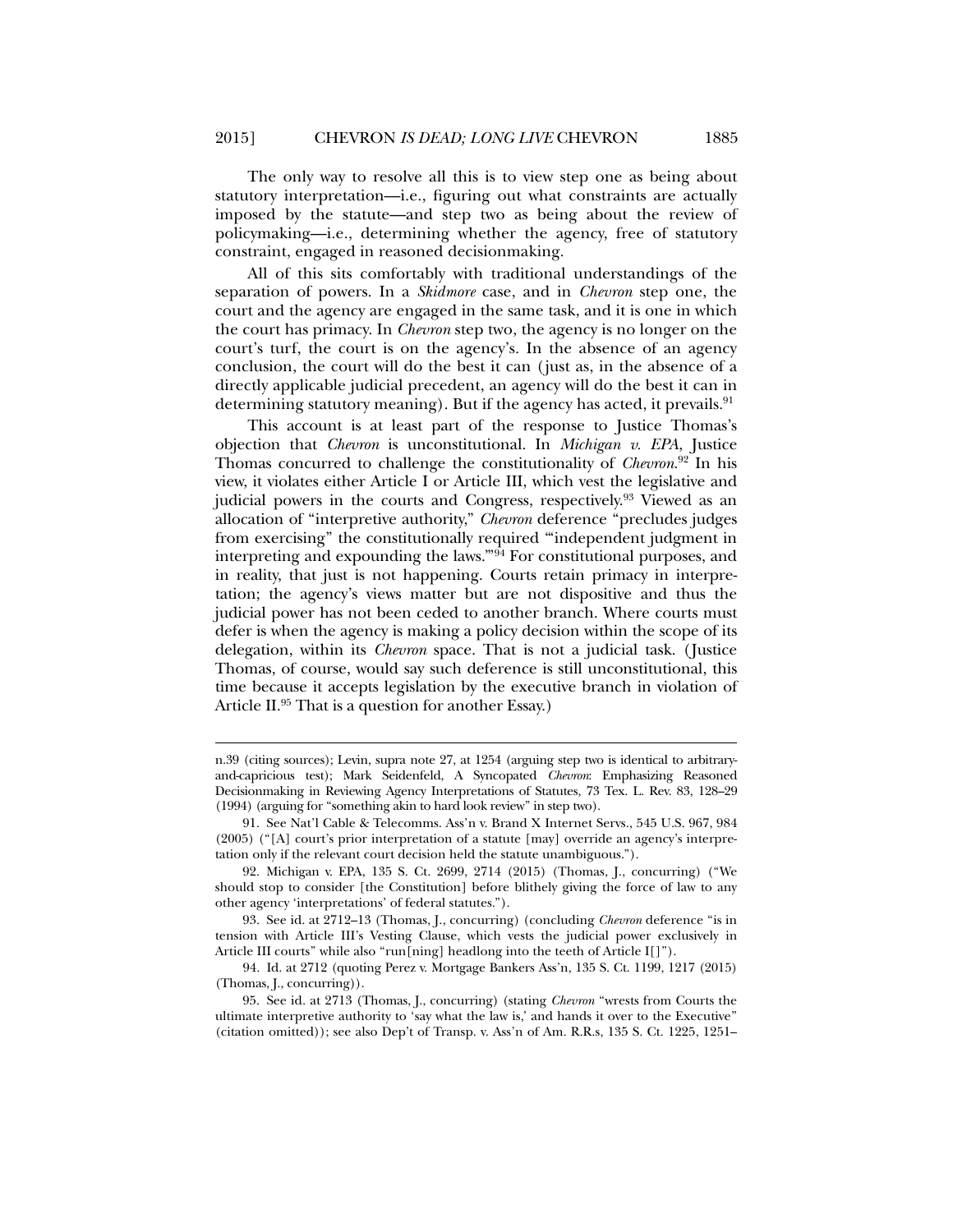The only way to resolve all this is to view step one as being about statutory interpretation—i.e., figuring out what constraints are actually imposed by the statute—and step two as being about the review of policymaking—i.e., determining whether the agency, free of statutory constraint, engaged in reasoned decisionmaking.

All of this sits comfortably with traditional understandings of the separation of powers. In a *Skidmore* case, and in *Chevron* step one, the court and the agency are engaged in the same task, and it is one in which the court has primacy. In *Chevron* step two, the agency is no longer on the court's turf, the court is on the agency's. In the absence of an agency conclusion, the court will do the best it can (just as, in the absence of a directly applicable judicial precedent, an agency will do the best it can in determining statutory meaning). But if the agency has acted, it prevails.[91]

This account is at least part of the response to Justice Thomas's objection that *Chevron* is unconstitutional. In *Michigan v. EPA*, Justice Thomas concurred to challenge the constitutionality of *Chevron*.[92] In his view, it violates either Article I or Article III, which vest the legislative and judicial powers in the courts and Congress, respectively.[93] Viewed as an allocation of "interpretive authority," *Chevron* deference "precludes judges from exercising" the constitutionally required "'independent judgment in interpreting and expounding the laws.'"[94] For constitutional purposes, and in reality, that just is not happening. Courts retain primacy in interpretation; the agency's views matter but are not dispositive and thus the judicial power has not been ceded to another branch. Where courts must defer is when the agency is making a policy decision within the scope of its delegation, within its *Chevron* space. That is not a judicial task. (Justice Thomas, of course, would say such deference is still unconstitutional, this time because it accepts legislation by the executive branch in violation of Article II.[95] That is a question for another Essay.)

---

n.39 (citing sources); Levin, supra note 27, at 1254 (arguing step two is identical to arbitrary-and-capricious test); Mark Seidenfeld, A Syncopated *Chevron*: Emphasizing Reasoned Decisionmaking in Reviewing Agency Interpretations of Statutes, 73 Tex. L. Rev. 83, 128–29 (1994) (arguing for "something akin to hard look review" in step two).

91. See Nat'l Cable & Telecomms. Ass'n v. Brand X Internet Servs., 545 U.S. 967, 984 (2005) ("[A] court's prior interpretation of a statute [may] override an agency's interpretation only if the relevant court decision held the statute unambiguous.").

92. Michigan v. EPA, 135 S. Ct. 2699, 2714 (2015) (Thomas, J., concurring) ("We should stop to consider [the Constitution] before blithely giving the force of law to any other agency 'interpretations' of federal statutes.").

93. See id. at 2712–13 (Thomas, J., concurring) (concluding *Chevron* deference "is in tension with Article III's Vesting Clause, which vests the judicial power exclusively in Article III courts" while also "run[ning] headlong into the teeth of Article I[]").

94. Id. at 2712 (quoting Perez v. Mortgage Bankers Ass'n, 135 S. Ct. 1199, 1217 (2015) (Thomas, J., concurring)).

95. See id. at 2713 (Thomas, J., concurring) (stating *Chevron* "wrests from Courts the ultimate interpretive authority to 'say what the law is,' and hands it over to the Executive" (citation omitted)); see also Dep't of Transp. v. Ass'n of Am. R.R.s, 135 S. Ct. 1225, 1251–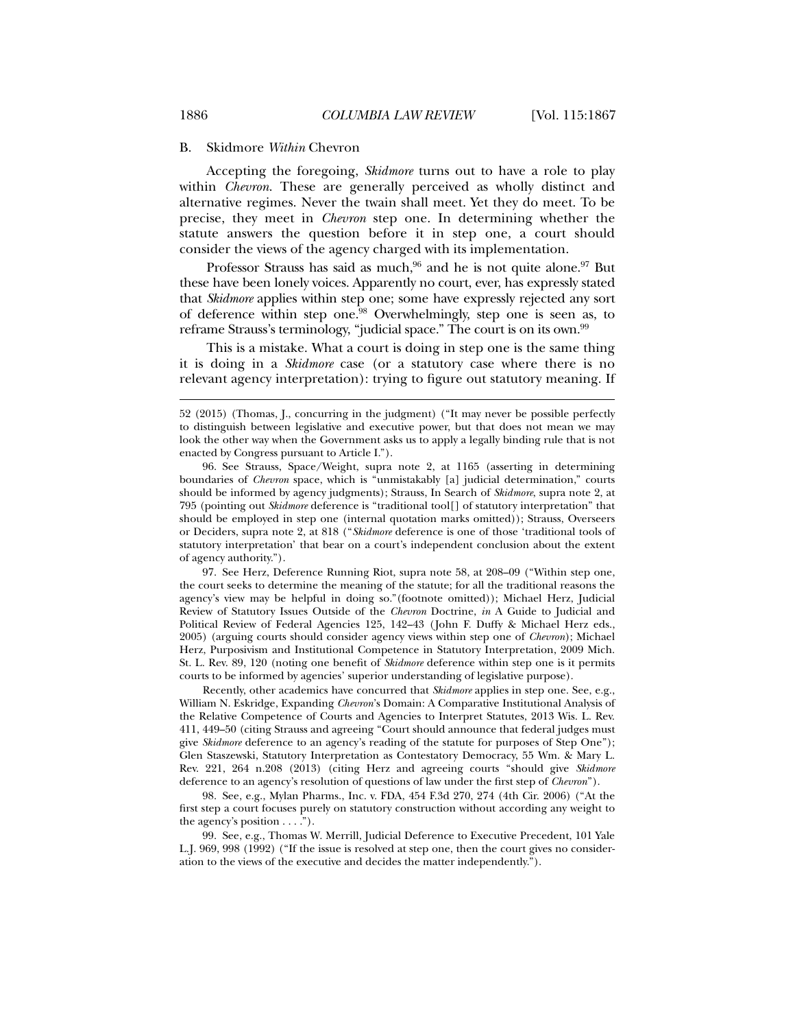### B. *Skidmore Within* Chevron

Accepting the foregoing, *Skidmore* turns out to have a role to play within *Chevron*. These are generally perceived as wholly distinct and alternative regimes. Never the twain shall meet. Yet they do meet. To be precise, they meet in *Chevron* step one. In determining whether the statute answers the question before it in step one, a court should consider the views of the agency charged with its implementation.

Professor Strauss has said as much,[96] and he is not quite alone.[97] But these have been lonely voices. Apparently no court, ever, has expressly stated that *Skidmore* applies within step one; some have expressly rejected any sort of deference within step one.[98] Overwhelmingly, step one is seen as, to reframe Strauss's terminology, "judicial space." The court is on its own.[99]

This is a mistake. What a court is doing in step one is the same thing it is doing in a *Skidmore* case (or a statutory case where there is no relevant agency interpretation): trying to figure out statutory meaning. If

---

52 (2015) (Thomas, J., concurring in the judgment) ("It may never be possible perfectly to distinguish between legislative and executive power, but that does not mean we may look the other way when the Government asks us to apply a legally binding rule that is not enacted by Congress pursuant to Article I.").

96. See Strauss, Space/Weight, supra note 2, at 1165 (asserting in determining boundaries of *Chevron* space, which is "unmistakably [a] judicial determination," courts should be informed by agency judgments); Strauss, In Search of *Skidmore*, supra note 2, at 795 (pointing out *Skidmore* deference is "traditional tool[] of statutory interpretation" that should be employed in step one (internal quotation marks omitted)); Strauss, Overseers or Deciders, supra note 2, at 818 ("*Skidmore* deference is one of those 'traditional tools of statutory interpretation' that bear on a court's independent conclusion about the extent of agency authority.").

97. See Herz, Deference Running Riot, supra note 58, at 208–09 ("Within step one, the court seeks to determine the meaning of the statute; for all the traditional reasons the agency's view may be helpful in doing so."(footnote omitted)); Michael Herz, Judicial Review of Statutory Issues Outside of the *Chevron* Doctrine, *in* A Guide to Judicial and Political Review of Federal Agencies 125, 142–43 (John F. Duffy & Michael Herz eds., 2005) (arguing courts should consider agency views within step one of *Chevron*); Michael Herz, Purposivism and Institutional Competence in Statutory Interpretation, 2009 Mich. St. L. Rev. 89, 120 (noting one benefit of *Skidmore* deference within step one is it permits courts to be informed by agencies' superior understanding of legislative purpose).

Recently, other academics have concurred that *Skidmore* applies in step one. See, e.g., William N. Eskridge, Expanding *Chevron*'s Domain: A Comparative Institutional Analysis of the Relative Competence of Courts and Agencies to Interpret Statutes, 2013 Wis. L. Rev. 411, 449–50 (citing Strauss and agreeing "Court should announce that federal judges must give *Skidmore* deference to an agency's reading of the statute for purposes of Step One"); Glen Staszewski, Statutory Interpretation as Contestatory Democracy, 55 Wm. & Mary L. Rev. 221, 264 n.208 (2013) (citing Herz and agreeing courts "should give *Skidmore* deference to an agency's resolution of questions of law under the first step of *Chevron*").

98. See, e.g., Mylan Pharms., Inc. v. FDA, 454 F.3d 270, 274 (4th Cir. 2006) ("At the first step a court focuses purely on statutory construction without according any weight to the agency's position . . . .").

99. See, e.g., Thomas W. Merrill, Judicial Deference to Executive Precedent, 101 Yale L.J. 969, 998 (1992) ("If the issue is resolved at step one, then the court gives no consideration to the views of the executive and decides the matter independently.").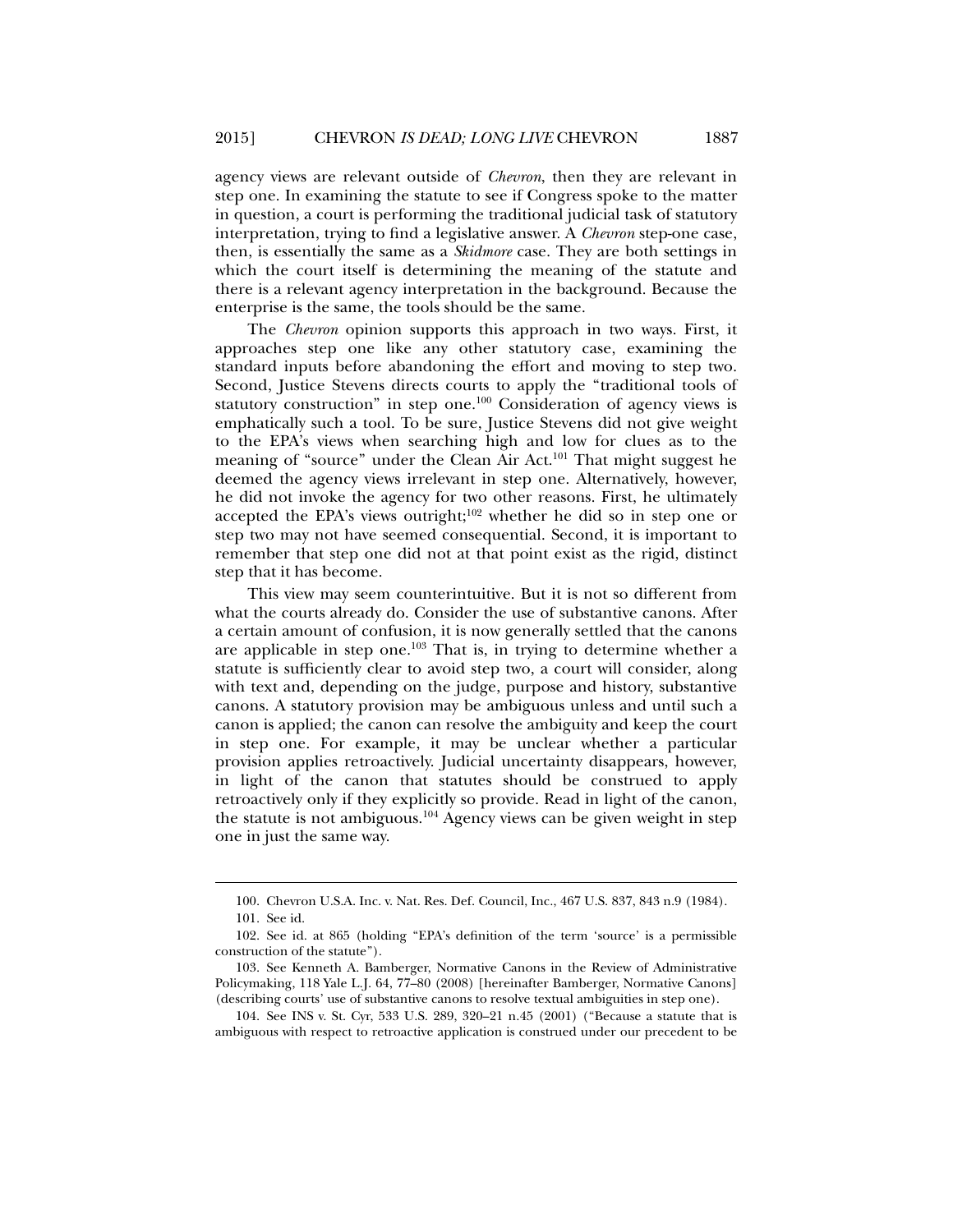agency views are relevant outside of *Chevron*, then they are relevant in step one. In examining the statute to see if Congress spoke to the matter in question, a court is performing the traditional judicial task of statutory interpretation, trying to find a legislative answer. A *Chevron* step-one case, then, is essentially the same as a *Skidmore* case. They are both settings in which the court itself is determining the meaning of the statute and there is a relevant agency interpretation in the background. Because the enterprise is the same, the tools should be the same.

The *Chevron* opinion supports this approach in two ways. First, it approaches step one like any other statutory case, examining the standard inputs before abandoning the effort and moving to step two. Second, Justice Stevens directs courts to apply the "traditional tools of statutory construction" in step one.[100] Consideration of agency views is emphatically such a tool. To be sure, Justice Stevens did not give weight to the EPA's views when searching high and low for clues as to the meaning of "source" under the Clean Air Act.[101] That might suggest he deemed the agency views irrelevant in step one. Alternatively, however, he did not invoke the agency for two other reasons. First, he ultimately accepted the EPA's views outright;[102] whether he did so in step one or step two may not have seemed consequential. Second, it is important to remember that step one did not at that point exist as the rigid, distinct step that it has become.

This view may seem counterintuitive. But it is not so different from what the courts already do. Consider the use of substantive canons. After a certain amount of confusion, it is now generally settled that the canons are applicable in step one.[103] That is, in trying to determine whether a statute is sufficiently clear to avoid step two, a court will consider, along with text and, depending on the judge, purpose and history, substantive canons. A statutory provision may be ambiguous unless and until such a canon is applied; the canon can resolve the ambiguity and keep the court in step one. For example, it may be unclear whether a particular provision applies retroactively. Judicial uncertainty disappears, however, in light of the canon that statutes should be construed to apply retroactively only if they explicitly so provide. Read in light of the canon, the statute is not ambiguous.[104] Agency views can be given weight in step one in just the same way.

---

100. Chevron U.S.A. Inc. v. Nat. Res. Def. Council, Inc., 467 U.S. 837, 843 n.9 (1984).

101. See id.

102. See id. at 865 (holding "EPA's definition of the term 'source' is a permissible construction of the statute").

103. See Kenneth A. Bamberger, Normative Canons in the Review of Administrative Policymaking, 118 Yale L.J. 64, 77–80 (2008) [hereinafter Bamberger, Normative Canons] (describing courts' use of substantive canons to resolve textual ambiguities in step one).

104. See INS v. St. Cyr, 533 U.S. 289, 320–21 n.45 (2001) ("Because a statute that is ambiguous with respect to retroactive application is construed under our precedent to be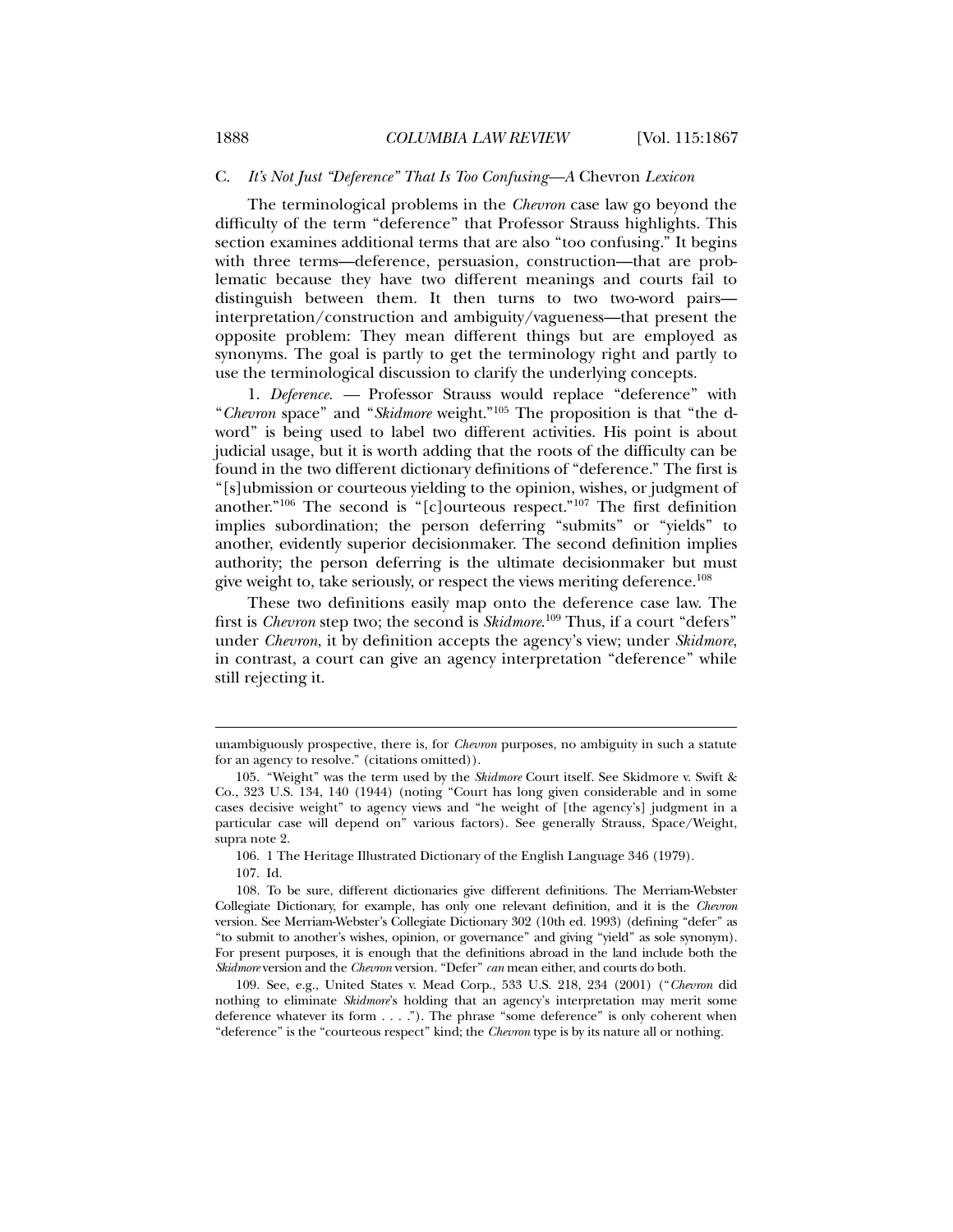### C. *It's Not Just "Deference" That Is Too Confusing—A* Chevron *Lexicon*

The terminological problems in the *Chevron* case law go beyond the difficulty of the term "deference" that Professor Strauss highlights. This section examines additional terms that are also "too confusing." It begins with three terms—deference, persuasion, construction—that are problematic because they have two different meanings and courts fail to distinguish between them. It then turns to two two-word pairs—interpretation/construction and ambiguity/vagueness—that present the opposite problem: They mean different things but are employed as synonyms. The goal is partly to get the terminology right and partly to use the terminological discussion to clarify the underlying concepts.

1. *Deference.* — Professor Strauss would replace "deference" with "*Chevron* space" and "*Skidmore* weight."[105] The proposition is that "the d-word" is being used to label two different activities. His point is about judicial usage, but it is worth adding that the roots of the difficulty can be found in the two different dictionary definitions of "deference." The first is "[s]ubmission or courteous yielding to the opinion, wishes, or judgment of another."[106] The second is "[c]ourteous respect."[107] The first definition implies subordination; the person deferring "submits" or "yields" to another, evidently superior decisionmaker. The second definition implies authority; the person deferring is the ultimate decisionmaker but must give weight to, take seriously, or respect the views meriting deference.[108]

These two definitions easily map onto the deference case law. The first is *Chevron* step two; the second is *Skidmore*.[109] Thus, if a court "defers" under *Chevron*, it by definition accepts the agency's view; under *Skidmore*, in contrast, a court can give an agency interpretation "deference" while still rejecting it.

---

unambiguously prospective, there is, for *Chevron* purposes, no ambiguity in such a statute for an agency to resolve." (citations omitted)).

105. "Weight" was the term used by the *Skidmore* Court itself. See Skidmore v. Swift & Co., 323 U.S. 134, 140 (1944) (noting "Court has long given considerable and in some cases decisive weight" to agency views and "he weight of [the agency's] judgment in a particular case will depend on" various factors). See generally Strauss, Space/Weight, supra note 2.

106. 1 The Heritage Illustrated Dictionary of the English Language 346 (1979).

107. Id.

108. To be sure, different dictionaries give different definitions. The Merriam-Webster Collegiate Dictionary, for example, has only one relevant definition, and it is the *Chevron* version. See Merriam-Webster's Collegiate Dictionary 302 (10th ed. 1993) (defining "defer" as "to submit to another's wishes, opinion, or governance" and giving "yield" as sole synonym). For present purposes, it is enough that the definitions abroad in the land include both the *Skidmore* version and the *Chevron* version. "Defer" *can* mean either, and courts do both.

109. See, e.g., United States v. Mead Corp., 533 U.S. 218, 234 (2001) ("*Chevron* did nothing to eliminate *Skidmore*'s holding that an agency's interpretation may merit some deference whatever its form . . . ."). The phrase "some deference" is only coherent when "deference" is the "courteous respect" kind; the *Chevron* type is by its nature all or nothing.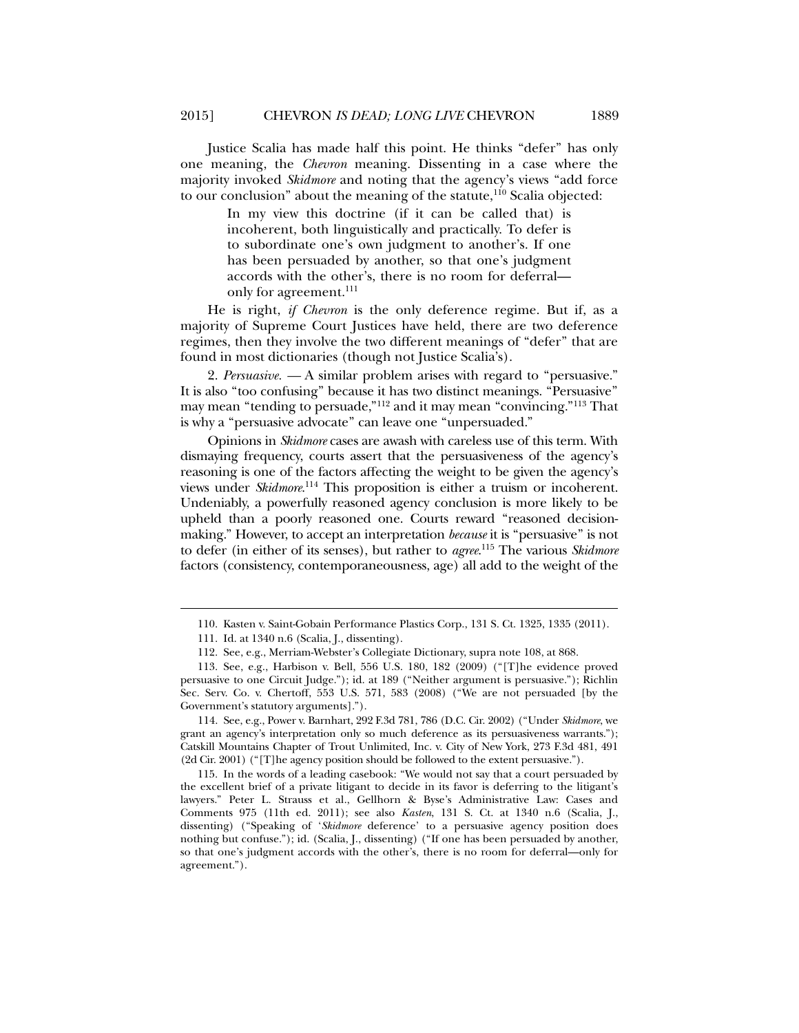Justice Scalia has made half this point. He thinks "defer" has only one meaning, the *Chevron* meaning. Dissenting in a case where the majority invoked *Skidmore* and noting that the agency's views "add force to our conclusion" about the meaning of the statute,[110] Scalia objected:

> In my view this doctrine (if it can be called that) is incoherent, both linguistically and practically. To defer is to subordinate one's own judgment to another's. If one has been persuaded by another, so that one's judgment accords with the other's, there is no room for deferral—only for agreement.[111]

He is right, *if Chevron* is the only deference regime. But if, as a majority of Supreme Court Justices have held, there are two deference regimes, then they involve the two different meanings of "defer" that are found in most dictionaries (though not Justice Scalia's).

2. *Persuasive.* — A similar problem arises with regard to "persuasive." It is also "too confusing" because it has two distinct meanings. "Persuasive" may mean "tending to persuade,"[112] and it may mean "convincing."[113] That is why a "persuasive advocate" can leave one "unpersuaded."

Opinions in *Skidmore* cases are awash with careless use of this term. With dismaying frequency, courts assert that the persuasiveness of the agency's reasoning is one of the factors affecting the weight to be given the agency's views under *Skidmore*.[114] This proposition is either a truism or incoherent. Undeniably, a powerfully reasoned agency conclusion is more likely to be upheld than a poorly reasoned one. Courts reward "reasoned decision-making." However, to accept an interpretation *because* it is "persuasive" is not to defer (in either of its senses), but rather to *agree*.[115] The various *Skidmore* factors (consistency, contemporaneousness, age) all add to the weight of the

---

110. Kasten v. Saint-Gobain Performance Plastics Corp., 131 S. Ct. 1325, 1335 (2011).

111. Id. at 1340 n.6 (Scalia, J., dissenting).

112. See, e.g., Merriam-Webster's Collegiate Dictionary, supra note 108, at 868.

113. See, e.g., Harbison v. Bell, 556 U.S. 180, 182 (2009) ("[T]he evidence proved persuasive to one Circuit Judge."); id. at 189 ("Neither argument is persuasive."); Richlin Sec. Serv. Co. v. Chertoff, 553 U.S. 571, 583 (2008) ("We are not persuaded [by the Government's statutory arguments].").

114. See, e.g., Power v. Barnhart, 292 F.3d 781, 786 (D.C. Cir. 2002) ("Under *Skidmore*, we grant an agency's interpretation only so much deference as its persuasiveness warrants."); Catskill Mountains Chapter of Trout Unlimited, Inc. v. City of New York, 273 F.3d 481, 491 (2d Cir. 2001) ("[T]he agency position should be followed to the extent persuasive.").

115. In the words of a leading casebook: "We would not say that a court persuaded by the excellent brief of a private litigant to decide in its favor is deferring to the litigant's lawyers." Peter L. Strauss et al., Gellhorn & Byse's Administrative Law: Cases and Comments 975 (11th ed. 2011); see also *Kasten*, 131 S. Ct. at 1340 n.6 (Scalia, J., dissenting) ("Speaking of '*Skidmore* deference' to a persuasive agency position does nothing but confuse."); id. (Scalia, J., dissenting) ("If one has been persuaded by another, so that one's judgment accords with the other's, there is no room for deferral—only for agreement.").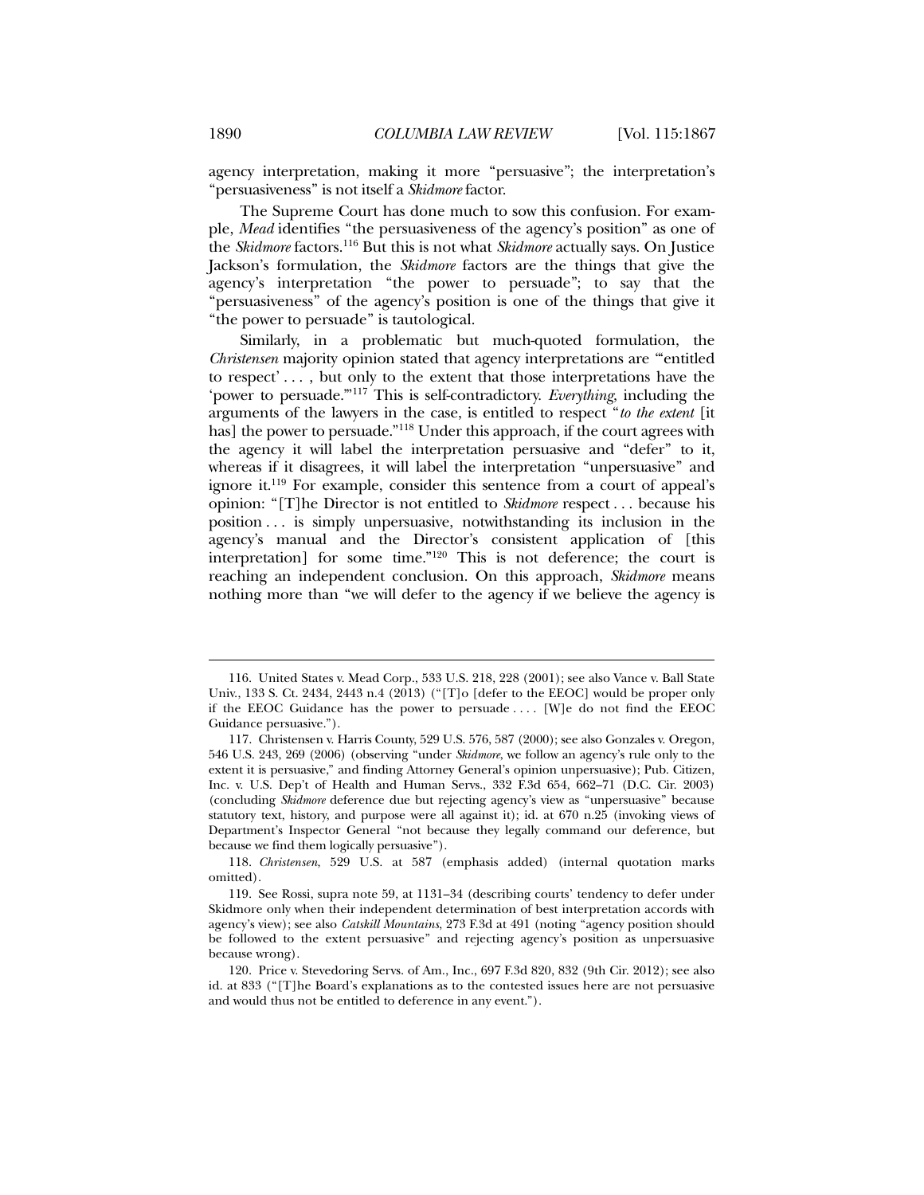agency interpretation, making it more "persuasive"; the interpretation's "persuasiveness" is not itself a *Skidmore* factor.

The Supreme Court has done much to sow this confusion. For example, *Mead* identifies "the persuasiveness of the agency's position" as one of the *Skidmore* factors.[116] But this is not what *Skidmore* actually says. On Justice Jackson's formulation, the *Skidmore* factors are the things that give the agency's interpretation "the power to persuade"; to say that the "persuasiveness" of the agency's position is one of the things that give it "the power to persuade" is tautological.

Similarly, in a problematic but much-quoted formulation, the *Christensen* majority opinion stated that agency interpretations are "'entitled to respect' . . . , but only to the extent that those interpretations have the 'power to persuade.'"[117] This is self-contradictory. *Everything*, including the arguments of the lawyers in the case, is entitled to respect "*to the extent* [it has] the power to persuade."[118] Under this approach, if the court agrees with the agency it will label the interpretation persuasive and "defer" to it, whereas if it disagrees, it will label the interpretation "unpersuasive" and ignore it.[119] For example, consider this sentence from a court of appeal's opinion: "[T]he Director is not entitled to *Skidmore* respect . . . because his position . . . is simply unpersuasive, notwithstanding its inclusion in the agency's manual and the Director's consistent application of [this interpretation] for some time."[120] This is not deference; the court is reaching an independent conclusion. On this approach, *Skidmore* means nothing more than "we will defer to the agency if we believe the agency is

---

116. United States v. Mead Corp., 533 U.S. 218, 228 (2001); see also Vance v. Ball State Univ., 133 S. Ct. 2434, 2443 n.4 (2013) ("[T]o [defer to the EEOC] would be proper only if the EEOC Guidance has the power to persuade . . . . [W]e do not find the EEOC Guidance persuasive.").

117. Christensen v. Harris County, 529 U.S. 576, 587 (2000); see also Gonzales v. Oregon, 546 U.S. 243, 269 (2006) (observing "under *Skidmore*, we follow an agency's rule only to the extent it is persuasive," and finding Attorney General's opinion unpersuasive); Pub. Citizen, Inc. v. U.S. Dep't of Health and Human Servs., 332 F.3d 654, 662–71 (D.C. Cir. 2003) (concluding *Skidmore* deference due but rejecting agency's view as "unpersuasive" because statutory text, history, and purpose were all against it); id. at 670 n.25 (invoking views of Department's Inspector General "not because they legally command our deference, but because we find them logically persuasive").

118. *Christensen*, 529 U.S. at 587 (emphasis added) (internal quotation marks omitted).

119. See Rossi, supra note 59, at 1131–34 (describing courts' tendency to defer under Skidmore only when their independent determination of best interpretation accords with agency's view); see also *Catskill Mountains*, 273 F.3d at 491 (noting "agency position should be followed to the extent persuasive" and rejecting agency's position as unpersuasive because wrong).

120. Price v. Stevedoring Servs. of Am., Inc., 697 F.3d 820, 832 (9th Cir. 2012); see also id. at 833 ("[T]he Board's explanations as to the contested issues here are not persuasive and would thus not be entitled to deference in any event.").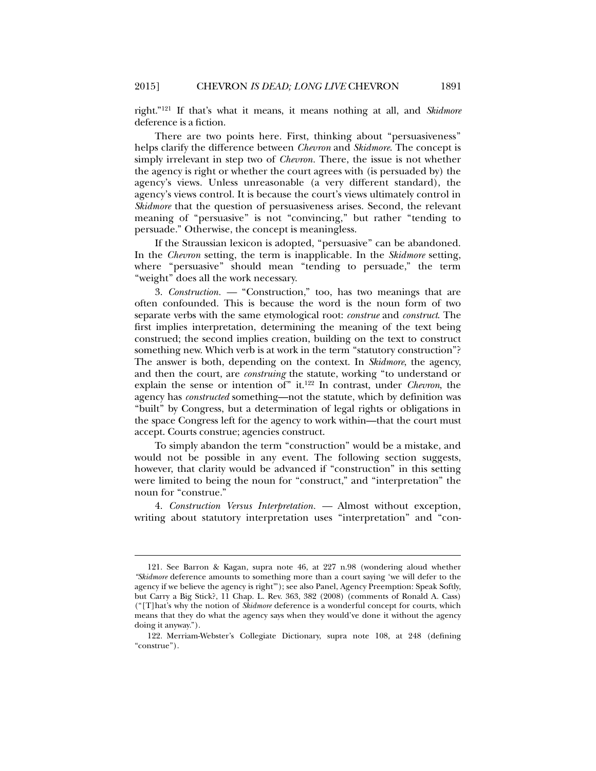right."[121] If that's what it means, it means nothing at all, and *Skidmore* deference is a fiction.

There are two points here. First, thinking about "persuasiveness" helps clarify the difference between *Chevron* and *Skidmore*. The concept is simply irrelevant in step two of *Chevron*. There, the issue is not whether the agency is right or whether the court agrees with (is persuaded by) the agency's views. Unless unreasonable (a very different standard), the agency's views control. It is because the court's views ultimately control in *Skidmore* that the question of persuasiveness arises. Second, the relevant meaning of "persuasive" is not "convincing," but rather "tending to persuade." Otherwise, the concept is meaningless.

If the Straussian lexicon is adopted, "persuasive" can be abandoned. In the *Chevron* setting, the term is inapplicable. In the *Skidmore* setting, where "persuasive" should mean "tending to persuade," the term "weight" does all the work necessary.

3. *Construction*. — "Construction," too, has two meanings that are often confounded. This is because the word is the noun form of two separate verbs with the same etymological root: *construe* and *construct*. The first implies interpretation, determining the meaning of the text being construed; the second implies creation, building on the text to construct something new. Which verb is at work in the term "statutory construction"? The answer is both, depending on the context. In *Skidmore*, the agency, and then the court, are *construing* the statute, working "to understand or explain the sense or intention of" it.[122] In contrast, under *Chevron*, the agency has *constructed* something—not the statute, which by definition was "built" by Congress, but a determination of legal rights or obligations in the space Congress left for the agency to work within—that the court must accept. Courts construe; agencies construct.

To simply abandon the term "construction" would be a mistake, and would not be possible in any event. The following section suggests, however, that clarity would be advanced if "construction" in this setting were limited to being the noun for "construct," and "interpretation" the noun for "construe."

4. *Construction Versus Interpretation*. — Almost without exception, writing about statutory interpretation uses "interpretation" and "con-

---

121. See Barron & Kagan, supra note 46, at 227 n.98 (wondering aloud whether "*Skidmore* deference amounts to something more than a court saying 'we will defer to the agency if we believe the agency is right'"); see also Panel, Agency Preemption: Speak Softly, but Carry a Big Stick?, 11 Chap. L. Rev. 363, 382 (2008) (comments of Ronald A. Cass) ("[T]hat's why the notion of *Skidmore* deference is a wonderful concept for courts, which means that they do what the agency says when they would've done it without the agency doing it anyway.").

122. Merriam-Webster's Collegiate Dictionary, supra note 108, at 248 (defining "construe").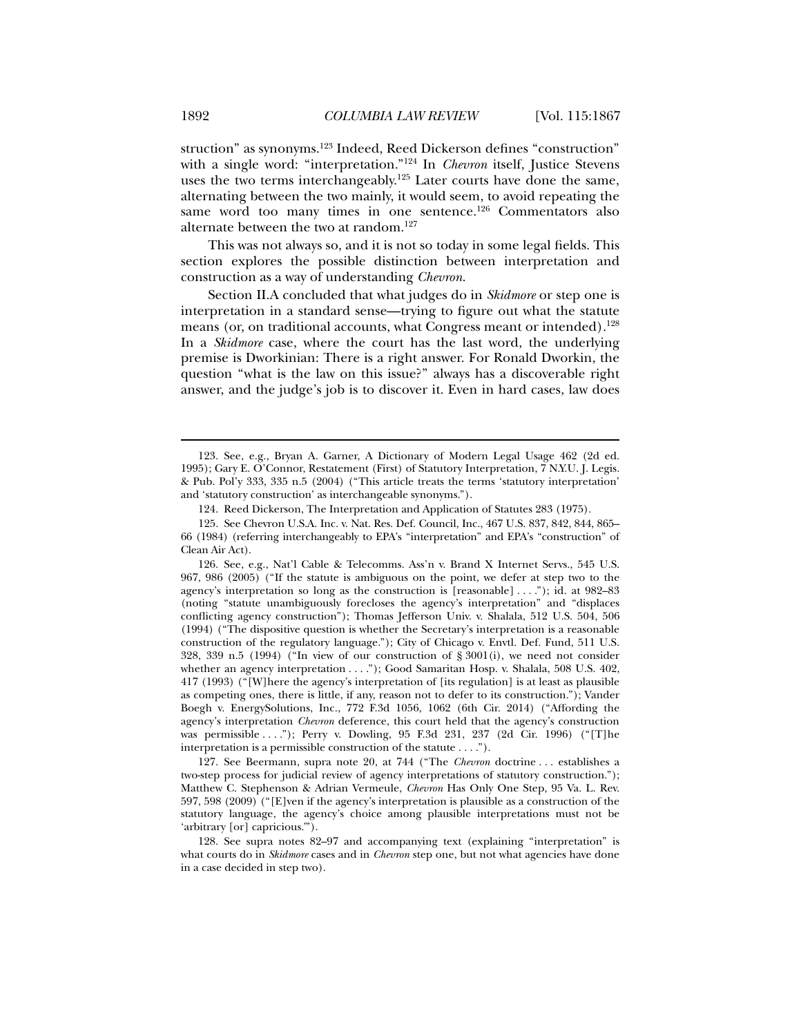struction" as synonyms.[123] Indeed, Reed Dickerson defines "construction" with a single word: "interpretation."[124] In *Chevron* itself, Justice Stevens uses the two terms interchangeably.[125] Later courts have done the same, alternating between the two mainly, it would seem, to avoid repeating the same word too many times in one sentence.[126] Commentators also alternate between the two at random.[127]

This was not always so, and it is not so today in some legal fields. This section explores the possible distinction between interpretation and construction as a way of understanding *Chevron*.

Section II.A concluded that what judges do in *Skidmore* or step one is interpretation in a standard sense—trying to figure out what the statute means (or, on traditional accounts, what Congress meant or intended).[128] In a *Skidmore* case, where the court has the last word, the underlying premise is Dworkinian: There is a right answer. For Ronald Dworkin, the question "what is the law on this issue?" always has a discoverable right answer, and the judge's job is to discover it. Even in hard cases, law does

---

123. See, e.g., Bryan A. Garner, A Dictionary of Modern Legal Usage 462 (2d ed. 1995); Gary E. O'Connor, Restatement (First) of Statutory Interpretation, 7 N.Y.U. J. Legis. & Pub. Pol'y 333, 335 n.5 (2004) ("This article treats the terms 'statutory interpretation' and 'statutory construction' as interchangeable synonyms.").

124. Reed Dickerson, The Interpretation and Application of Statutes 283 (1975).

125. See Chevron U.S.A. Inc. v. Nat. Res. Def. Council, Inc., 467 U.S. 837, 842, 844, 865–66 (1984) (referring interchangeably to EPA's "interpretation" and EPA's "construction" of Clean Air Act).

126. See, e.g., Nat'l Cable & Telecomms. Ass'n v. Brand X Internet Servs., 545 U.S. 967, 986 (2005) ("If the statute is ambiguous on the point, we defer at step two to the agency's interpretation so long as the construction is [reasonable] . . . ."); id. at 982–83 (noting "statute unambiguously forecloses the agency's interpretation" and "displaces conflicting agency construction"); Thomas Jefferson Univ. v. Shalala, 512 U.S. 504, 506 (1994) ("The dispositive question is whether the Secretary's interpretation is a reasonable construction of the regulatory language."); City of Chicago v. Envtl. Def. Fund, 511 U.S. 328, 339 n.5 (1994) ("In view of our construction of § 3001(i), we need not consider whether an agency interpretation . . . ."); Good Samaritan Hosp. v. Shalala, 508 U.S. 402, 417 (1993) ("[W]here the agency's interpretation of [its regulation] is at least as plausible as competing ones, there is little, if any, reason not to defer to its construction."); Vander Boegh v. EnergySolutions, Inc., 772 F.3d 1056, 1062 (6th Cir. 2014) ("Affording the agency's interpretation *Chevron* deference, this court held that the agency's construction was permissible . . . ."); Perry v. Dowling, 95 F.3d 231, 237 (2d Cir. 1996) ("[T]he interpretation is a permissible construction of the statute . . . .").

127. See Beermann, supra note 20, at 744 ("The *Chevron* doctrine . . . establishes a two-step process for judicial review of agency interpretations of statutory construction."); Matthew C. Stephenson & Adrian Vermeule, *Chevron* Has Only One Step, 95 Va. L. Rev. 597, 598 (2009) ("[E]ven if the agency's interpretation is plausible as a construction of the statutory language, the agency's choice among plausible interpretations must not be 'arbitrary [or] capricious.'").

128. See supra notes 82–97 and accompanying text (explaining "interpretation" is what courts do in *Skidmore* cases and in *Chevron* step one, but not what agencies have done in a case decided in step two).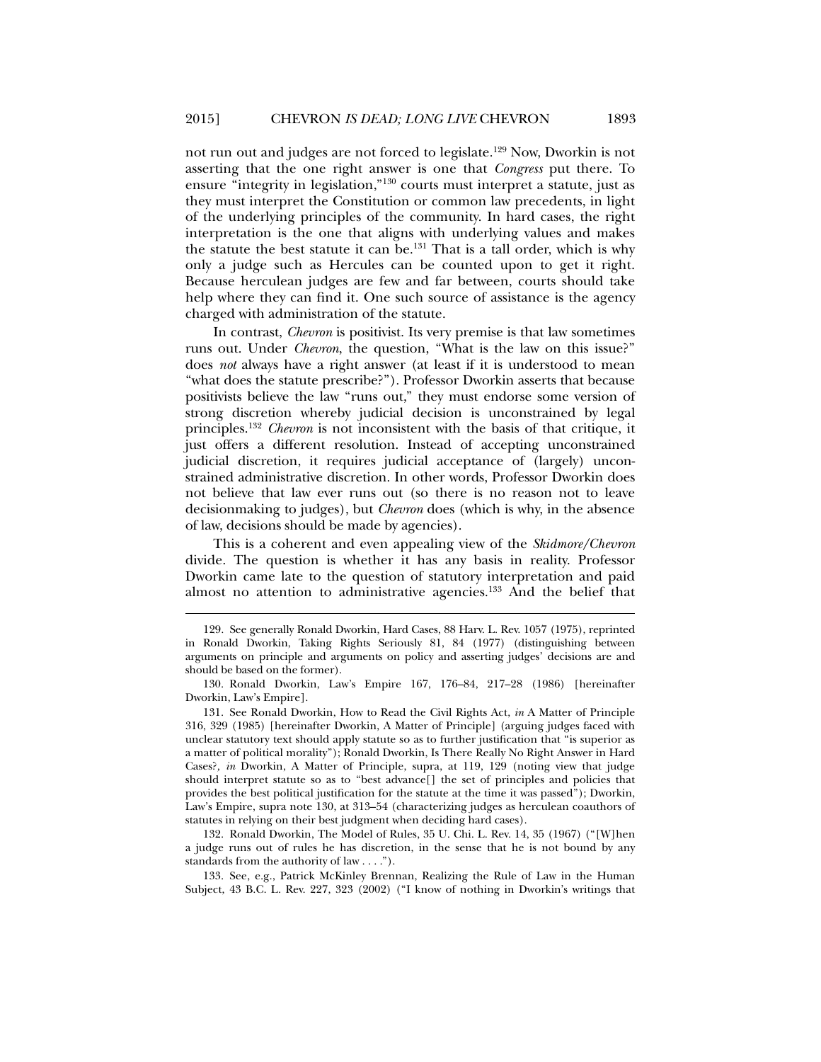not run out and judges are not forced to legislate.[129] Now, Dworkin is not asserting that the one right answer is one that *Congress* put there. To ensure "integrity in legislation,"[130] courts must interpret a statute, just as they must interpret the Constitution or common law precedents, in light of the underlying principles of the community. In hard cases, the right interpretation is the one that aligns with underlying values and makes the statute the best statute it can be.[131] That is a tall order, which is why only a judge such as Hercules can be counted upon to get it right. Because herculean judges are few and far between, courts should take help where they can find it. One such source of assistance is the agency charged with administration of the statute.

In contrast, *Chevron* is positivist. Its very premise is that law sometimes runs out. Under *Chevron*, the question, "What is the law on this issue?" does *not* always have a right answer (at least if it is understood to mean "what does the statute prescribe?"). Professor Dworkin asserts that because positivists believe the law "runs out," they must endorse some version of strong discretion whereby judicial decision is unconstrained by legal principles.[132] *Chevron* is not inconsistent with the basis of that critique, it just offers a different resolution. Instead of accepting unconstrained judicial discretion, it requires judicial acceptance of (largely) unconstrained administrative discretion. In other words, Professor Dworkin does not believe that law ever runs out (so there is no reason not to leave decisionmaking to judges), but *Chevron* does (which is why, in the absence of law, decisions should be made by agencies).

This is a coherent and even appealing view of the *Skidmore/Chevron* divide. The question is whether it has any basis in reality. Professor Dworkin came late to the question of statutory interpretation and paid almost no attention to administrative agencies.[133] And the belief that

---

129. See generally Ronald Dworkin, Hard Cases, 88 Harv. L. Rev. 1057 (1975), reprinted in Ronald Dworkin, Taking Rights Seriously 81, 84 (1977) (distinguishing between arguments on principle and arguments on policy and asserting judges' decisions are and should be based on the former).

130. Ronald Dworkin, Law's Empire 167, 176–84, 217–28 (1986) [hereinafter Dworkin, Law's Empire].

131. See Ronald Dworkin, How to Read the Civil Rights Act, *in* A Matter of Principle 316, 329 (1985) [hereinafter Dworkin, A Matter of Principle] (arguing judges faced with unclear statutory text should apply statute so as to further justification that "is superior as a matter of political morality"); Ronald Dworkin, Is There Really No Right Answer in Hard Cases?, *in* Dworkin, A Matter of Principle, supra, at 119, 129 (noting view that judge should interpret statute so as to "best advance[] the set of principles and policies that provides the best political justification for the statute at the time it was passed"); Dworkin, Law's Empire, supra note 130, at 313–54 (characterizing judges as herculean coauthors of statutes in relying on their best judgment when deciding hard cases).

132. Ronald Dworkin, The Model of Rules, 35 U. Chi. L. Rev. 14, 35 (1967) ("[W]hen a judge runs out of rules he has discretion, in the sense that he is not bound by any standards from the authority of law . . . .").

133. See, e.g., Patrick McKinley Brennan, Realizing the Rule of Law in the Human Subject, 43 B.C. L. Rev. 227, 323 (2002) ("I know of nothing in Dworkin's writings that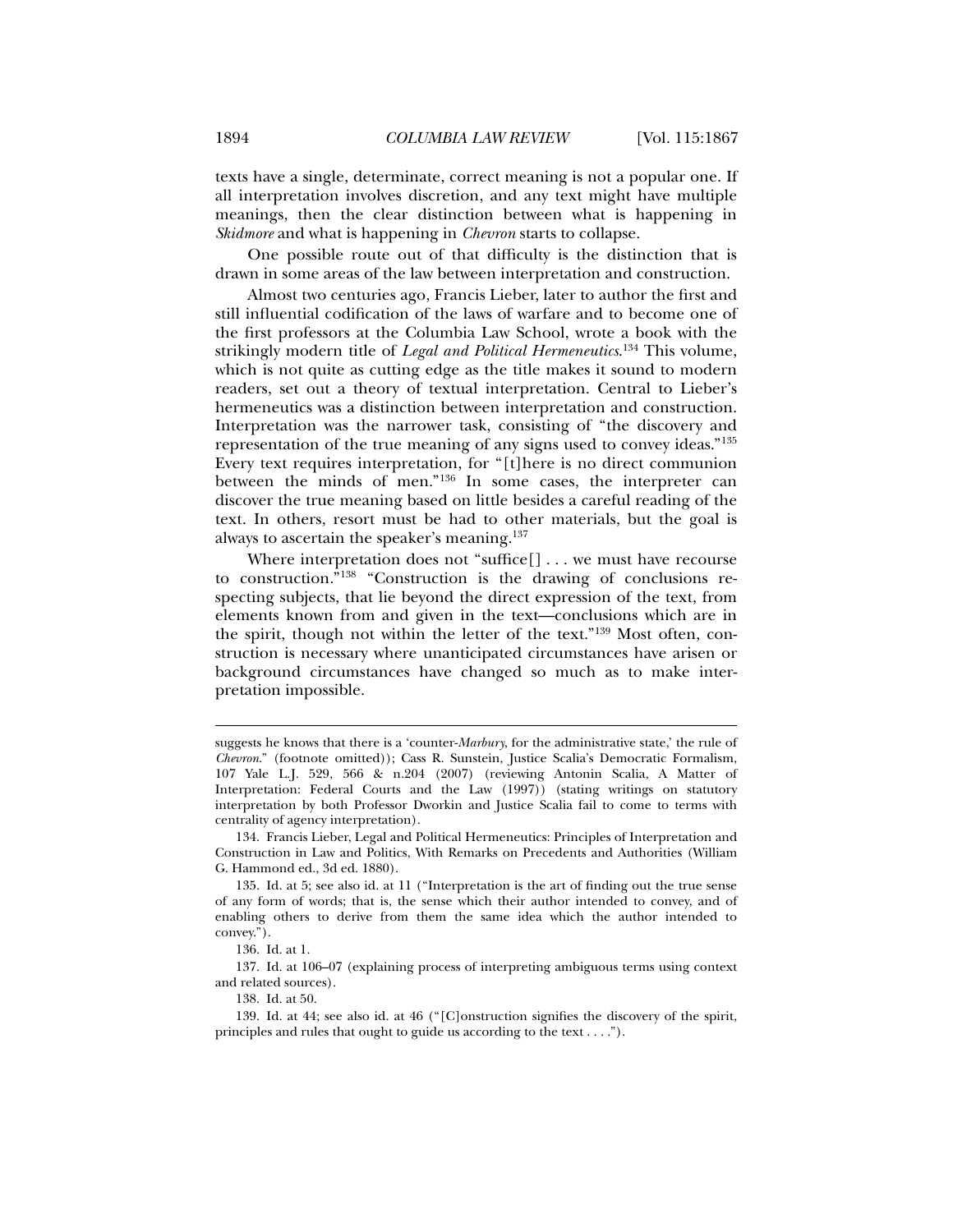texts have a single, determinate, correct meaning is not a popular one. If all interpretation involves discretion, and any text might have multiple meanings, then the clear distinction between what is happening in *Skidmore* and what is happening in *Chevron* starts to collapse.

One possible route out of that difficulty is the distinction that is drawn in some areas of the law between interpretation and construction.

Almost two centuries ago, Francis Lieber, later to author the first and still influential codification of the laws of warfare and to become one of the first professors at the Columbia Law School, wrote a book with the strikingly modern title of *Legal and Political Hermeneutics*.[134] This volume, which is not quite as cutting edge as the title makes it sound to modern readers, set out a theory of textual interpretation. Central to Lieber's hermeneutics was a distinction between interpretation and construction. Interpretation was the narrower task, consisting of "the discovery and representation of the true meaning of any signs used to convey ideas."[135] Every text requires interpretation, for "[t]here is no direct communion between the minds of men."[136] In some cases, the interpreter can discover the true meaning based on little besides a careful reading of the text. In others, resort must be had to other materials, but the goal is always to ascertain the speaker's meaning.[137]

Where interpretation does not "suffice[] . . . we must have recourse to construction."[138] "Construction is the drawing of conclusions respecting subjects, that lie beyond the direct expression of the text, from elements known from and given in the text—conclusions which are in the spirit, though not within the letter of the text."[139] Most often, construction is necessary where unanticipated circumstances have arisen or background circumstances have changed so much as to make interpretation impossible.

---

suggests he knows that there is a 'counter-*Marbury*, for the administrative state,' the rule of *Chevron*." (footnote omitted)); Cass R. Sunstein, Justice Scalia's Democratic Formalism, 107 Yale L.J. 529, 566 & n.204 (2007) (reviewing Antonin Scalia, A Matter of Interpretation: Federal Courts and the Law (1997)) (stating writings on statutory interpretation by both Professor Dworkin and Justice Scalia fail to come to terms with centrality of agency interpretation).

134. Francis Lieber, Legal and Political Hermeneutics: Principles of Interpretation and Construction in Law and Politics, With Remarks on Precedents and Authorities (William G. Hammond ed., 3d ed. 1880).

135. Id. at 5; see also id. at 11 ("Interpretation is the art of finding out the true sense of any form of words; that is, the sense which their author intended to convey, and of enabling others to derive from them the same idea which the author intended to convey.").

136. Id. at 1.

137. Id. at 106–07 (explaining process of interpreting ambiguous terms using context and related sources).

138. Id. at 50.

139. Id. at 44; see also id. at 46 ("[C]onstruction signifies the discovery of the spirit, principles and rules that ought to guide us according to the text . . . .").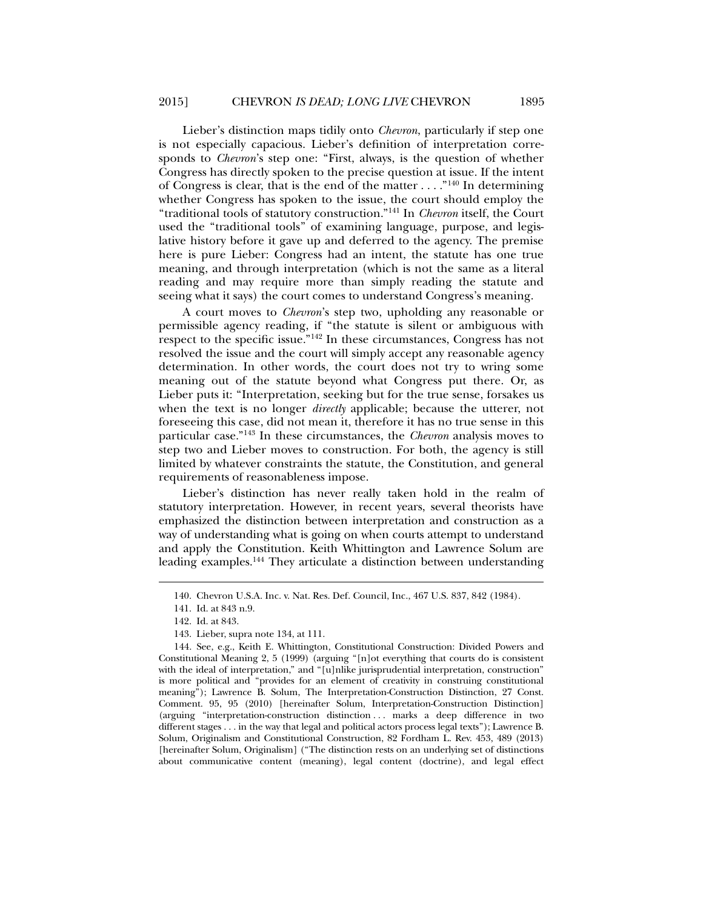Lieber's distinction maps tidily onto *Chevron*, particularly if step one is not especially capacious. Lieber's definition of interpretation corresponds to *Chevron*'s step one: "First, always, is the question of whether Congress has directly spoken to the precise question at issue. If the intent of Congress is clear, that is the end of the matter . . . ."[140] In determining whether Congress has spoken to the issue, the court should employ the "traditional tools of statutory construction."[141] In *Chevron* itself, the Court used the "traditional tools" of examining language, purpose, and legislative history before it gave up and deferred to the agency. The premise here is pure Lieber: Congress had an intent, the statute has one true meaning, and through interpretation (which is not the same as a literal reading and may require more than simply reading the statute and seeing what it says) the court comes to understand Congress's meaning.

A court moves to *Chevron*'s step two, upholding any reasonable or permissible agency reading, if "the statute is silent or ambiguous with respect to the specific issue."[142] In these circumstances, Congress has not resolved the issue and the court will simply accept any reasonable agency determination. In other words, the court does not try to wring some meaning out of the statute beyond what Congress put there. Or, as Lieber puts it: "Interpretation, seeking but for the true sense, forsakes us when the text is no longer *directly* applicable; because the utterer, not foreseeing this case, did not mean it, therefore it has no true sense in this particular case."[143] In these circumstances, the *Chevron* analysis moves to step two and Lieber moves to construction. For both, the agency is still limited by whatever constraints the statute, the Constitution, and general requirements of reasonableness impose.

Lieber's distinction has never really taken hold in the realm of statutory interpretation. However, in recent years, several theorists have emphasized the distinction between interpretation and construction as a way of understanding what is going on when courts attempt to understand and apply the Constitution. Keith Whittington and Lawrence Solum are leading examples.[144] They articulate a distinction between understanding

---

140. Chevron U.S.A. Inc. v. Nat. Res. Def. Council, Inc., 467 U.S. 837, 842 (1984).

141. Id. at 843 n.9.

142. Id. at 843.

143. Lieber, supra note 134, at 111.

144. See, e.g., Keith E. Whittington, Constitutional Construction: Divided Powers and Constitutional Meaning 2, 5 (1999) (arguing "[n]ot everything that courts do is consistent with the ideal of interpretation," and "[u]nlike jurisprudential interpretation, construction" is more political and "provides for an element of creativity in construing constitutional meaning"); Lawrence B. Solum, The Interpretation-Construction Distinction, 27 Const. Comment. 95, 95 (2010) [hereinafter Solum, Interpretation-Construction Distinction] (arguing "interpretation-construction distinction . . . marks a deep difference in two different stages . . . in the way that legal and political actors process legal texts"); Lawrence B. Solum, Originalism and Constitutional Construction, 82 Fordham L. Rev. 453, 489 (2013) [hereinafter Solum, Originalism] ("The distinction rests on an underlying set of distinctions about communicative content (meaning), legal content (doctrine), and legal effect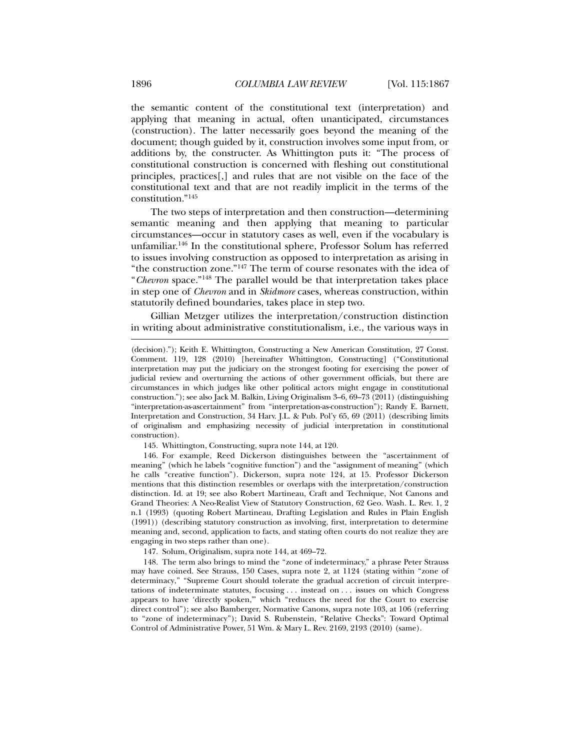the semantic content of the constitutional text (interpretation) and applying that meaning in actual, often unanticipated, circumstances (construction). The latter necessarily goes beyond the meaning of the document; though guided by it, construction involves some input from, or additions by, the constructer. As Whittington puts it: "The process of constitutional construction is concerned with fleshing out constitutional principles, practices[,] and rules that are not visible on the face of the constitutional text and that are not readily implicit in the terms of the constitution."[145]

The two steps of interpretation and then construction—determining semantic meaning and then applying that meaning to particular circumstances—occur in statutory cases as well, even if the vocabulary is unfamiliar.[146] In the constitutional sphere, Professor Solum has referred to issues involving construction as opposed to interpretation as arising in "the construction zone."[147] The term of course resonates with the idea of "*Chevron* space."[148] The parallel would be that interpretation takes place in step one of *Chevron* and in *Skidmore* cases, whereas construction, within statutorily defined boundaries, takes place in step two.

Gillian Metzger utilizes the interpretation/construction distinction in writing about administrative constitutionalism, i.e., the various ways in

---

(decision)."); Keith E. Whittington, Constructing a New American Constitution, 27 Const. Comment. 119, 128 (2010) [hereinafter Whittington, Constructing] ("Constitutional interpretation may put the judiciary on the strongest footing for exercising the power of judicial review and overturning the actions of other government officials, but there are circumstances in which judges like other political actors might engage in constitutional construction."); see also Jack M. Balkin, Living Originalism 3–6, 69–73 (2011) (distinguishing "interpretation-as-ascertainment" from "interpretation-as-construction"); Randy E. Barnett, Interpretation and Construction, 34 Harv. J.L. & Pub. Pol'y 65, 69 (2011) (describing limits of originalism and emphasizing necessity of judicial interpretation in constitutional construction).

145. Whittington, Constructing, supra note 144, at 120.

146. For example, Reed Dickerson distinguishes between the "ascertainment of meaning" (which he labels "cognitive function") and the "assignment of meaning" (which he calls "creative function"). Dickerson, supra note 124, at 15. Professor Dickerson mentions that this distinction resembles or overlaps with the interpretation/construction distinction. Id. at 19; see also Robert Martineau, Craft and Technique, Not Canons and Grand Theories: A Neo-Realist View of Statutory Construction, 62 Geo. Wash. L. Rev. 1, 2 n.1 (1993) (quoting Robert Martineau, Drafting Legislation and Rules in Plain English (1991)) (describing statutory construction as involving, first, interpretation to determine meaning and, second, application to facts, and stating often courts do not realize they are engaging in two steps rather than one).

147. Solum, Originalism, supra note 144, at 469–72.

148. The term also brings to mind the "zone of indeterminacy," a phrase Peter Strauss may have coined. See Strauss, 150 Cases, supra note 2, at 1124 (stating within "zone of determinacy," "Supreme Court should tolerate the gradual accretion of circuit interpretations of indeterminate statutes, focusing . . . instead on . . . issues on which Congress appears to have 'directly spoken,'" which "reduces the need for the Court to exercise direct control"); see also Bamberger, Normative Canons, supra note 103, at 106 (referring to "zone of indeterminacy"); David S. Rubenstein, "Relative Checks": Toward Optimal Control of Administrative Power, 51 Wm. & Mary L. Rev. 2169, 2193 (2010) (same).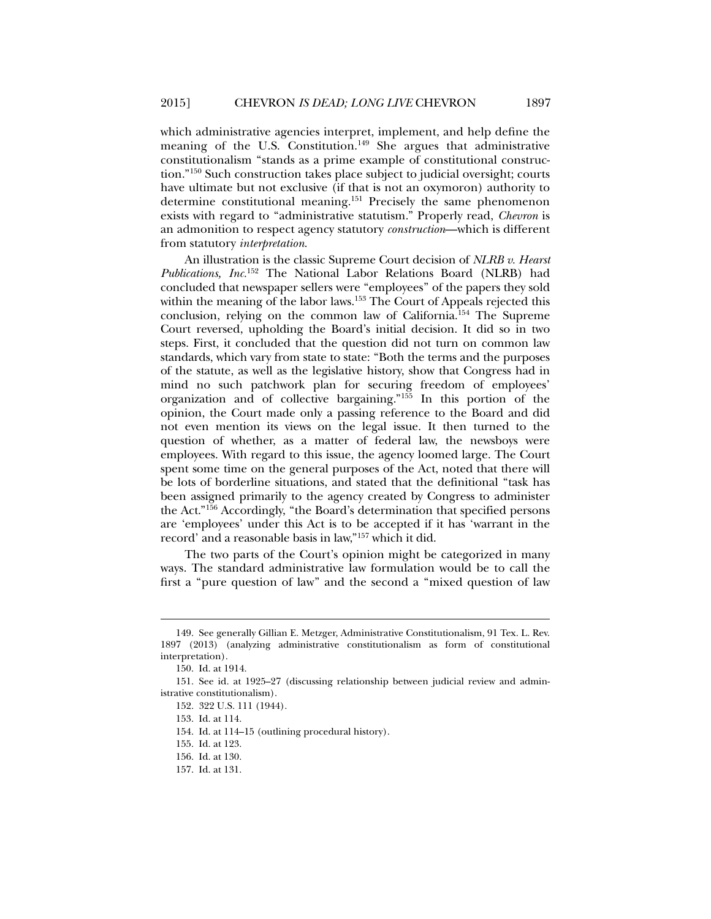which administrative agencies interpret, implement, and help define the meaning of the U.S. Constitution.[149] She argues that administrative constitutionalism "stands as a prime example of constitutional construction."[150] Such construction takes place subject to judicial oversight; courts have ultimate but not exclusive (if that is not an oxymoron) authority to determine constitutional meaning.[151] Precisely the same phenomenon exists with regard to "administrative statutism." Properly read, *Chevron* is an admonition to respect agency statutory *construction*—which is different from statutory *interpretation*.

An illustration is the classic Supreme Court decision of *NLRB v. Hearst Publications, Inc.*[152] The National Labor Relations Board (NLRB) had concluded that newspaper sellers were "employees" of the papers they sold within the meaning of the labor laws.[153] The Court of Appeals rejected this conclusion, relying on the common law of California.[154] The Supreme Court reversed, upholding the Board's initial decision. It did so in two steps. First, it concluded that the question did not turn on common law standards, which vary from state to state: "Both the terms and the purposes of the statute, as well as the legislative history, show that Congress had in mind no such patchwork plan for securing freedom of employees' organization and of collective bargaining."[155] In this portion of the opinion, the Court made only a passing reference to the Board and did not even mention its views on the legal issue. It then turned to the question of whether, as a matter of federal law, the newsboys were employees. With regard to this issue, the agency loomed large. The Court spent some time on the general purposes of the Act, noted that there will be lots of borderline situations, and stated that the definitional "task has been assigned primarily to the agency created by Congress to administer the Act."[156] Accordingly, "the Board's determination that specified persons are 'employees' under this Act is to be accepted if it has 'warrant in the record' and a reasonable basis in law,"[157] which it did.

The two parts of the Court's opinion might be categorized in many ways. The standard administrative law formulation would be to call the first a "pure question of law" and the second a "mixed question of law

---

149. See generally Gillian E. Metzger, Administrative Constitutionalism, 91 Tex. L. Rev. 1897 (2013) (analyzing administrative constitutionalism as form of constitutional interpretation).

150. Id. at 1914.

151. See id. at 1925–27 (discussing relationship between judicial review and administrative constitutionalism).

152. 322 U.S. 111 (1944).

153. Id. at 114.

154. Id. at 114–15 (outlining procedural history).

155. Id. at 123.

156. Id. at 130.

157. Id. at 131.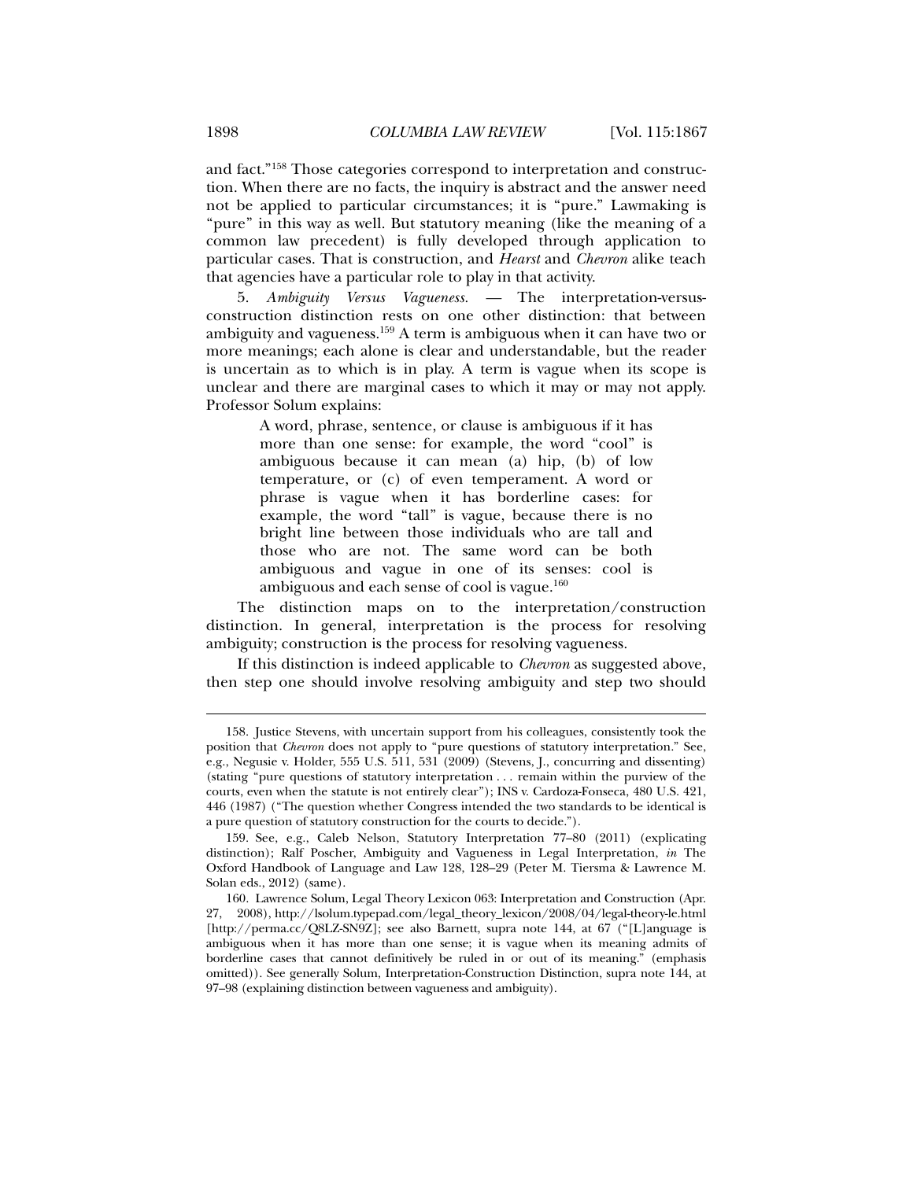and fact."[158] Those categories correspond to interpretation and construction. When there are no facts, the inquiry is abstract and the answer need not be applied to particular circumstances; it is "pure." Lawmaking is "pure" in this way as well. But statutory meaning (like the meaning of a common law precedent) is fully developed through application to particular cases. That is construction, and *Hearst* and *Chevron* alike teach that agencies have a particular role to play in that activity.

5. *Ambiguity Versus Vagueness.* — The interpretation-versus-construction distinction rests on one other distinction: that between ambiguity and vagueness.[159] A term is ambiguous when it can have two or more meanings; each alone is clear and understandable, but the reader is uncertain as to which is in play. A term is vague when its scope is unclear and there are marginal cases to which it may or may not apply. Professor Solum explains:

> A word, phrase, sentence, or clause is ambiguous if it has more than one sense: for example, the word "cool" is ambiguous because it can mean (a) hip, (b) of low temperature, or (c) of even temperament. A word or phrase is vague when it has borderline cases: for example, the word "tall" is vague, because there is no bright line between those individuals who are tall and those who are not. The same word can be both ambiguous and vague in one of its senses: cool is ambiguous and each sense of cool is vague.[160]

The distinction maps on to the interpretation/construction distinction. In general, interpretation is the process for resolving ambiguity; construction is the process for resolving vagueness.

If this distinction is indeed applicable to *Chevron* as suggested above, then step one should involve resolving ambiguity and step two should

---

158. Justice Stevens, with uncertain support from his colleagues, consistently took the position that *Chevron* does not apply to "pure questions of statutory interpretation." See, e.g., Negusie v. Holder, 555 U.S. 511, 531 (2009) (Stevens, J., concurring and dissenting) (stating "pure questions of statutory interpretation . . . remain within the purview of the courts, even when the statute is not entirely clear"); INS v. Cardoza-Fonseca, 480 U.S. 421, 446 (1987) ("The question whether Congress intended the two standards to be identical is a pure question of statutory construction for the courts to decide.").

159. See, e.g., Caleb Nelson, Statutory Interpretation 77–80 (2011) (explicating distinction); Ralf Poscher, Ambiguity and Vagueness in Legal Interpretation, *in* The Oxford Handbook of Language and Law 128, 128–29 (Peter M. Tiersma & Lawrence M. Solan eds., 2012) (same).

160. Lawrence Solum, Legal Theory Lexicon 063: Interpretation and Construction (Apr. 27, 2008), http://lsolum.typepad.com/legal_theory_lexicon/2008/04/legal-theory-le.html [http://perma.cc/Q8LZ-SN9Z]; see also Barnett, supra note 144, at 67 ("[L]anguage is ambiguous when it has more than one sense; it is vague when its meaning admits of borderline cases that cannot definitively be ruled in or out of its meaning." (emphasis omitted)). See generally Solum, Interpretation-Construction Distinction, supra note 144, at 97–98 (explaining distinction between vagueness and ambiguity).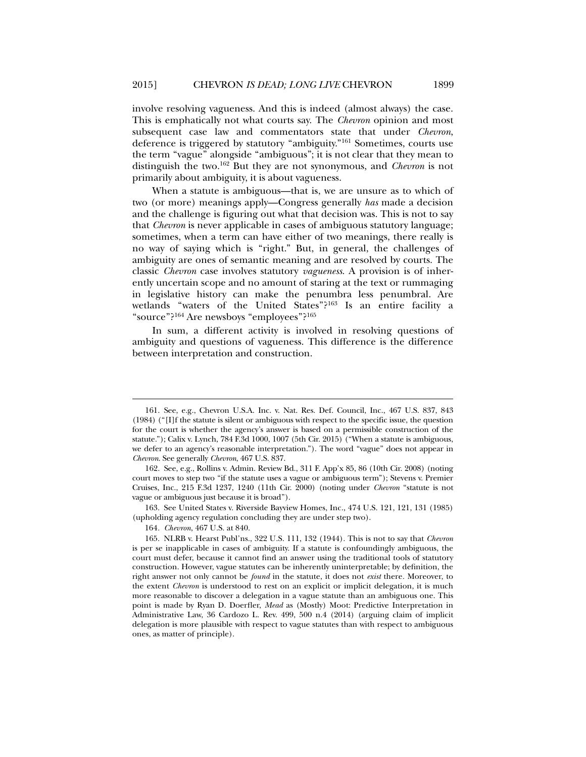involve resolving vagueness. And this is indeed (almost always) the case. This is emphatically not what courts say. The *Chevron* opinion and most subsequent case law and commentators state that under *Chevron*, deference is triggered by statutory "ambiguity."[161] Sometimes, courts use the term "vague" alongside "ambiguous"; it is not clear that they mean to distinguish the two.[162] But they are not synonymous, and *Chevron* is not primarily about ambiguity, it is about vagueness.

When a statute is ambiguous—that is, we are unsure as to which of two (or more) meanings apply—Congress generally *has* made a decision and the challenge is figuring out what that decision was. This is not to say that *Chevron* is never applicable in cases of ambiguous statutory language; sometimes, when a term can have either of two meanings, there really is no way of saying which is "right." But, in general, the challenges of ambiguity are ones of semantic meaning and are resolved by courts. The classic *Chevron* case involves statutory *vagueness*. A provision is of inherently uncertain scope and no amount of staring at the text or rummaging in legislative history can make the penumbra less penumbral. Are wetlands "waters of the United States"?[163] Is an entire facility a "source"?[164] Are newsboys "employees"?[165]

In sum, a different activity is involved in resolving questions of ambiguity and questions of vagueness. This difference is the difference between interpretation and construction.

---

161. See, e.g., Chevron U.S.A. Inc. v. Nat. Res. Def. Council, Inc., 467 U.S. 837, 843 (1984) ("[I]f the statute is silent or ambiguous with respect to the specific issue, the question for the court is whether the agency's answer is based on a permissible construction of the statute."); Calix v. Lynch, 784 F.3d 1000, 1007 (5th Cir. 2015) ("When a statute is ambiguous, we defer to an agency's reasonable interpretation."). The word "vague" does not appear in *Chevron*. See generally *Chevron*, 467 U.S. 837.

162. See, e.g., Rollins v. Admin. Review Bd., 311 F. App'x 85, 86 (10th Cir. 2008) (noting court moves to step two "if the statute uses a vague or ambiguous term"); Stevens v. Premier Cruises, Inc., 215 F.3d 1237, 1240 (11th Cir. 2000) (noting under *Chevron* "statute is not vague or ambiguous just because it is broad").

163. See United States v. Riverside Bayview Homes, Inc., 474 U.S. 121, 121, 131 (1985) (upholding agency regulation concluding they are under step two).

164. *Chevron*, 467 U.S. at 840.

165. NLRB v. Hearst Publ'ns., 322 U.S. 111, 132 (1944). This is not to say that *Chevron* is per se inapplicable in cases of ambiguity. If a statute is confoundingly ambiguous, the court must defer, because it cannot find an answer using the traditional tools of statutory construction. However, vague statutes can be inherently uninterpretable; by definition, the right answer not only cannot be *found* in the statute, it does not *exist* there. Moreover, to the extent *Chevron* is understood to rest on an explicit or implicit delegation, it is much more reasonable to discover a delegation in a vague statute than an ambiguous one. This point is made by Ryan D. Doerfler, *Mead* as (Mostly) Moot: Predictive Interpretation in Administrative Law, 36 Cardozo L. Rev. 499, 500 n.4 (2014) (arguing claim of implicit delegation is more plausible with respect to vague statutes than with respect to ambiguous ones, as matter of principle).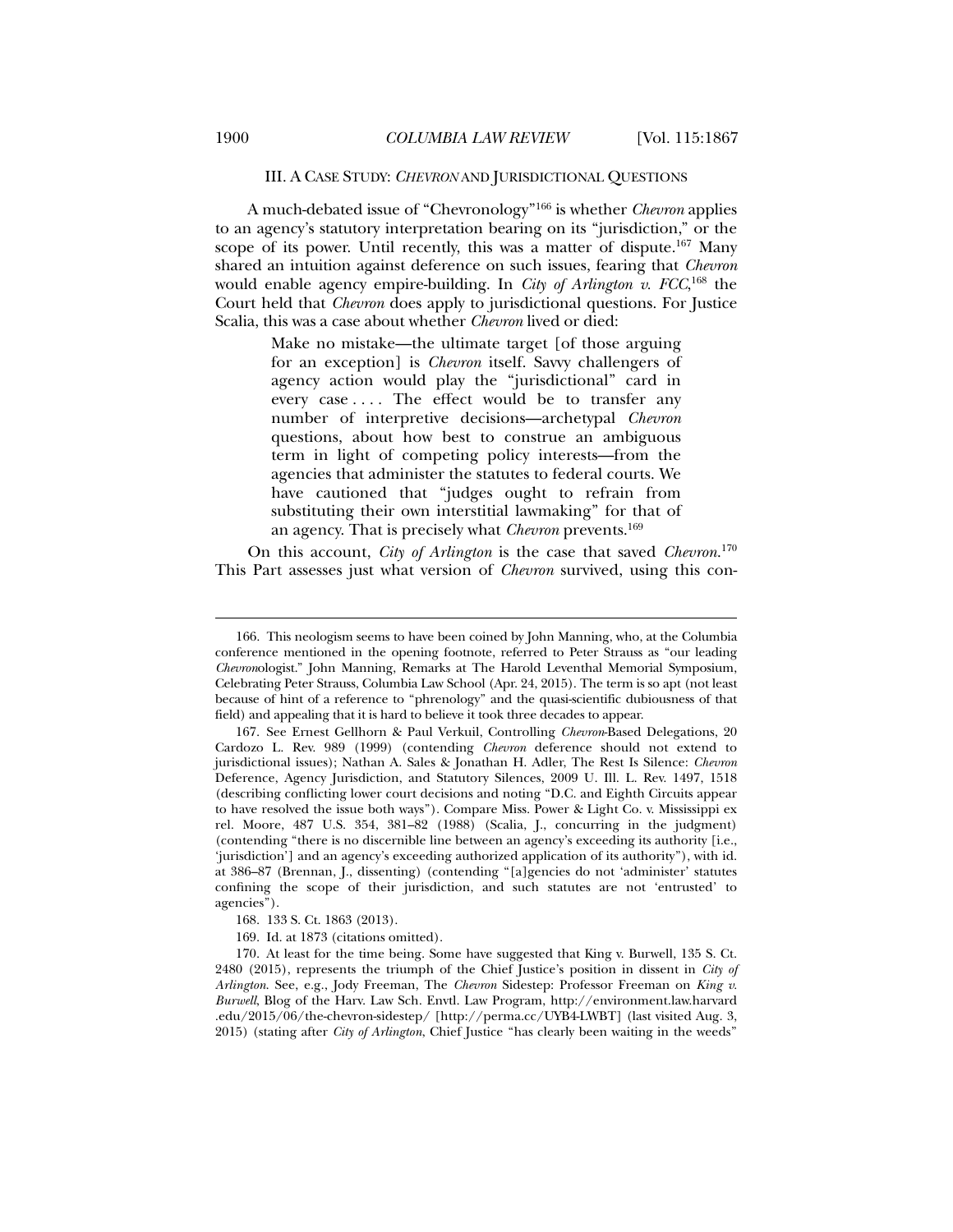## III. A CASE STUDY: *CHEVRON* AND JURISDICTIONAL QUESTIONS

A much-debated issue of "Chevronology"[166] is whether *Chevron* applies to an agency's statutory interpretation bearing on its "jurisdiction," or the scope of its power. Until recently, this was a matter of dispute.[167] Many shared an intuition against deference on such issues, fearing that *Chevron* would enable agency empire-building. In *City of Arlington v. FCC*,[168] the Court held that *Chevron* does apply to jurisdictional questions. For Justice Scalia, this was a case about whether *Chevron* lived or died:

> Make no mistake—the ultimate target [of those arguing for an exception] is *Chevron* itself. Savvy challengers of agency action would play the "jurisdictional" card in every case . . . . The effect would be to transfer any number of interpretive decisions—archetypal *Chevron* questions, about how best to construe an ambiguous term in light of competing policy interests—from the agencies that administer the statutes to federal courts. We have cautioned that "judges ought to refrain from substituting their own interstitial lawmaking" for that of an agency. That is precisely what *Chevron* prevents.[169]

On this account, *City of Arlington* is the case that saved *Chevron*.[170] This Part assesses just what version of *Chevron* survived, using this con-

---

166. This neologism seems to have been coined by John Manning, who, at the Columbia conference mentioned in the opening footnote, referred to Peter Strauss as "our leading *Chevron*ologist." John Manning, Remarks at The Harold Leventhal Memorial Symposium, Celebrating Peter Strauss, Columbia Law School (Apr. 24, 2015). The term is so apt (not least because of hint of a reference to "phrenology" and the quasi-scientific dubiousness of that field) and appealing that it is hard to believe it took three decades to appear.

167. See Ernest Gellhorn & Paul Verkuil, Controlling *Chevron*-Based Delegations, 20 Cardozo L. Rev. 989 (1999) (contending *Chevron* deference should not extend to jurisdictional issues); Nathan A. Sales & Jonathan H. Adler, The Rest Is Silence: *Chevron* Deference, Agency Jurisdiction, and Statutory Silences, 2009 U. Ill. L. Rev. 1497, 1518 (describing conflicting lower court decisions and noting "D.C. and Eighth Circuits appear to have resolved the issue both ways"). Compare Miss. Power & Light Co. v. Mississippi ex rel. Moore, 487 U.S. 354, 381–82 (1988) (Scalia, J., concurring in the judgment) (contending "there is no discernible line between an agency's exceeding its authority [i.e., 'jurisdiction'] and an agency's exceeding authorized application of its authority"), with id. at 386–87 (Brennan, J., dissenting) (contending "[a]gencies do not 'administer' statutes confining the scope of their jurisdiction, and such statutes are not 'entrusted' to agencies").

168. 133 S. Ct. 1863 (2013).

169. Id. at 1873 (citations omitted).

170. At least for the time being. Some have suggested that King v. Burwell, 135 S. Ct. 2480 (2015), represents the triumph of the Chief Justice's position in dissent in *City of Arlington*. See, e.g., Jody Freeman, The *Chevron* Sidestep: Professor Freeman on *King v. Burwell*, Blog of the Harv. Law Sch. Envtl. Law Program, http://environment.law.harvard.edu/2015/06/the-chevron-sidestep/ [http://perma.cc/UYB4-LWBT] (last visited Aug. 3, 2015) (stating after *City of Arlington*, Chief Justice "has clearly been waiting in the weeds"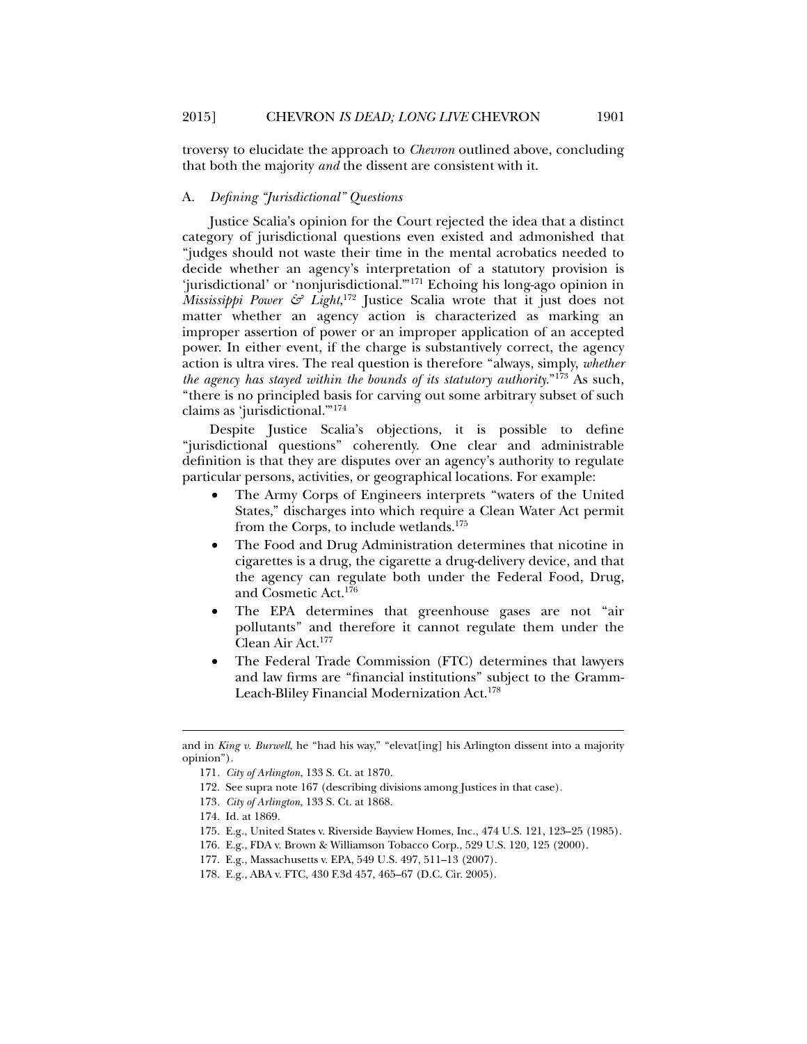troversy to elucidate the approach to *Chevron* outlined above, concluding that both the majority *and* the dissent are consistent with it.

### A. *Defining "Jurisdictional" Questions*

Justice Scalia's opinion for the Court rejected the idea that a distinct category of jurisdictional questions even existed and admonished that "judges should not waste their time in the mental acrobatics needed to decide whether an agency's interpretation of a statutory provision is 'jurisdictional' or 'nonjurisdictional.'"[171] Echoing his long-ago opinion in *Mississippi Power & Light*,[172] Justice Scalia wrote that it just does not matter whether an agency action is characterized as marking an improper assertion of power or an improper application of an accepted power. In either event, if the charge is substantively correct, the agency action is ultra vires. The real question is therefore "always, simply, *whether the agency has stayed within the bounds of its statutory authority*."[173] As such, "there is no principled basis for carving out some arbitrary subset of such claims as 'jurisdictional.'"[174]

Despite Justice Scalia's objections, it is possible to define "jurisdictional questions" coherently. One clear and administrable definition is that they are disputes over an agency's authority to regulate particular persons, activities, or geographical locations. For example:

- The Army Corps of Engineers interprets "waters of the United States," discharges into which require a Clean Water Act permit from the Corps, to include wetlands.[175]
- The Food and Drug Administration determines that nicotine in cigarettes is a drug, the cigarette a drug-delivery device, and that the agency can regulate both under the Federal Food, Drug, and Cosmetic Act.[176]
- The EPA determines that greenhouse gases are not "air pollutants" and therefore it cannot regulate them under the Clean Air Act.[177]
- The Federal Trade Commission (FTC) determines that lawyers and law firms are "financial institutions" subject to the Gramm-Leach-Bliley Financial Modernization Act.[178]

---

and in *King v. Burwell*, he "had his way," "elevat[ing] his Arlington dissent into a majority opinion").

171. *City of Arlington*, 133 S. Ct. at 1870.

172. See supra note 167 (describing divisions among Justices in that case).

173. *City of Arlington*, 133 S. Ct. at 1868.

174. Id. at 1869.

175. E.g., United States v. Riverside Bayview Homes, Inc., 474 U.S. 121, 123–25 (1985).

176. E.g., FDA v. Brown & Williamson Tobacco Corp., 529 U.S. 120, 125 (2000).

177. E.g., Massachusetts v. EPA, 549 U.S. 497, 511–13 (2007).

178. E.g., ABA v. FTC, 430 F.3d 457, 465–67 (D.C. Cir. 2005).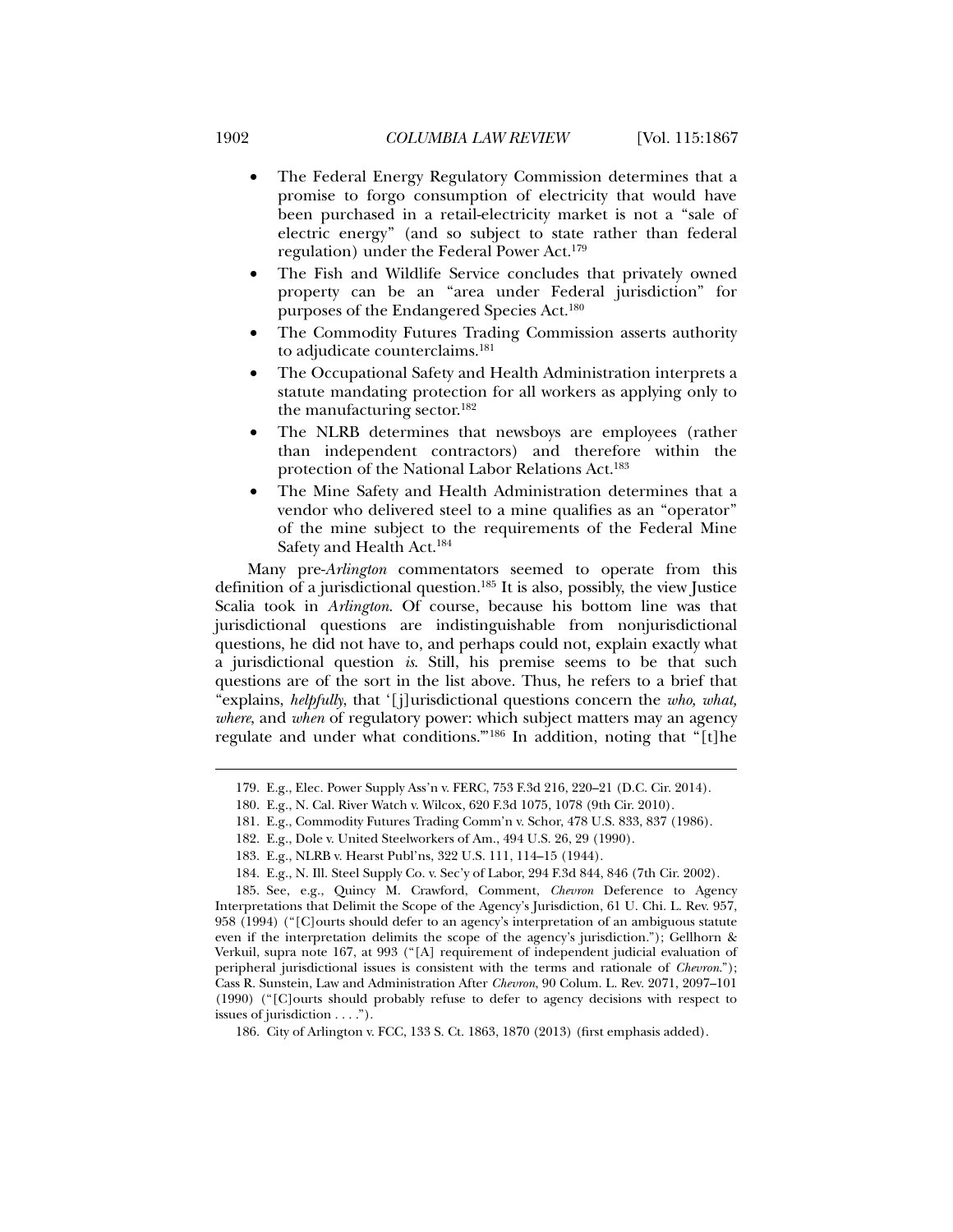- The Federal Energy Regulatory Commission determines that a promise to forgo consumption of electricity that would have been purchased in a retail-electricity market is not a "sale of electric energy" (and so subject to state rather than federal regulation) under the Federal Power Act.[179]
- The Fish and Wildlife Service concludes that privately owned property can be an "area under Federal jurisdiction" for purposes of the Endangered Species Act.[180]
- The Commodity Futures Trading Commission asserts authority to adjudicate counterclaims.[181]
- The Occupational Safety and Health Administration interprets a statute mandating protection for all workers as applying only to the manufacturing sector.[182]
- The NLRB determines that newsboys are employees (rather than independent contractors) and therefore within the protection of the National Labor Relations Act.[183]
- The Mine Safety and Health Administration determines that a vendor who delivered steel to a mine qualifies as an "operator" of the mine subject to the requirements of the Federal Mine Safety and Health Act.[184]

Many pre-*Arlington* commentators seemed to operate from this definition of a jurisdictional question.[185] It is also, possibly, the view Justice Scalia took in *Arlington*. Of course, because his bottom line was that jurisdictional questions are indistinguishable from nonjurisdictional questions, he did not have to, and perhaps could not, explain exactly what a jurisdictional question *is*. Still, his premise seems to be that such questions are of the sort in the list above. Thus, he refers to a brief that "explains, *helpfully*, that '[j]urisdictional questions concern the *who, what, where,* and *when* of regulatory power: which subject matters may an agency regulate and under what conditions.'"[186] In addition, noting that "[t]he

179. E.g., Elec. Power Supply Ass'n v. FERC, 753 F.3d 216, 220–21 (D.C. Cir. 2014).

180. E.g., N. Cal. River Watch v. Wilcox, 620 F.3d 1075, 1078 (9th Cir. 2010).

181. E.g., Commodity Futures Trading Comm'n v. Schor, 478 U.S. 833, 837 (1986).

182. E.g., Dole v. United Steelworkers of Am., 494 U.S. 26, 29 (1990).

183. E.g., NLRB v. Hearst Publ'ns, 322 U.S. 111, 114–15 (1944).

184. E.g., N. Ill. Steel Supply Co. v. Sec'y of Labor, 294 F.3d 844, 846 (7th Cir. 2002).

185. See, e.g., Quincy M. Crawford, Comment, *Chevron* Deference to Agency Interpretations that Delimit the Scope of the Agency's Jurisdiction, 61 U. Chi. L. Rev. 957, 958 (1994) ("[C]ourts should defer to an agency's interpretation of an ambiguous statute even if the interpretation delimits the scope of the agency's jurisdiction."); Gellhorn & Verkuil, supra note 167, at 993 ("[A] requirement of independent judicial evaluation of peripheral jurisdictional issues is consistent with the terms and rationale of *Chevron*."); Cass R. Sunstein, Law and Administration After *Chevron*, 90 Colum. L. Rev. 2071, 2097–101 (1990) ("[C]ourts should probably refuse to defer to agency decisions with respect to issues of jurisdiction . . . .").

186. City of Arlington v. FCC, 133 S. Ct. 1863, 1870 (2013) (first emphasis added).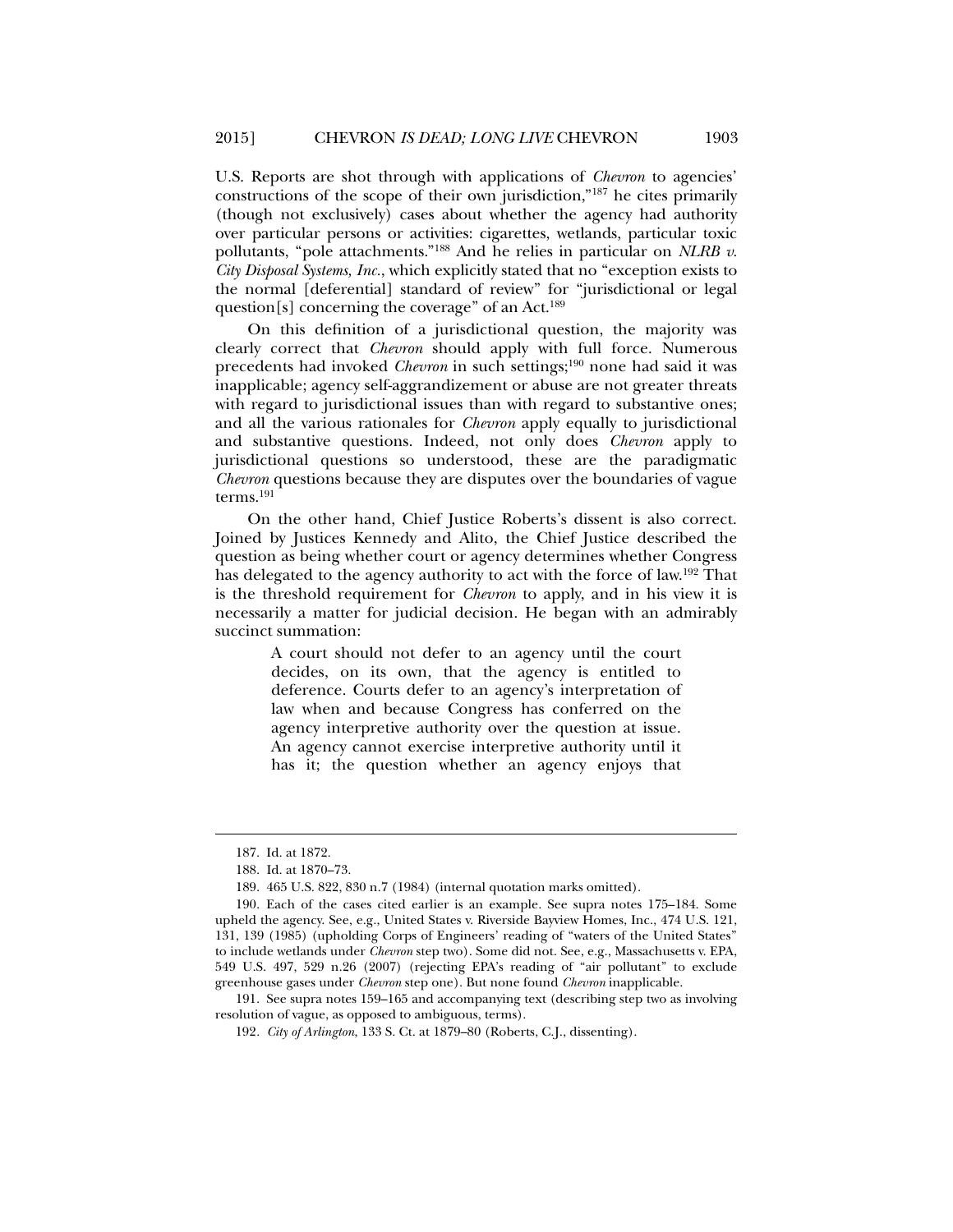U.S. Reports are shot through with applications of *Chevron* to agencies' constructions of the scope of their own jurisdiction,"[187] he cites primarily (though not exclusively) cases about whether the agency had authority over particular persons or activities: cigarettes, wetlands, particular toxic pollutants, "pole attachments."[188] And he relies in particular on *NLRB v. City Disposal Systems, Inc.*, which explicitly stated that no "exception exists to the normal [deferential] standard of review" for "jurisdictional or legal question[s] concerning the coverage" of an Act.[189]

On this definition of a jurisdictional question, the majority was clearly correct that *Chevron* should apply with full force. Numerous precedents had invoked *Chevron* in such settings;[190] none had said it was inapplicable; agency self-aggrandizement or abuse are not greater threats with regard to jurisdictional issues than with regard to substantive ones; and all the various rationales for *Chevron* apply equally to jurisdictional and substantive questions. Indeed, not only does *Chevron* apply to jurisdictional questions so understood, these are the paradigmatic *Chevron* questions because they are disputes over the boundaries of vague terms.[191]

On the other hand, Chief Justice Roberts's dissent is also correct. Joined by Justices Kennedy and Alito, the Chief Justice described the question as being whether court or agency determines whether Congress has delegated to the agency authority to act with the force of law.[192] That is the threshold requirement for *Chevron* to apply, and in his view it is necessarily a matter for judicial decision. He began with an admirably succinct summation:

> A court should not defer to an agency until the court decides, on its own, that the agency is entitled to deference. Courts defer to an agency's interpretation of law when and because Congress has conferred on the agency interpretive authority over the question at issue. An agency cannot exercise interpretive authority until it has it; the question whether an agency enjoys that

---

187. Id. at 1872.

188. Id. at 1870–73.

189. 465 U.S. 822, 830 n.7 (1984) (internal quotation marks omitted).

190. Each of the cases cited earlier is an example. See supra notes 175–184. Some upheld the agency. See, e.g., United States v. Riverside Bayview Homes, Inc., 474 U.S. 121, 131, 139 (1985) (upholding Corps of Engineers' reading of "waters of the United States" to include wetlands under *Chevron* step two). Some did not. See, e.g., Massachusetts v. EPA, 549 U.S. 497, 529 n.26 (2007) (rejecting EPA's reading of "air pollutant" to exclude greenhouse gases under *Chevron* step one). But none found *Chevron* inapplicable.

191. See supra notes 159–165 and accompanying text (describing step two as involving resolution of vague, as opposed to ambiguous, terms).

192. *City of Arlington*, 133 S. Ct. at 1879–80 (Roberts, C.J., dissenting).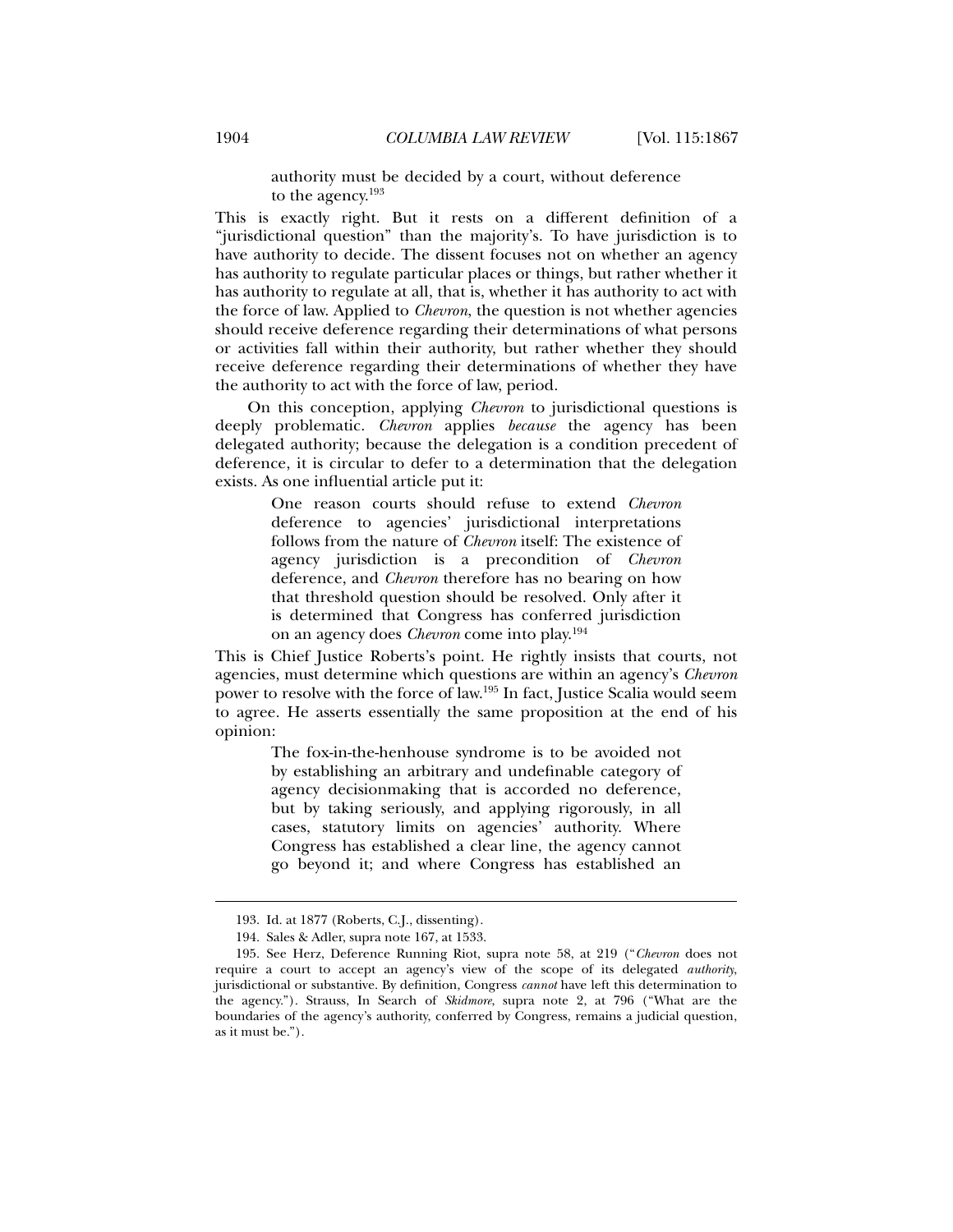> authority must be decided by a court, without deference to the agency.[193]

This is exactly right. But it rests on a different definition of a "jurisdictional question" than the majority's. To have jurisdiction is to have authority to decide. The dissent focuses not on whether an agency has authority to regulate particular places or things, but rather whether it has authority to regulate at all, that is, whether it has authority to act with the force of law. Applied to *Chevron*, the question is not whether agencies should receive deference regarding their determinations of what persons or activities fall within their authority, but rather whether they should receive deference regarding their determinations of whether they have the authority to act with the force of law, period.

On this conception, applying *Chevron* to jurisdictional questions is deeply problematic. *Chevron* applies *because* the agency has been delegated authority; because the delegation is a condition precedent of deference, it is circular to defer to a determination that the delegation exists. As one influential article put it:

> One reason courts should refuse to extend *Chevron* deference to agencies' jurisdictional interpretations follows from the nature of *Chevron* itself: The existence of agency jurisdiction is a precondition of *Chevron* deference, and *Chevron* therefore has no bearing on how that threshold question should be resolved. Only after it is determined that Congress has conferred jurisdiction on an agency does *Chevron* come into play.[194]

This is Chief Justice Roberts's point. He rightly insists that courts, not agencies, must determine which questions are within an agency's *Chevron* power to resolve with the force of law.[195] In fact, Justice Scalia would seem to agree. He asserts essentially the same proposition at the end of his opinion:

> The fox-in-the-henhouse syndrome is to be avoided not by establishing an arbitrary and undefinable category of agency decisionmaking that is accorded no deference, but by taking seriously, and applying rigorously, in all cases, statutory limits on agencies' authority. Where Congress has established a clear line, the agency cannot go beyond it; and where Congress has established an

---

193. Id. at 1877 (Roberts, C.J., dissenting).

194. Sales & Adler, supra note 167, at 1533.

195. See Herz, Deference Running Riot, supra note 58, at 219 ("*Chevron* does not require a court to accept an agency's view of the scope of its delegated *authority*, jurisdictional or substantive. By definition, Congress *cannot* have left this determination to the agency."). Strauss, In Search of *Skidmore*, supra note 2, at 796 ("What are the boundaries of the agency's authority, conferred by Congress, remains a judicial question, as it must be.").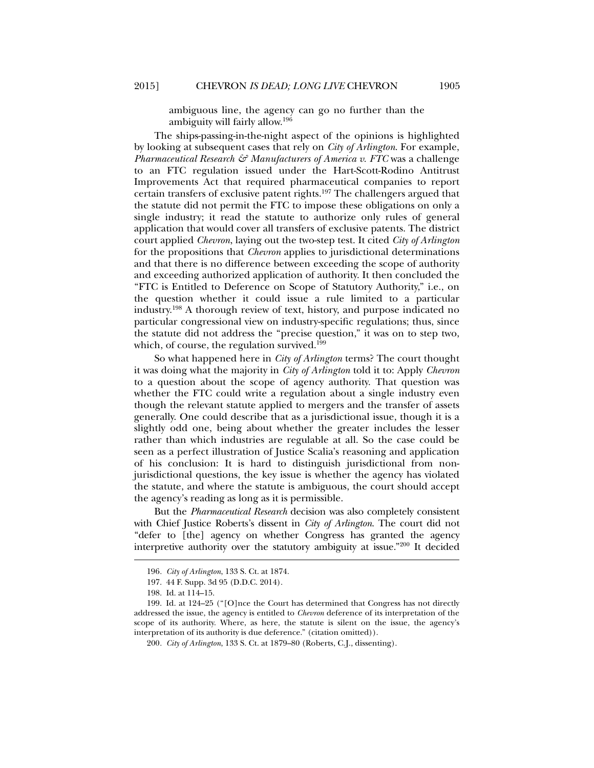ambiguous line, the agency can go no further than the ambiguity will fairly allow.[196]

The ships-passing-in-the-night aspect of the opinions is highlighted by looking at subsequent cases that rely on *City of Arlington*. For example, *Pharmaceutical Research & Manufacturers of America v. FTC* was a challenge to an FTC regulation issued under the Hart-Scott-Rodino Antitrust Improvements Act that required pharmaceutical companies to report certain transfers of exclusive patent rights.[197] The challengers argued that the statute did not permit the FTC to impose these obligations on only a single industry; it read the statute to authorize only rules of general application that would cover all transfers of exclusive patents. The district court applied *Chevron*, laying out the two-step test. It cited *City of Arlington* for the propositions that *Chevron* applies to jurisdictional determinations and that there is no difference between exceeding the scope of authority and exceeding authorized application of authority. It then concluded the "FTC is Entitled to Deference on Scope of Statutory Authority," i.e., on the question whether it could issue a rule limited to a particular industry.[198] A thorough review of text, history, and purpose indicated no particular congressional view on industry-specific regulations; thus, since the statute did not address the "precise question," it was on to step two, which, of course, the regulation survived.[199]

So what happened here in *City of Arlington* terms? The court thought it was doing what the majority in *City of Arlington* told it to: Apply *Chevron* to a question about the scope of agency authority. That question was whether the FTC could write a regulation about a single industry even though the relevant statute applied to mergers and the transfer of assets generally. One could describe that as a jurisdictional issue, though it is a slightly odd one, being about whether the greater includes the lesser rather than which industries are regulable at all. So the case could be seen as a perfect illustration of Justice Scalia's reasoning and application of his conclusion: It is hard to distinguish jurisdictional from non-jurisdictional questions, the key issue is whether the agency has violated the statute, and where the statute is ambiguous, the court should accept the agency's reading as long as it is permissible.

But the *Pharmaceutical Research* decision was also completely consistent with Chief Justice Roberts's dissent in *City of Arlington*. The court did not "defer to [the] agency on whether Congress has granted the agency interpretive authority over the statutory ambiguity at issue."[200] It decided

---

196. *City of Arlington*, 133 S. Ct. at 1874.

197. 44 F. Supp. 3d 95 (D.D.C. 2014).

198. Id. at 114–15.

199. Id. at 124–25 ("[O]nce the Court has determined that Congress has not directly addressed the issue, the agency is entitled to *Chevron* deference of its interpretation of the scope of its authority. Where, as here, the statute is silent on the issue, the agency's interpretation of its authority is due deference." (citation omitted)).

200. *City of Arlington*, 133 S. Ct. at 1879–80 (Roberts, C.J., dissenting).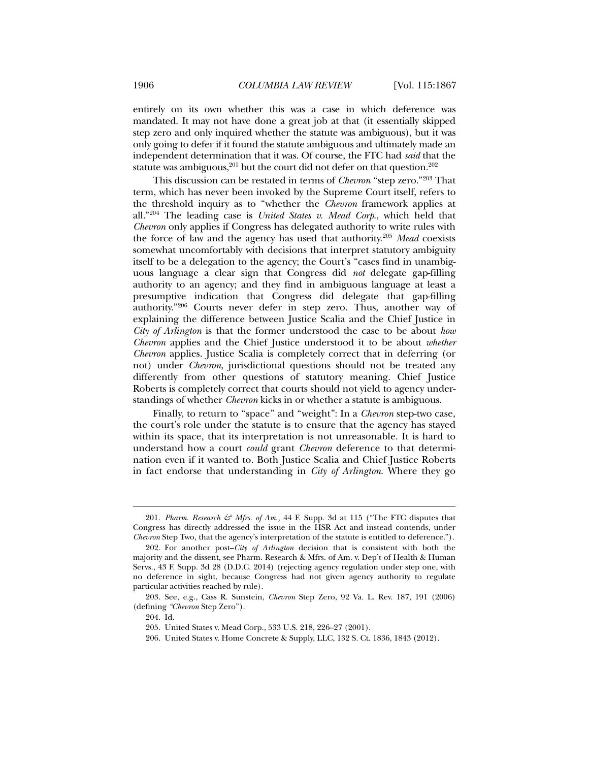entirely on its own whether this was a case in which deference was mandated. It may not have done a great job at that (it essentially skipped step zero and only inquired whether the statute was ambiguous), but it was only going to defer if it found the statute ambiguous and ultimately made an independent determination that it was. Of course, the FTC had *said* that the statute was ambiguous,[201] but the court did not defer on that question.[202]

This discussion can be restated in terms of *Chevron* "step zero."[203] That term, which has never been invoked by the Supreme Court itself, refers to the threshold inquiry as to "whether the *Chevron* framework applies at all."[204] The leading case is *United States v. Mead Corp.*, which held that *Chevron* only applies if Congress has delegated authority to write rules with the force of law and the agency has used that authority.[205] *Mead* coexists somewhat uncomfortably with decisions that interpret statutory ambiguity itself to be a delegation to the agency; the Court's "cases find in unambiguous language a clear sign that Congress did *not* delegate gap-filling authority to an agency; and they find in ambiguous language at least a presumptive indication that Congress did delegate that gap-filling authority."[206] Courts never defer in step zero. Thus, another way of explaining the difference between Justice Scalia and the Chief Justice in *City of Arlington* is that the former understood the case to be about *how* *Chevron* applies and the Chief Justice understood it to be about *whether* *Chevron* applies. Justice Scalia is completely correct that in deferring (or not) under *Chevron*, jurisdictional questions should not be treated any differently from other questions of statutory meaning. Chief Justice Roberts is completely correct that courts should not yield to agency understandings of whether *Chevron* kicks in or whether a statute is ambiguous.

Finally, to return to "space" and "weight": In a *Chevron* step-two case, the court's role under the statute is to ensure that the agency has stayed within its space, that its interpretation is not unreasonable. It is hard to understand how a court *could* grant *Chevron* deference to that determination even if it wanted to. Both Justice Scalia and Chief Justice Roberts in fact endorse that understanding in *City of Arlington*. Where they go

---

201. *Pharm. Research & Mfrs. of Am.*, 44 F. Supp. 3d at 115 ("The FTC disputes that Congress has directly addressed the issue in the HSR Act and instead contends, under *Chevron* Step Two, that the agency's interpretation of the statute is entitled to deference.").

202. For another post–*City of Arlington* decision that is consistent with both the majority and the dissent, see Pharm. Research & Mfrs. of Am. v. Dep't of Health & Human Servs., 43 F. Supp. 3d 28 (D.D.C. 2014) (rejecting agency regulation under step one, with no deference in sight, because Congress had not given agency authority to regulate particular activities reached by rule).

203. See, e.g., Cass R. Sunstein, *Chevron* Step Zero, 92 Va. L. Rev. 187, 191 (2006) (defining "*Chevron* Step Zero").

204. Id.

205. United States v. Mead Corp., 533 U.S. 218, 226–27 (2001).

206. United States v. Home Concrete & Supply, LLC, 132 S. Ct. 1836, 1843 (2012).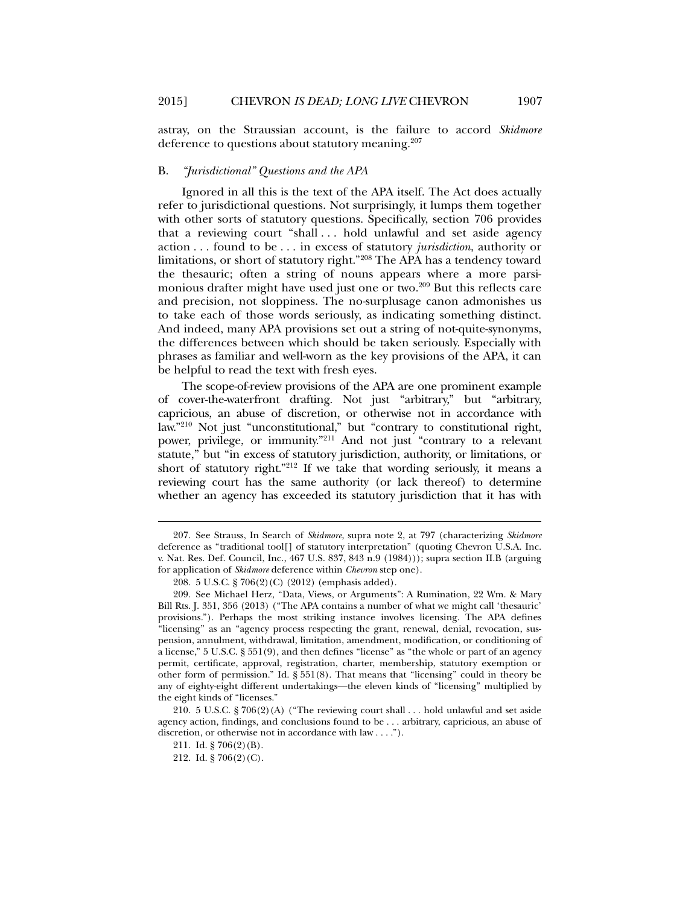astray, on the Straussian account, is the failure to accord *Skidmore* deference to questions about statutory meaning.[207]

### B. *"Jurisdictional" Questions and the APA*

Ignored in all this is the text of the APA itself. The Act does actually refer to jurisdictional questions. Not surprisingly, it lumps them together with other sorts of statutory questions. Specifically, section 706 provides that a reviewing court "shall . . . hold unlawful and set aside agency action . . . found to be . . . in excess of statutory *jurisdiction*, authority or limitations, or short of statutory right."[208] The APA has a tendency toward the thesauric; often a string of nouns appears where a more parsimonious drafter might have used just one or two.[209] But this reflects care and precision, not sloppiness. The no-surplusage canon admonishes us to take each of those words seriously, as indicating something distinct. And indeed, many APA provisions set out a string of not-quite-synonyms, the differences between which should be taken seriously. Especially with phrases as familiar and well-worn as the key provisions of the APA, it can be helpful to read the text with fresh eyes.

The scope-of-review provisions of the APA are one prominent example of cover-the-waterfront drafting. Not just "arbitrary," but "arbitrary, capricious, an abuse of discretion, or otherwise not in accordance with law."[210] Not just "unconstitutional," but "contrary to constitutional right, power, privilege, or immunity."[211] And not just "contrary to a relevant statute," but "in excess of statutory jurisdiction, authority, or limitations, or short of statutory right."[212] If we take that wording seriously, it means a reviewing court has the same authority (or lack thereof) to determine whether an agency has exceeded its statutory jurisdiction that it has with

---

207. See Strauss, In Search of *Skidmore*, supra note 2, at 797 (characterizing *Skidmore* deference as "traditional tool[] of statutory interpretation" (quoting Chevron U.S.A. Inc. v. Nat. Res. Def. Council, Inc., 467 U.S. 837, 843 n.9 (1984))); supra section II.B (arguing for application of *Skidmore* deference within *Chevron* step one).

208. 5 U.S.C. § 706(2)(C) (2012) (emphasis added).

209. See Michael Herz, "Data, Views, or Arguments": A Rumination, 22 Wm. & Mary Bill Rts. J. 351, 356 (2013) ("The APA contains a number of what we might call 'thesauric' provisions."). Perhaps the most striking instance involves licensing. The APA defines "licensing" as an "agency process respecting the grant, renewal, denial, revocation, suspension, annulment, withdrawal, limitation, amendment, modification, or conditioning of a license," 5 U.S.C. § 551(9), and then defines "license" as "the whole or part of an agency permit, certificate, approval, registration, charter, membership, statutory exemption or other form of permission." Id. § 551(8). That means that "licensing" could in theory be any of eighty-eight different undertakings—the eleven kinds of "licensing" multiplied by the eight kinds of "licenses."

210. 5 U.S.C. § 706(2)(A) ("The reviewing court shall . . . hold unlawful and set aside agency action, findings, and conclusions found to be . . . arbitrary, capricious, an abuse of discretion, or otherwise not in accordance with law . . . .").

211. Id. § 706(2)(B).

212. Id. § 706(2)(C).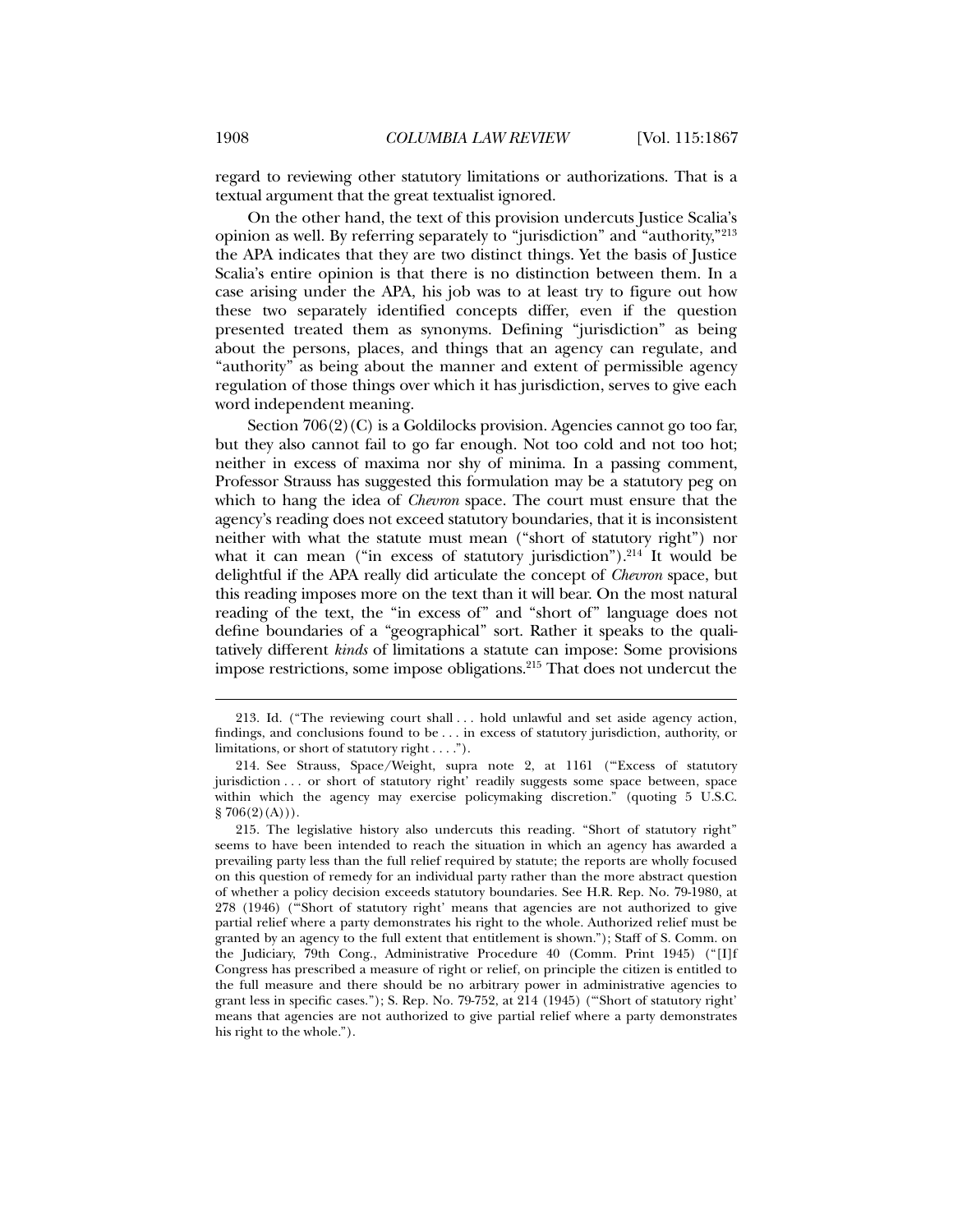regard to reviewing other statutory limitations or authorizations. That is a textual argument that the great textualist ignored.

On the other hand, the text of this provision undercuts Justice Scalia's opinion as well. By referring separately to "jurisdiction" and "authority,"[213] the APA indicates that they are two distinct things. Yet the basis of Justice Scalia's entire opinion is that there is no distinction between them. In a case arising under the APA, his job was to at least try to figure out how these two separately identified concepts differ, even if the question presented treated them as synonyms. Defining "jurisdiction" as being about the persons, places, and things that an agency can regulate, and "authority" as being about the manner and extent of permissible agency regulation of those things over which it has jurisdiction, serves to give each word independent meaning.

Section 706(2)(C) is a Goldilocks provision. Agencies cannot go too far, but they also cannot fail to go far enough. Not too cold and not too hot; neither in excess of maxima nor shy of minima. In a passing comment, Professor Strauss has suggested this formulation may be a statutory peg on which to hang the idea of *Chevron* space. The court must ensure that the agency's reading does not exceed statutory boundaries, that it is inconsistent neither with what the statute must mean ("short of statutory right") nor what it can mean ("in excess of statutory jurisdiction").[214] It would be delightful if the APA really did articulate the concept of *Chevron* space, but this reading imposes more on the text than it will bear. On the most natural reading of the text, the "in excess of" and "short of" language does not define boundaries of a "geographical" sort. Rather it speaks to the qualitatively different *kinds* of limitations a statute can impose: Some provisions impose restrictions, some impose obligations.[215] That does not undercut the

---

213. Id. ("The reviewing court shall . . . hold unlawful and set aside agency action, findings, and conclusions found to be . . . in excess of statutory jurisdiction, authority, or limitations, or short of statutory right . . . .").

214. See Strauss, Space/Weight, supra note 2, at 1161 ("'Excess of statutory jurisdiction . . . or short of statutory right' readily suggests some space between, space within which the agency may exercise policymaking discretion." (quoting 5 U.S.C. § 706(2)(A))).

215. The legislative history also undercuts this reading. "Short of statutory right" seems to have been intended to reach the situation in which an agency has awarded a prevailing party less than the full relief required by statute; the reports are wholly focused on this question of remedy for an individual party rather than the more abstract question of whether a policy decision exceeds statutory boundaries. See H.R. Rep. No. 79-1980, at 278 (1946) ("'Short of statutory right' means that agencies are not authorized to give partial relief where a party demonstrates his right to the whole. Authorized relief must be granted by an agency to the full extent that entitlement is shown."); Staff of S. Comm. on the Judiciary, 79th Cong., Administrative Procedure 40 (Comm. Print 1945) ("[I]f Congress has prescribed a measure of right or relief, on principle the citizen is entitled to the full measure and there should be no arbitrary power in administrative agencies to grant less in specific cases."); S. Rep. No. 79-752, at 214 (1945) ("'Short of statutory right' means that agencies are not authorized to give partial relief where a party demonstrates his right to the whole.").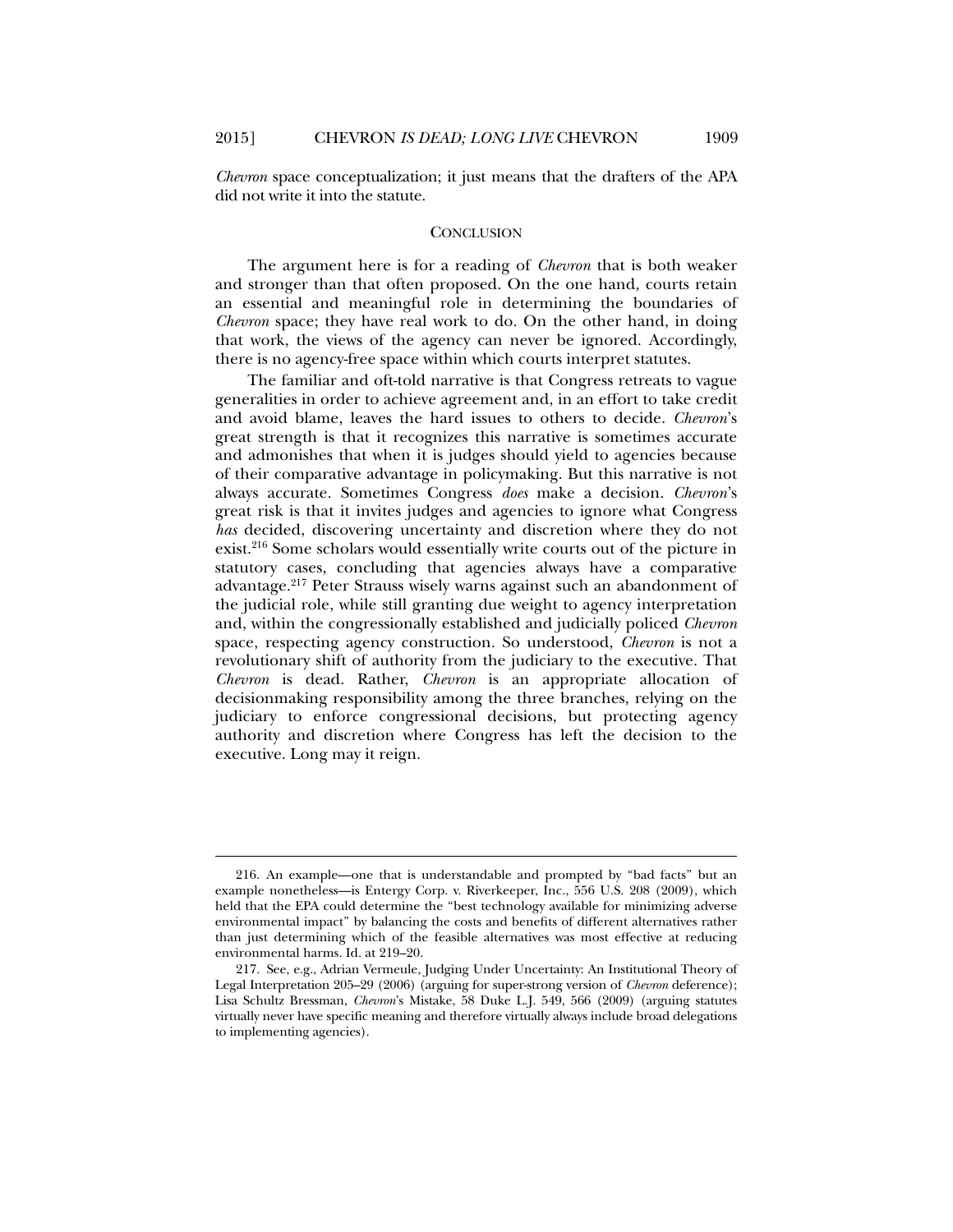*Chevron* space conceptualization; it just means that the drafters of the APA did not write it into the statute.

## Conclusion

The argument here is for a reading of *Chevron* that is both weaker and stronger than that often proposed. On the one hand, courts retain an essential and meaningful role in determining the boundaries of *Chevron* space; they have real work to do. On the other hand, in doing that work, the views of the agency can never be ignored. Accordingly, there is no agency-free space within which courts interpret statutes.

The familiar and oft-told narrative is that Congress retreats to vague generalities in order to achieve agreement and, in an effort to take credit and avoid blame, leaves the hard issues to others to decide. *Chevron*'s great strength is that it recognizes this narrative is sometimes accurate and admonishes that when it is judges should yield to agencies because of their comparative advantage in policymaking. But this narrative is not always accurate. Sometimes Congress *does* make a decision. *Chevron*'s great risk is that it invites judges and agencies to ignore what Congress *has* decided, discovering uncertainty and discretion where they do not exist.[216] Some scholars would essentially write courts out of the picture in statutory cases, concluding that agencies always have a comparative advantage.[217] Peter Strauss wisely warns against such an abandonment of the judicial role, while still granting due weight to agency interpretation and, within the congressionally established and judicially policed *Chevron* space, respecting agency construction. So understood, *Chevron* is not a revolutionary shift of authority from the judiciary to the executive. That *Chevron* is dead. Rather, *Chevron* is an appropriate allocation of decisionmaking responsibility among the three branches, relying on the judiciary to enforce congressional decisions, but protecting agency authority and discretion where Congress has left the decision to the executive. Long may it reign.

---

216. An example—one that is understandable and prompted by "bad facts" but an example nonetheless—is Entergy Corp. v. Riverkeeper, Inc., 556 U.S. 208 (2009), which held that the EPA could determine the "best technology available for minimizing adverse environmental impact" by balancing the costs and benefits of different alternatives rather than just determining which of the feasible alternatives was most effective at reducing environmental harms. Id. at 219–20.

217. See, e.g., Adrian Vermeule, Judging Under Uncertainty: An Institutional Theory of Legal Interpretation 205–29 (2006) (arguing for super-strong version of *Chevron* deference); Lisa Schultz Bressman, *Chevron*'s Mistake, 58 Duke L.J. 549, 566 (2009) (arguing statutes virtually never have specific meaning and therefore virtually always include broad delegations to implementing agencies).